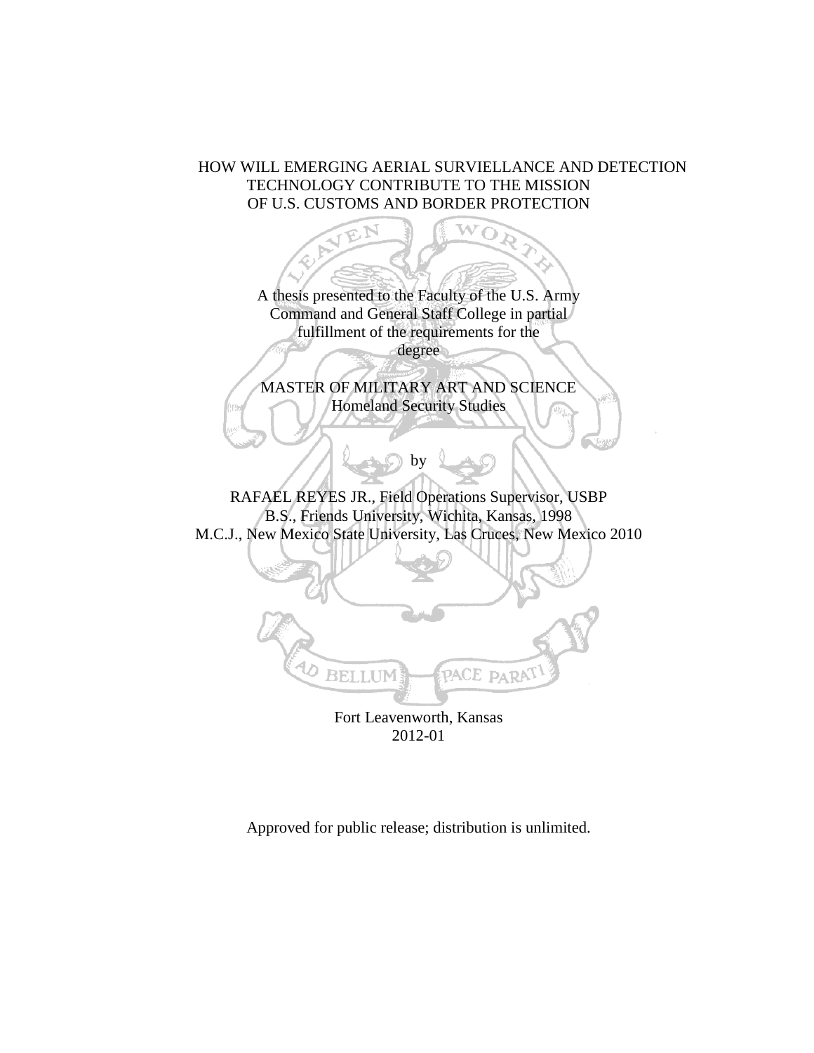# HOW WILL EMERGING AERIAL SURVIELLANCE AND DETECTION TECHNOLOGY CONTRIBUTE TO THE MISSION OF U.S. CUSTOMS AND BORDER PROTECTION

A thesis presented to the Faculty of the U.S. Army Command and General Staff College in partial fulfillment of the requirements for the degree

MASTER OF MILITARY ART AND SCIENCE
Homeland Security Studies

by

RAFAEL REYES JR., Field Operations Supervisor, USBP
B.S., Friends University, Wichita, Kansas, 1998
M.C.J., New Mexico State University, Las Cruces, New Mexico 2010

Fort Leavenworth, Kansas
2012-01

Approved for public release; distribution is unlimited.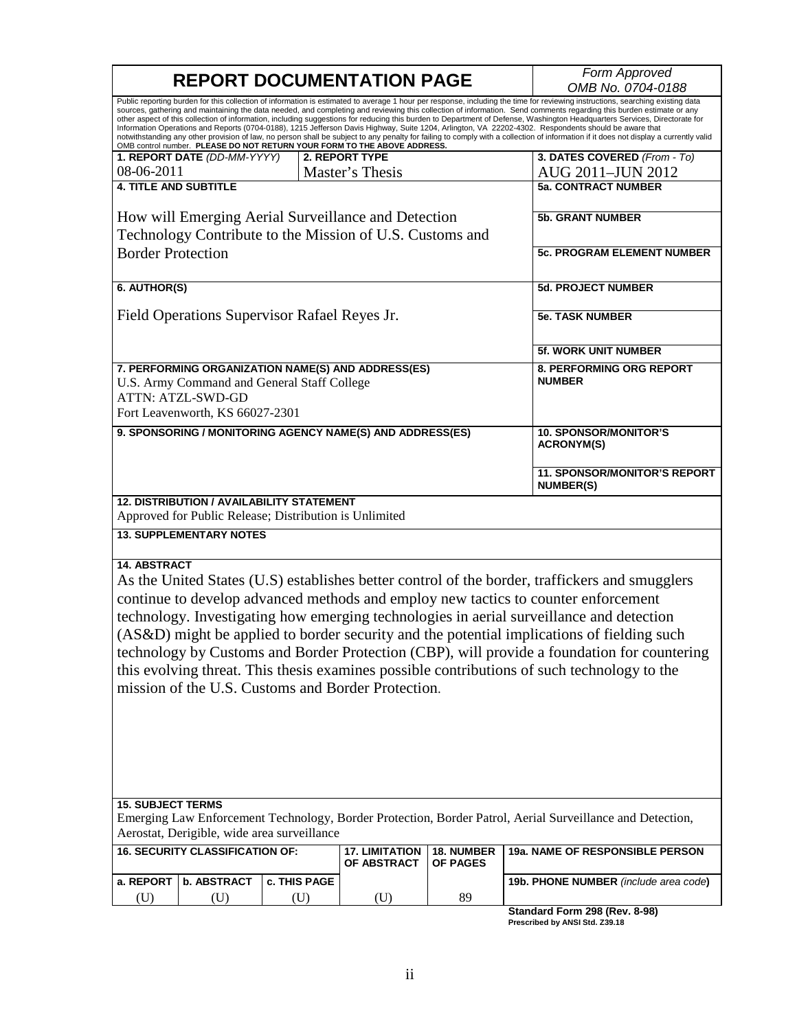# REPORT DOCUMENTATION PAGE

*Form Approved*
*OMB No. 0704-0188*

Public reporting burden for this collection of information is estimated to average 1 hour per response, including the time for reviewing instructions, searching existing data sources, gathering and maintaining the data needed, and completing and reviewing this collection of information. Send comments regarding this burden estimate or any other aspect of this collection of information, including suggestions for reducing this burden to Department of Defense, Washington Headquarters Services, Directorate for Information Operations and Reports (0704-0188), 1215 Jefferson Davis Highway, Suite 1204, Arlington, VA 22202-4302. Respondents should be aware that notwithstanding any other provision of law, no person shall be subject to any penalty for failing to comply with a collection of information if it does not display a currently valid OMB control number. **PLEASE DO NOT RETURN YOUR FORM TO THE ABOVE ADDRESS.**

| | | |
|---|---|---|
| **1. REPORT DATE** *(DD-MM-YYYY)* 08-06-2011 | **2. REPORT TYPE** Master's Thesis | **3. DATES COVERED** *(From - To)* AUG 2011–JUN 2012 |

**4. TITLE AND SUBTITLE**

How will Emerging Aerial Surveillance and Detection Technology Contribute to the Mission of U.S. Customs and Border Protection

**5a. CONTRACT NUMBER**

**5b. GRANT NUMBER**

**5c. PROGRAM ELEMENT NUMBER**

**6. AUTHOR(S)**

Field Operations Supervisor Rafael Reyes Jr.

**5d. PROJECT NUMBER**

**5e. TASK NUMBER**

**5f. WORK UNIT NUMBER**

**7. PERFORMING ORGANIZATION NAME(S) AND ADDRESS(ES)**
U.S. Army Command and General Staff College
ATTN: ATZL-SWD-GD
Fort Leavenworth, KS 66027-2301

**8. PERFORMING ORG REPORT NUMBER**

**9. SPONSORING / MONITORING AGENCY NAME(S) AND ADDRESS(ES)**

**10. SPONSOR/MONITOR'S ACRONYM(S)**

**11. SPONSOR/MONITOR'S REPORT NUMBER(S)**

**12. DISTRIBUTION / AVAILABILITY STATEMENT**
Approved for Public Release; Distribution is Unlimited

**13. SUPPLEMENTARY NOTES**

**14. ABSTRACT**

As the United States (U.S) establishes better control of the border, traffickers and smugglers continue to develop advanced methods and employ new tactics to counter enforcement technology. Investigating how emerging technologies in aerial surveillance and detection (AS&D) might be applied to border security and the potential implications of fielding such technology by Customs and Border Protection (CBP), will provide a foundation for countering this evolving threat. This thesis examines possible contributions of such technology to the mission of the U.S. Customs and Border Protection.

**15. SUBJECT TERMS**
Emerging Law Enforcement Technology, Border Protection, Border Patrol, Aerial Surveillance and Detection, Aerostat, Derigible, wide area surveillance

| **16. SECURITY CLASSIFICATION OF:** | | | **17. LIMITATION OF ABSTRACT** | **18. NUMBER OF PAGES** | **19a. NAME OF RESPONSIBLE PERSON** |
|---|---|---|---|---|---|
| **a. REPORT** | **b. ABSTRACT** | **c. THIS PAGE** | | | **19b. PHONE NUMBER** *(include area code)* |
| (U) | (U) | (U) | (U) | 89 | |

**Standard Form 298 (Rev. 8-98)**
**Prescribed by ANSI Std. Z39.18**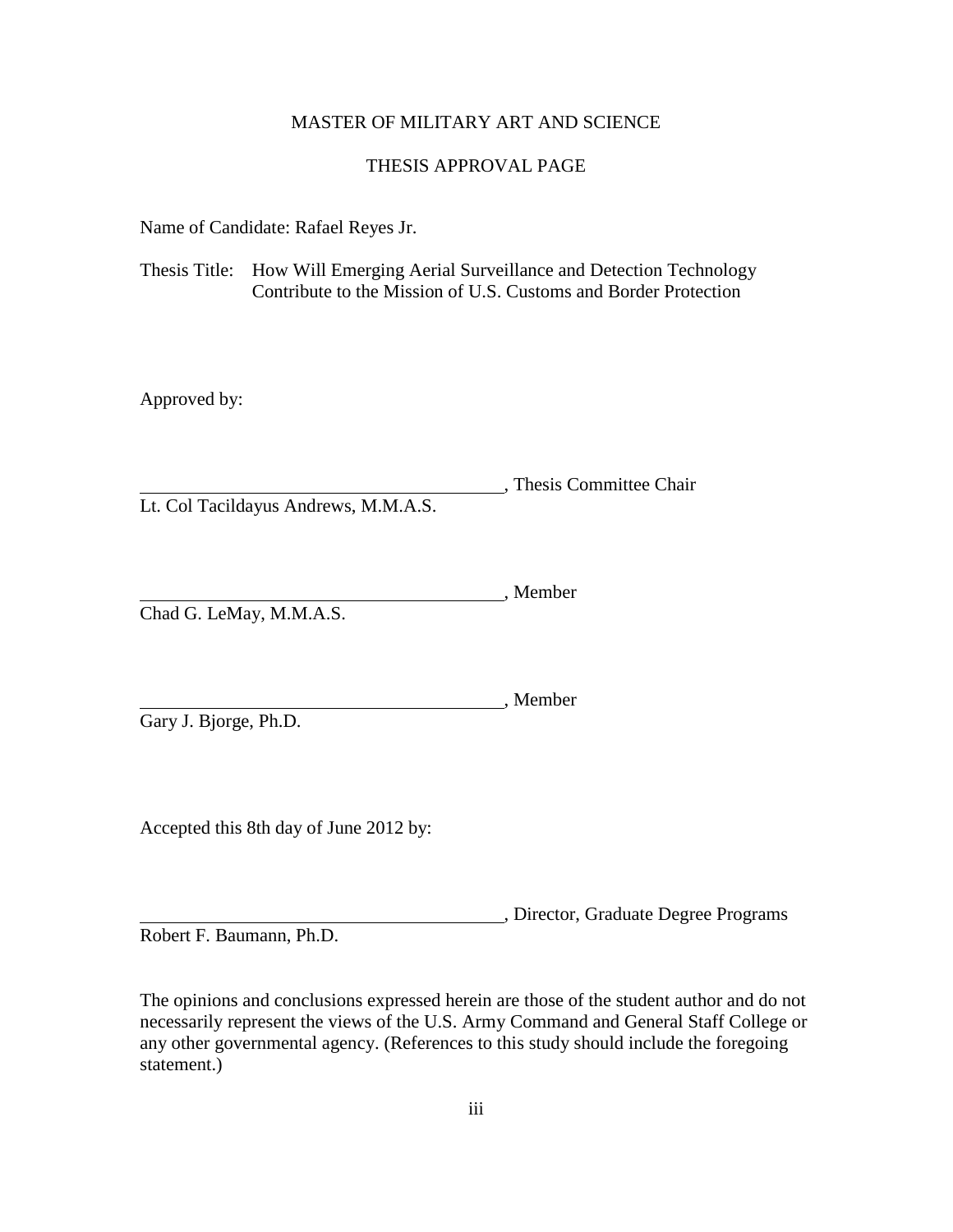MASTER OF MILITARY ART AND SCIENCE

THESIS APPROVAL PAGE

Name of Candidate: Rafael Reyes Jr.

Thesis Title: How Will Emerging Aerial Surveillance and Detection Technology Contribute to the Mission of U.S. Customs and Border Protection

Approved by:

\_\_\_\_\_\_\_\_\_\_\_\_\_\_\_\_\_\_\_\_\_\_\_\_\_\_\_\_\_\_\_\_\_\_\_\_\_\_\_\_, Thesis Committee Chair
Lt. Col Tacildayus Andrews, M.M.A.S.

\_\_\_\_\_\_\_\_\_\_\_\_\_\_\_\_\_\_\_\_\_\_\_\_\_\_\_\_\_\_\_\_\_\_\_\_\_\_\_\_, Member
Chad G. LeMay, M.M.A.S.

\_\_\_\_\_\_\_\_\_\_\_\_\_\_\_\_\_\_\_\_\_\_\_\_\_\_\_\_\_\_\_\_\_\_\_\_\_\_\_\_, Member
Gary J. Bjorge, Ph.D.

Accepted this 8th day of June 2012 by:

\_\_\_\_\_\_\_\_\_\_\_\_\_\_\_\_\_\_\_\_\_\_\_\_\_\_\_\_\_\_\_\_\_\_\_\_\_\_\_\_, Director, Graduate Degree Programs
Robert F. Baumann, Ph.D.

The opinions and conclusions expressed herein are those of the student author and do not necessarily represent the views of the U.S. Army Command and General Staff College or any other governmental agency. (References to this study should include the foregoing statement.)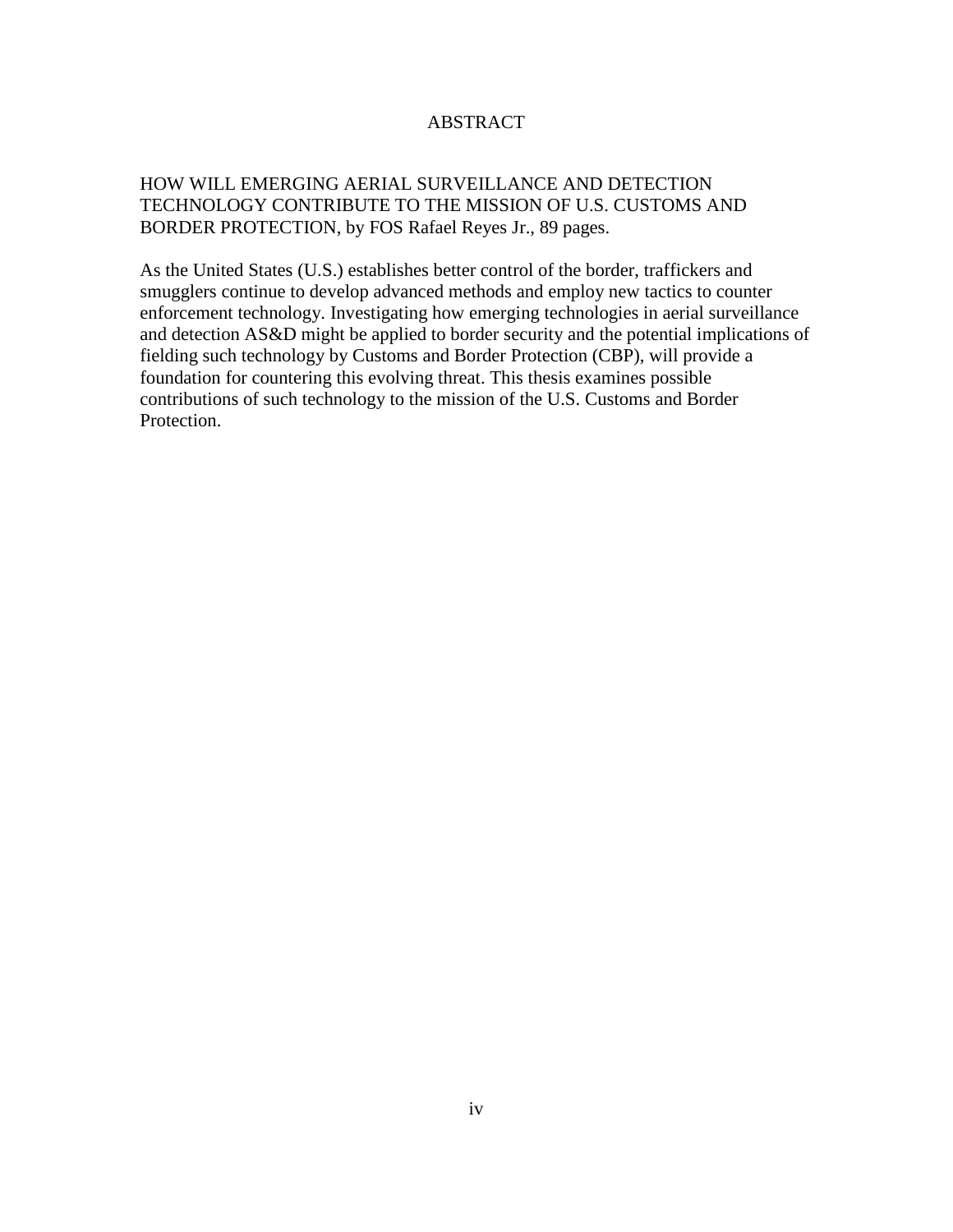# ABSTRACT

HOW WILL EMERGING AERIAL SURVEILLANCE AND DETECTION TECHNOLOGY CONTRIBUTE TO THE MISSION OF U.S. CUSTOMS AND BORDER PROTECTION, by FOS Rafael Reyes Jr., 89 pages.

As the United States (U.S.) establishes better control of the border, traffickers and smugglers continue to develop advanced methods and employ new tactics to counter enforcement technology. Investigating how emerging technologies in aerial surveillance and detection AS&D might be applied to border security and the potential implications of fielding such technology by Customs and Border Protection (CBP), will provide a foundation for countering this evolving threat. This thesis examines possible contributions of such technology to the mission of the U.S. Customs and Border Protection.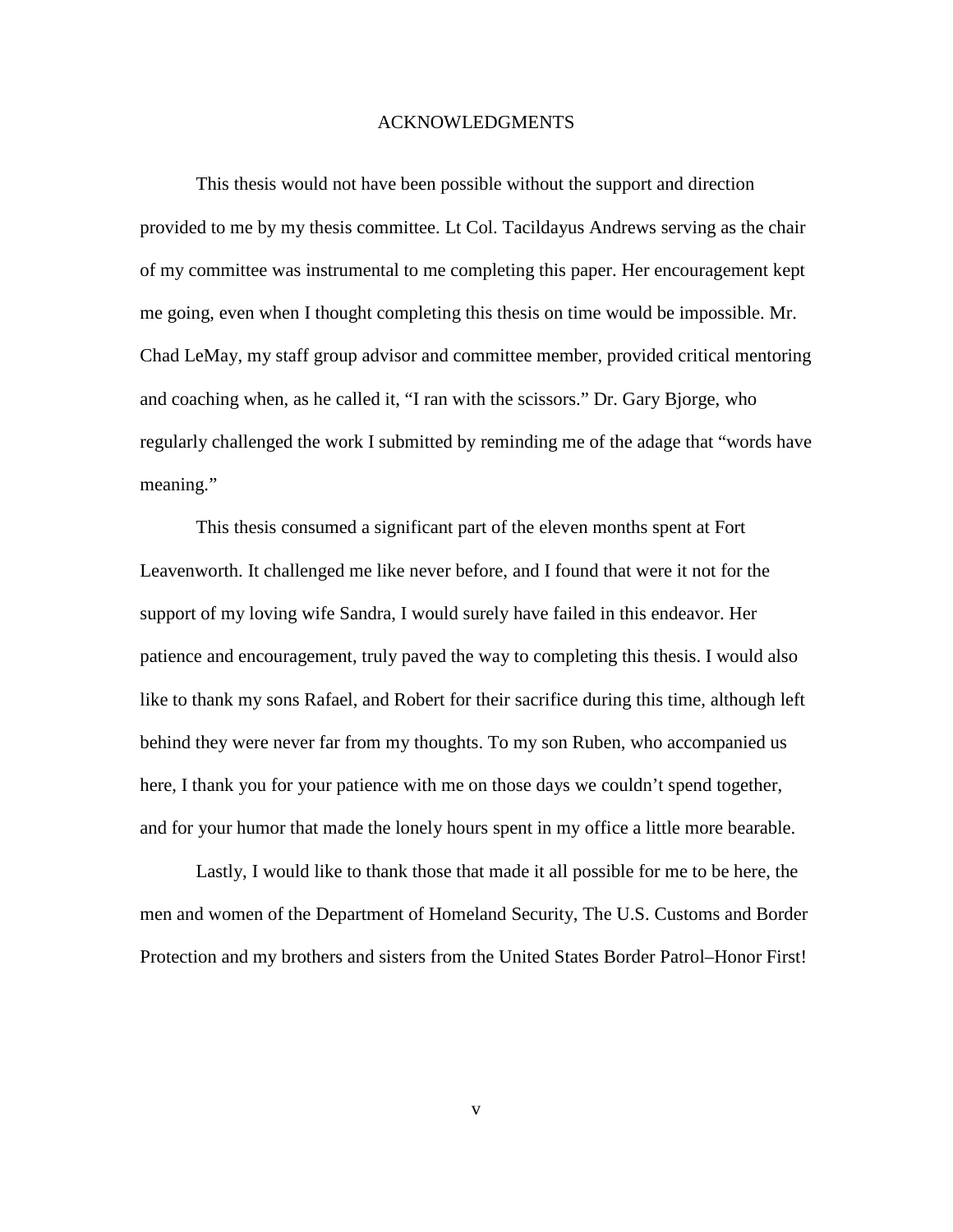# ACKNOWLEDGMENTS

This thesis would not have been possible without the support and direction provided to me by my thesis committee. Lt Col. Tacildayus Andrews serving as the chair of my committee was instrumental to me completing this paper. Her encouragement kept me going, even when I thought completing this thesis on time would be impossible. Mr. Chad LeMay, my staff group advisor and committee member, provided critical mentoring and coaching when, as he called it, "I ran with the scissors." Dr. Gary Bjorge, who regularly challenged the work I submitted by reminding me of the adage that "words have meaning."

This thesis consumed a significant part of the eleven months spent at Fort Leavenworth. It challenged me like never before, and I found that were it not for the support of my loving wife Sandra, I would surely have failed in this endeavor. Her patience and encouragement, truly paved the way to completing this thesis. I would also like to thank my sons Rafael, and Robert for their sacrifice during this time, although left behind they were never far from my thoughts. To my son Ruben, who accompanied us here, I thank you for your patience with me on those days we couldn't spend together, and for your humor that made the lonely hours spent in my office a little more bearable.

Lastly, I would like to thank those that made it all possible for me to be here, the men and women of the Department of Homeland Security, The U.S. Customs and Border Protection and my brothers and sisters from the United States Border Patrol–Honor First!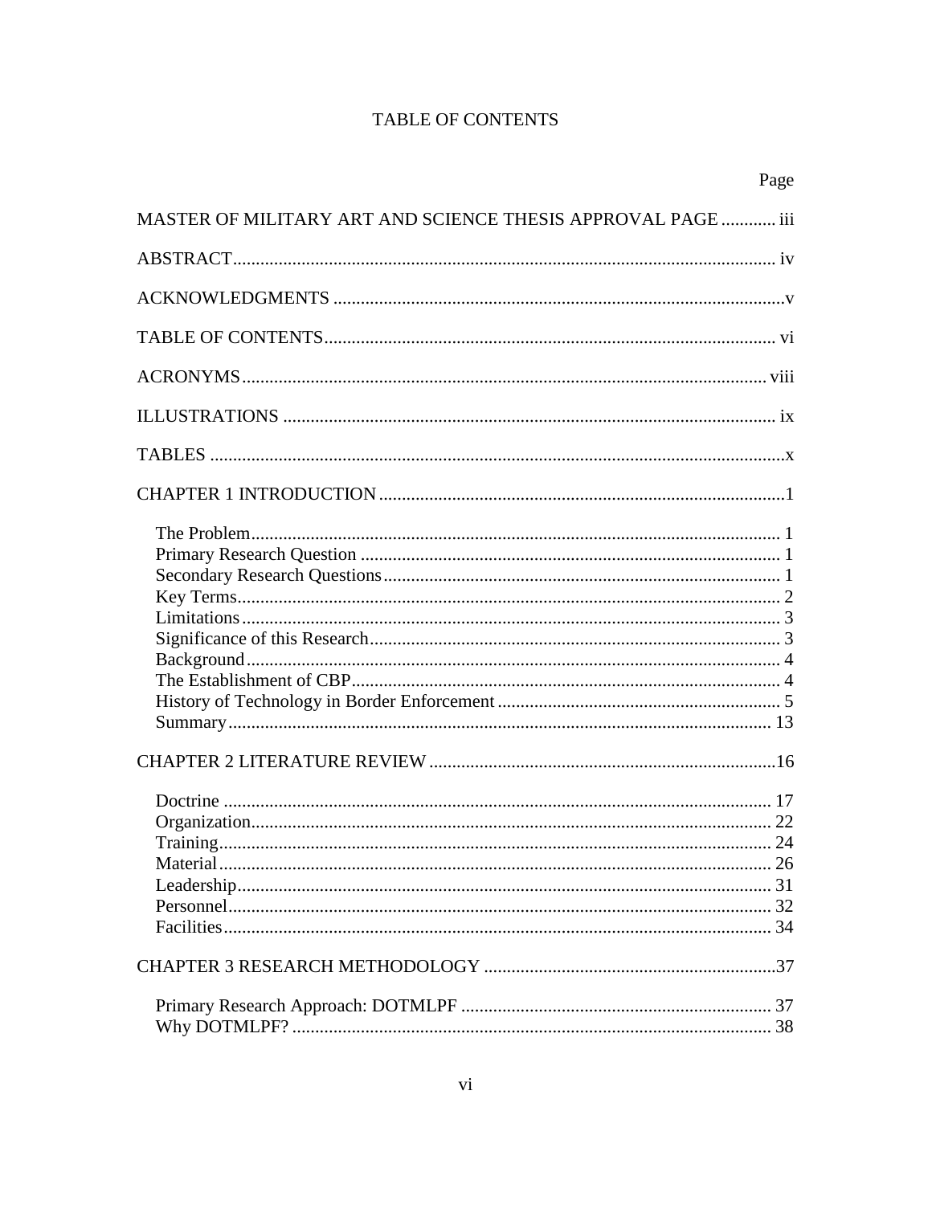# TABLE OF CONTENTS

Page

MASTER OF MILITARY ART AND SCIENCE THESIS APPROVAL PAGE ............ iii

ABSTRACT ..................................................................................................... iv

ACKNOWLEDGMENTS ..................................................................................v

TABLE OF CONTENTS.................................................................................. vi

ACRONYMS ................................................................................................. viii

ILLUSTRATIONS ........................................................................................... ix

TABLES ............................................................................................................x

CHAPTER 1 INTRODUCTION ........................................................................1

- The Problem ................................................................................................. 1
- Primary Research Question .......................................................................... 1
- Secondary Research Questions..................................................................... 1
- Key Terms .................................................................................................... 2
- Limitations ................................................................................................... 3
- Significance of this Research ....................................................................... 3
- Background .................................................................................................. 4
- The Establishment of CBP ........................................................................... 4
- History of Technology in Border Enforcement ............................................ 5
- Summary ..................................................................................................... 13

CHAPTER 2 LITERATURE REVIEW ...........................................................16

- Doctrine ...................................................................................................... 17
- Organization ................................................................................................ 22
- Training ....................................................................................................... 24
- Material ....................................................................................................... 26
- Leadership .................................................................................................. 31
- Personnel ..................................................................................................... 32
- Facilities ..................................................................................................... 34

CHAPTER 3 RESEARCH METHODOLOGY ................................................37

- Primary Research Approach: DOTMLPF ................................................... 37
- Why DOTMLPF? ....................................................................................... 38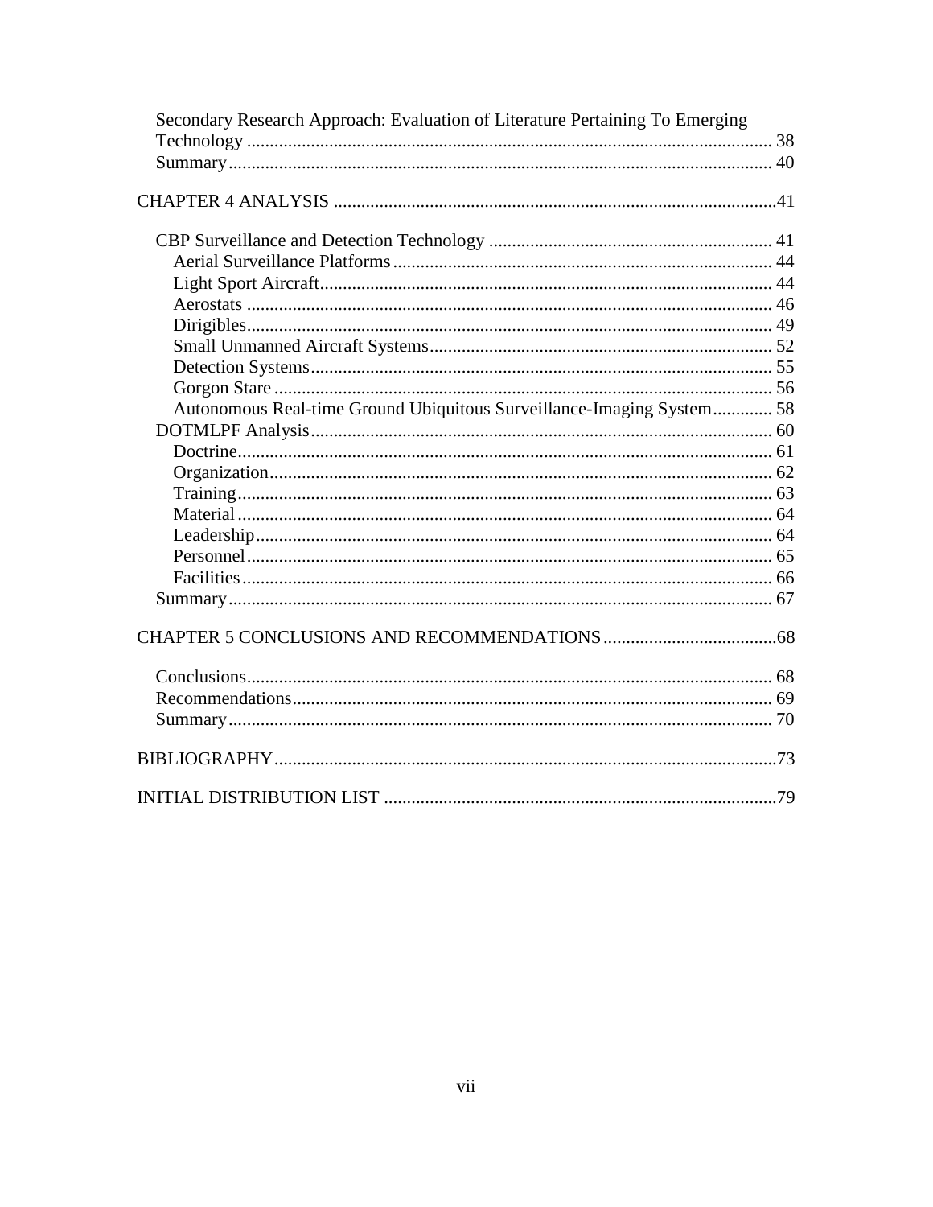Secondary Research Approach: Evaluation of Literature Pertaining To Emerging Technology ... 38
Summary ... 40

CHAPTER 4 ANALYSIS ... 41

CBP Surveillance and Detection Technology ... 41
Aerial Surveillance Platforms ... 44
Light Sport Aircraft ... 44
Aerostats ... 46
Dirigibles ... 49
Small Unmanned Aircraft Systems ... 52
Detection Systems ... 55
Gorgon Stare ... 56
Autonomous Real-time Ground Ubiquitous Surveillance-Imaging System ... 58
DOTMLPF Analysis ... 60
Doctrine ... 61
Organization ... 62
Training ... 63
Material ... 64
Leadership ... 64
Personnel ... 65
Facilities ... 66
Summary ... 67

CHAPTER 5 CONCLUSIONS AND RECOMMENDATIONS ... 68

Conclusions ... 68
Recommendations ... 69
Summary ... 70

BIBLIOGRAPHY ... 73

INITIAL DISTRIBUTION LIST ... 79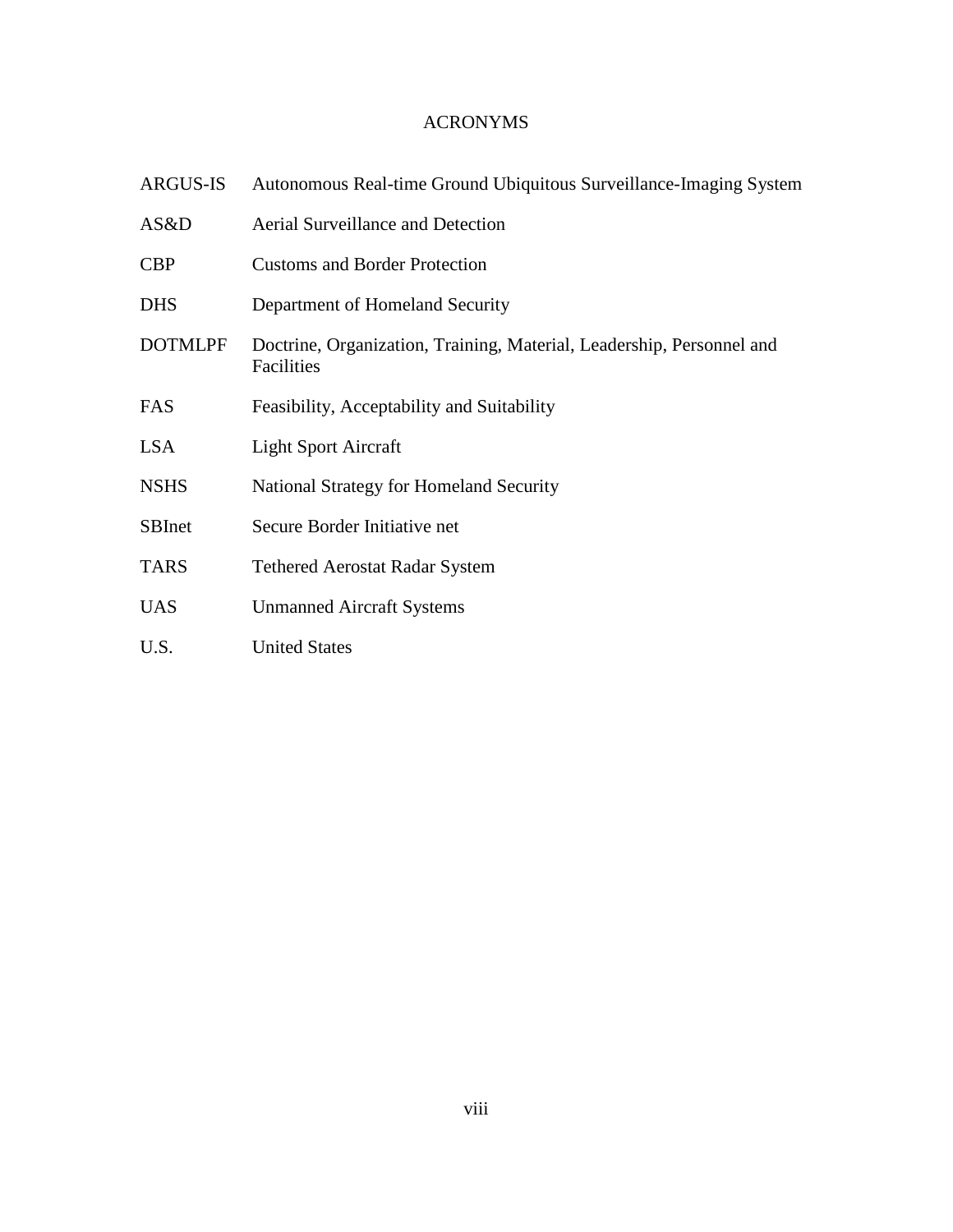# ACRONYMS

| | |
|---|---|
| ARGUS-IS | Autonomous Real-time Ground Ubiquitous Surveillance-Imaging System |
| AS&D | Aerial Surveillance and Detection |
| CBP | Customs and Border Protection |
| DHS | Department of Homeland Security |
| DOTMLPF | Doctrine, Organization, Training, Material, Leadership, Personnel and Facilities |
| FAS | Feasibility, Acceptability and Suitability |
| LSA | Light Sport Aircraft |
| NSHS | National Strategy for Homeland Security |
| SBInet | Secure Border Initiative net |
| TARS | Tethered Aerostat Radar System |
| UAS | Unmanned Aircraft Systems |
| U.S. | United States |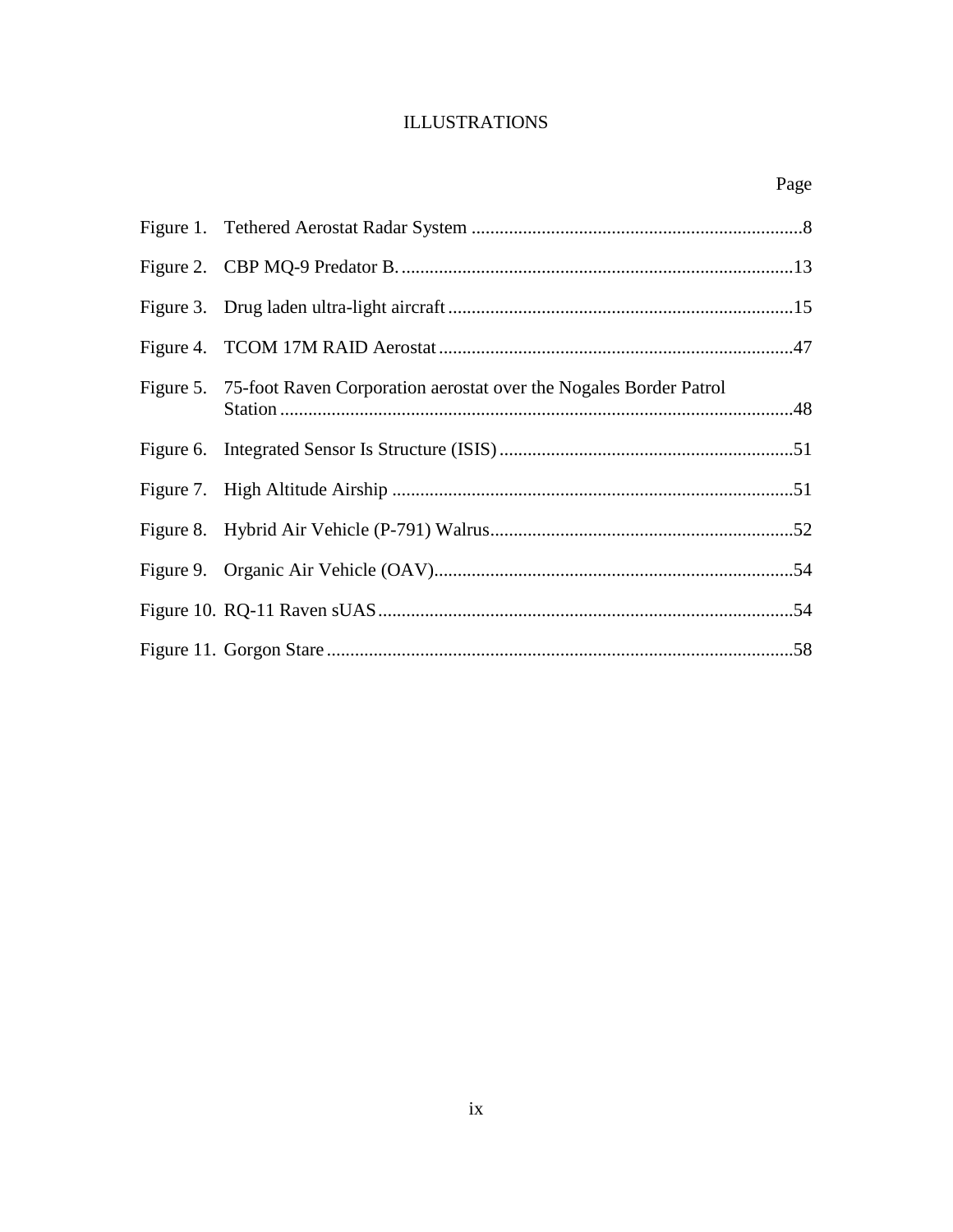# ILLUSTRATIONS

| | | Page |
|---|---|---|
| Figure 1. | Tethered Aerostat Radar System | 8 |
| Figure 2. | CBP MQ-9 Predator B. | 13 |
| Figure 3. | Drug laden ultra-light aircraft | 15 |
| Figure 4. | TCOM 17M RAID Aerostat | 47 |
| Figure 5. | 75-foot Raven Corporation aerostat over the Nogales Border Patrol Station | 48 |
| Figure 6. | Integrated Sensor Is Structure (ISIS) | 51 |
| Figure 7. | High Altitude Airship | 51 |
| Figure 8. | Hybrid Air Vehicle (P-791) Walrus | 52 |
| Figure 9. | Organic Air Vehicle (OAV) | 54 |
| Figure 10. | RQ-11 Raven sUAS | 54 |
| Figure 11. | Gorgon Stare | 58 |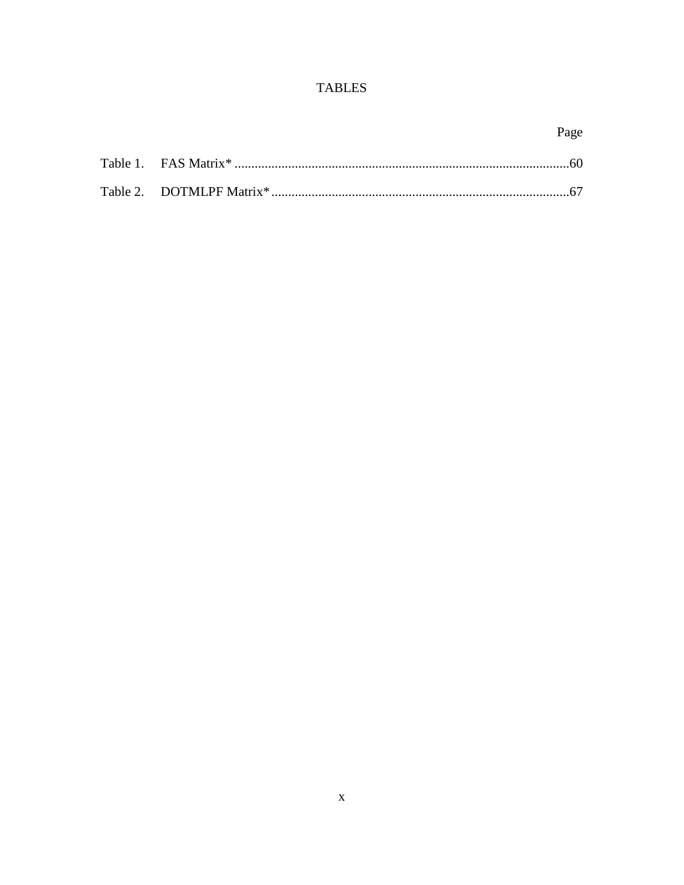# TABLES

Page

Table 1. FAS Matrix* ....................................................................................................60

Table 2. DOTMLPF Matrix* .........................................................................................67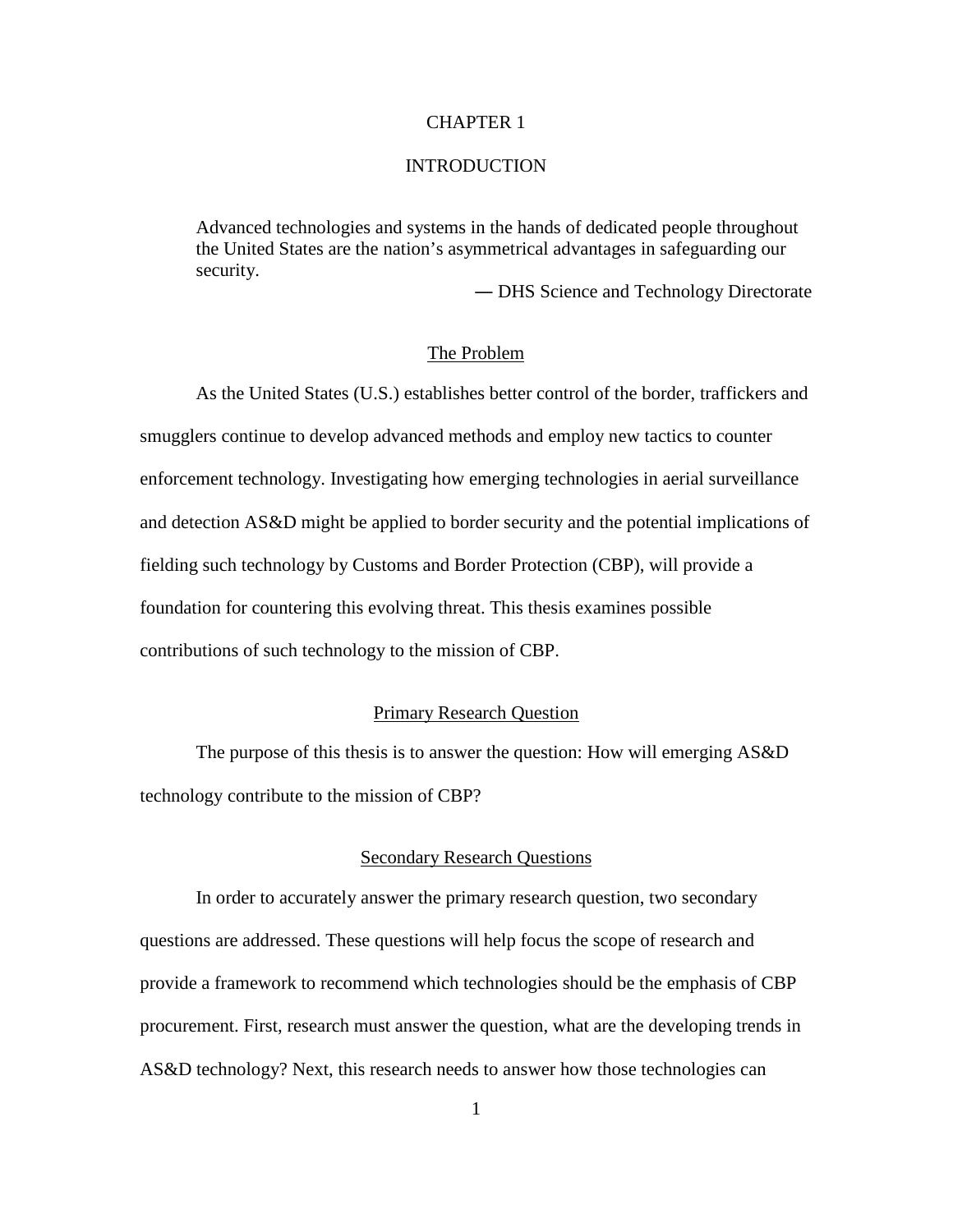# CHAPTER 1

# INTRODUCTION

> Advanced technologies and systems in the hands of dedicated people throughout the United States are the nation's asymmetrical advantages in safeguarding our security.
>
> — DHS Science and Technology Directorate

## The Problem

As the United States (U.S.) establishes better control of the border, traffickers and smugglers continue to develop advanced methods and employ new tactics to counter enforcement technology. Investigating how emerging technologies in aerial surveillance and detection AS&D might be applied to border security and the potential implications of fielding such technology by Customs and Border Protection (CBP), will provide a foundation for countering this evolving threat. This thesis examines possible contributions of such technology to the mission of CBP.

## Primary Research Question

The purpose of this thesis is to answer the question: How will emerging AS&D technology contribute to the mission of CBP?

## Secondary Research Questions

In order to accurately answer the primary research question, two secondary questions are addressed. These questions will help focus the scope of research and provide a framework to recommend which technologies should be the emphasis of CBP procurement. First, research must answer the question, what are the developing trends in AS&D technology? Next, this research needs to answer how those technologies can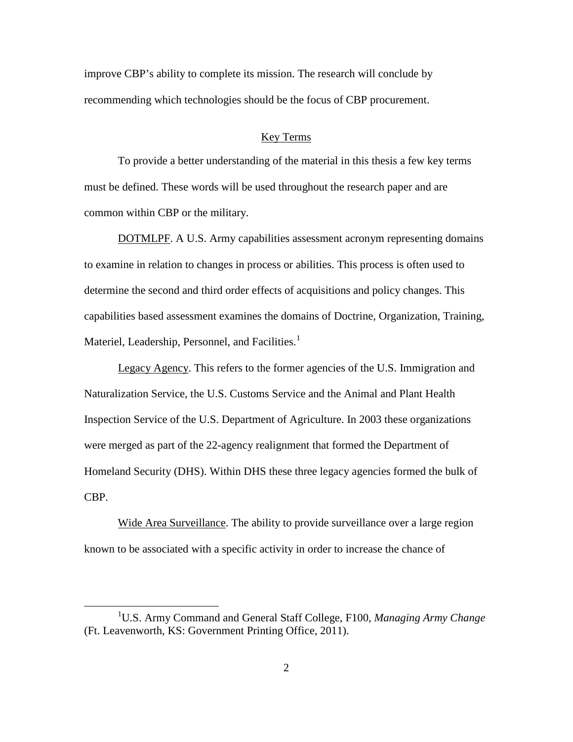improve CBP's ability to complete its mission. The research will conclude by recommending which technologies should be the focus of CBP procurement.

## Key Terms

To provide a better understanding of the material in this thesis a few key terms must be defined. These words will be used throughout the research paper and are common within CBP or the military.

DOTMLPF. A U.S. Army capabilities assessment acronym representing domains to examine in relation to changes in process or abilities. This process is often used to determine the second and third order effects of acquisitions and policy changes. This capabilities based assessment examines the domains of Doctrine, Organization, Training, Materiel, Leadership, Personnel, and Facilities.[1]

Legacy Agency. This refers to the former agencies of the U.S. Immigration and Naturalization Service, the U.S. Customs Service and the Animal and Plant Health Inspection Service of the U.S. Department of Agriculture. In 2003 these organizations were merged as part of the 22-agency realignment that formed the Department of Homeland Security (DHS). Within DHS these three legacy agencies formed the bulk of CBP.

Wide Area Surveillance. The ability to provide surveillance over a large region known to be associated with a specific activity in order to increase the chance of

[1] U.S. Army Command and General Staff College, F100, *Managing Army Change* (Ft. Leavenworth, KS: Government Printing Office, 2011).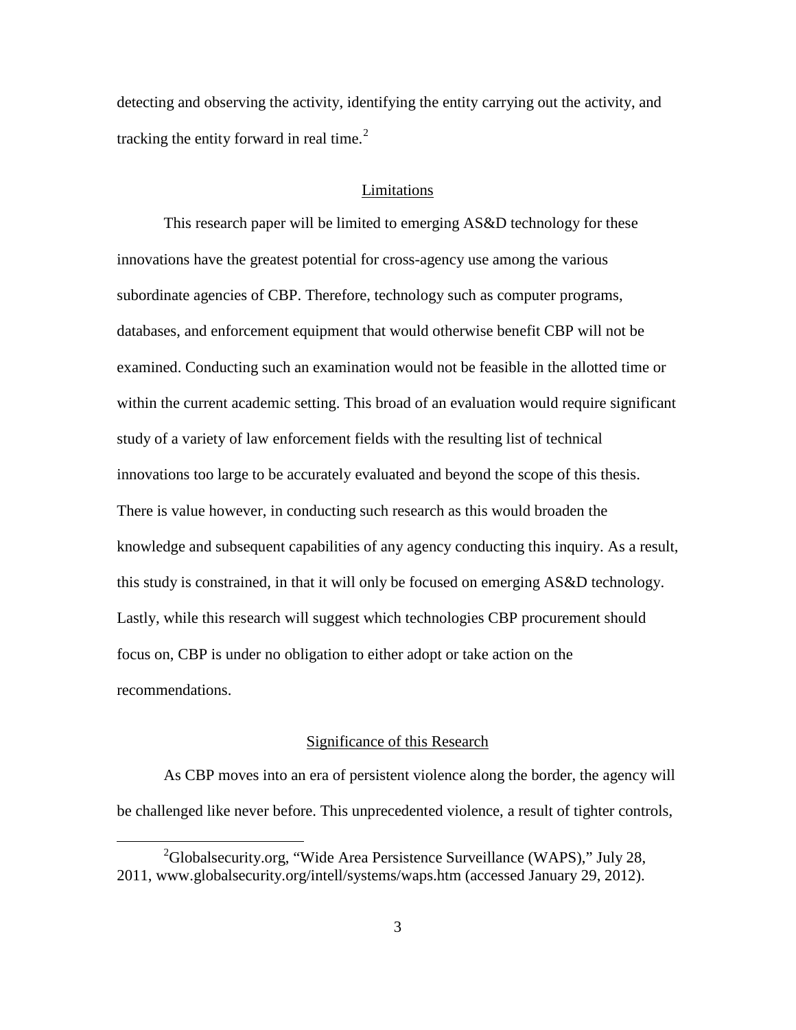detecting and observing the activity, identifying the entity carrying out the activity, and tracking the entity forward in real time.[2]

## Limitations

This research paper will be limited to emerging AS&D technology for these innovations have the greatest potential for cross-agency use among the various subordinate agencies of CBP. Therefore, technology such as computer programs, databases, and enforcement equipment that would otherwise benefit CBP will not be examined. Conducting such an examination would not be feasible in the allotted time or within the current academic setting. This broad of an evaluation would require significant study of a variety of law enforcement fields with the resulting list of technical innovations too large to be accurately evaluated and beyond the scope of this thesis. There is value however, in conducting such research as this would broaden the knowledge and subsequent capabilities of any agency conducting this inquiry. As a result, this study is constrained, in that it will only be focused on emerging AS&D technology. Lastly, while this research will suggest which technologies CBP procurement should focus on, CBP is under no obligation to either adopt or take action on the recommendations.

## Significance of this Research

As CBP moves into an era of persistent violence along the border, the agency will be challenged like never before. This unprecedented violence, a result of tighter controls,

---

[2] Globalsecurity.org, "Wide Area Persistence Surveillance (WAPS)," July 28, 2011, www.globalsecurity.org/intell/systems/waps.htm (accessed January 29, 2012).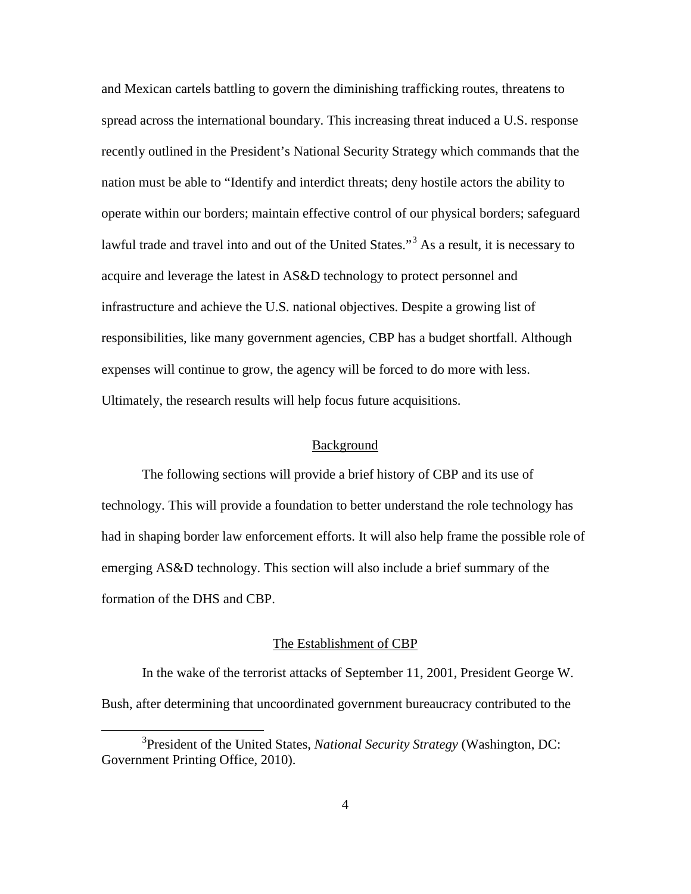and Mexican cartels battling to govern the diminishing trafficking routes, threatens to spread across the international boundary. This increasing threat induced a U.S. response recently outlined in the President's National Security Strategy which commands that the nation must be able to "Identify and interdict threats; deny hostile actors the ability to operate within our borders; maintain effective control of our physical borders; safeguard lawful trade and travel into and out of the United States."[3] As a result, it is necessary to acquire and leverage the latest in AS&D technology to protect personnel and infrastructure and achieve the U.S. national objectives. Despite a growing list of responsibilities, like many government agencies, CBP has a budget shortfall. Although expenses will continue to grow, the agency will be forced to do more with less. Ultimately, the research results will help focus future acquisitions.

## Background

The following sections will provide a brief history of CBP and its use of technology. This will provide a foundation to better understand the role technology has had in shaping border law enforcement efforts. It will also help frame the possible role of emerging AS&D technology. This section will also include a brief summary of the formation of the DHS and CBP.

### The Establishment of CBP

In the wake of the terrorist attacks of September 11, 2001, President George W. Bush, after determining that uncoordinated government bureaucracy contributed to the

---

[3] President of the United States, *National Security Strategy* (Washington, DC: Government Printing Office, 2010).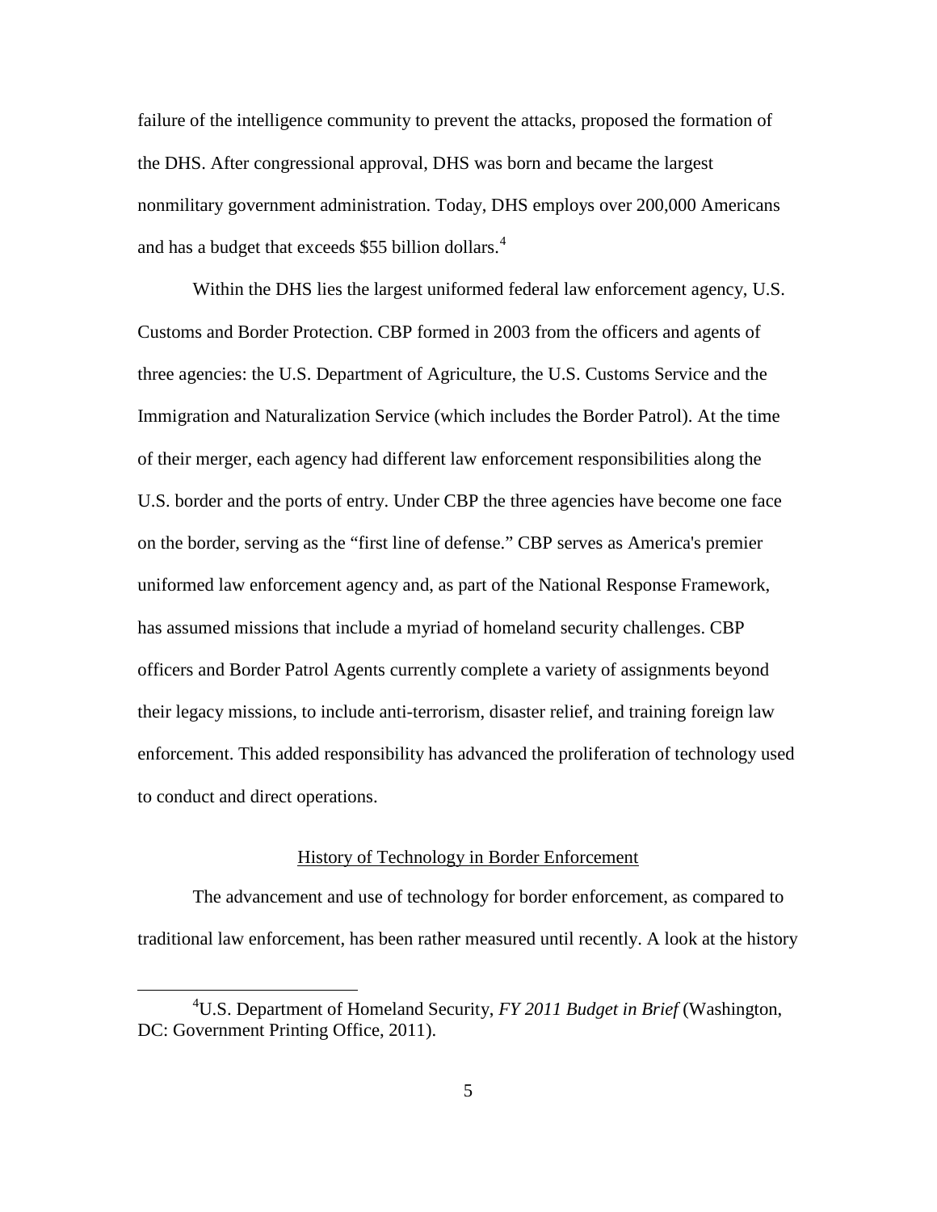failure of the intelligence community to prevent the attacks, proposed the formation of the DHS. After congressional approval, DHS was born and became the largest nonmilitary government administration. Today, DHS employs over 200,000 Americans and has a budget that exceeds $55 billion dollars.[4]

Within the DHS lies the largest uniformed federal law enforcement agency, U.S. Customs and Border Protection. CBP formed in 2003 from the officers and agents of three agencies: the U.S. Department of Agriculture, the U.S. Customs Service and the Immigration and Naturalization Service (which includes the Border Patrol). At the time of their merger, each agency had different law enforcement responsibilities along the U.S. border and the ports of entry. Under CBP the three agencies have become one face on the border, serving as the "first line of defense." CBP serves as America's premier uniformed law enforcement agency and, as part of the National Response Framework, has assumed missions that include a myriad of homeland security challenges. CBP officers and Border Patrol Agents currently complete a variety of assignments beyond their legacy missions, to include anti-terrorism, disaster relief, and training foreign law enforcement. This added responsibility has advanced the proliferation of technology used to conduct and direct operations.

## History of Technology in Border Enforcement

The advancement and use of technology for border enforcement, as compared to traditional law enforcement, has been rather measured until recently. A look at the history

[4] U.S. Department of Homeland Security, *FY 2011 Budget in Brief* (Washington, DC: Government Printing Office, 2011).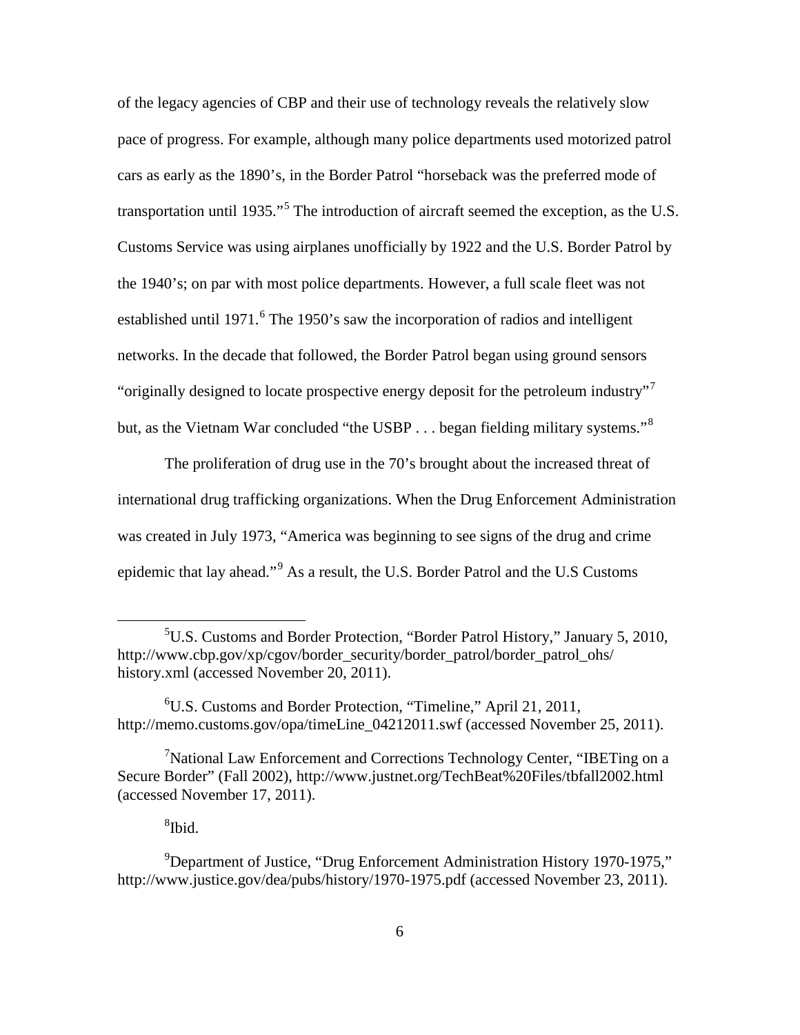of the legacy agencies of CBP and their use of technology reveals the relatively slow pace of progress. For example, although many police departments used motorized patrol cars as early as the 1890's, in the Border Patrol "horseback was the preferred mode of transportation until 1935."[5] The introduction of aircraft seemed the exception, as the U.S. Customs Service was using airplanes unofficially by 1922 and the U.S. Border Patrol by the 1940's; on par with most police departments. However, a full scale fleet was not established until 1971.[6] The 1950's saw the incorporation of radios and intelligent networks. In the decade that followed, the Border Patrol began using ground sensors "originally designed to locate prospective energy deposit for the petroleum industry"[7] but, as the Vietnam War concluded "the USBP . . . began fielding military systems."[8]

The proliferation of drug use in the 70's brought about the increased threat of international drug trafficking organizations. When the Drug Enforcement Administration was created in July 1973, "America was beginning to see signs of the drug and crime epidemic that lay ahead."[9] As a result, the U.S. Border Patrol and the U.S Customs

---

[5]U.S. Customs and Border Protection, "Border Patrol History," January 5, 2010, http://www.cbp.gov/xp/cgov/border_security/border_patrol/border_patrol_ohs/history.xml (accessed November 20, 2011).

[6]U.S. Customs and Border Protection, "Timeline," April 21, 2011, http://memo.customs.gov/opa/timeLine_04212011.swf (accessed November 25, 2011).

[7]National Law Enforcement and Corrections Technology Center, "IBETing on a Secure Border" (Fall 2002), http://www.justnet.org/TechBeat%20Files/tbfall2002.html (accessed November 17, 2011).

[8]Ibid.

[9]Department of Justice, "Drug Enforcement Administration History 1970-1975," http://www.justice.gov/dea/pubs/history/1970-1975.pdf (accessed November 23, 2011).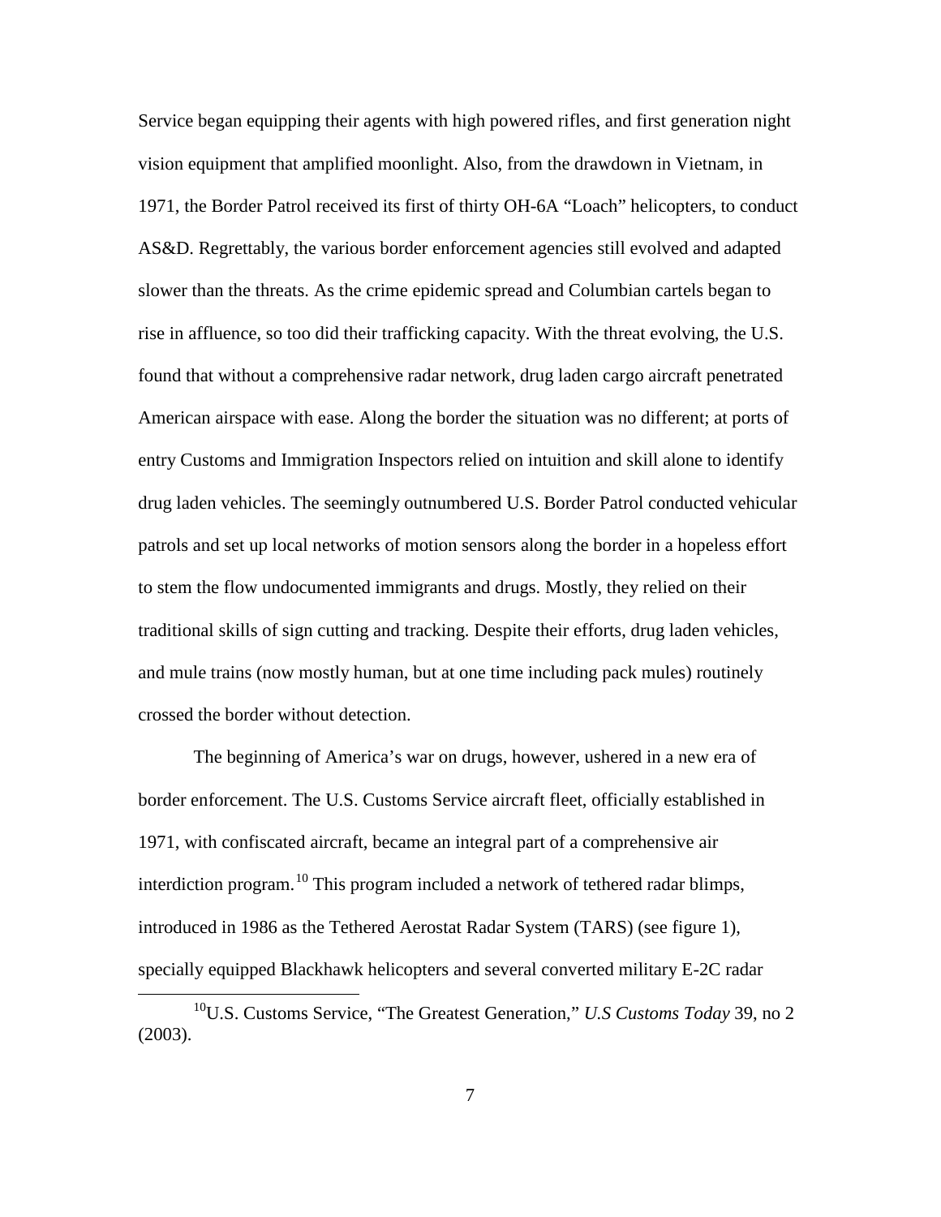Service began equipping their agents with high powered rifles, and first generation night vision equipment that amplified moonlight. Also, from the drawdown in Vietnam, in 1971, the Border Patrol received its first of thirty OH-6A "Loach" helicopters, to conduct AS&D. Regrettably, the various border enforcement agencies still evolved and adapted slower than the threats. As the crime epidemic spread and Columbian cartels began to rise in affluence, so too did their trafficking capacity. With the threat evolving, the U.S. found that without a comprehensive radar network, drug laden cargo aircraft penetrated American airspace with ease. Along the border the situation was no different; at ports of entry Customs and Immigration Inspectors relied on intuition and skill alone to identify drug laden vehicles. The seemingly outnumbered U.S. Border Patrol conducted vehicular patrols and set up local networks of motion sensors along the border in a hopeless effort to stem the flow undocumented immigrants and drugs. Mostly, they relied on their traditional skills of sign cutting and tracking. Despite their efforts, drug laden vehicles, and mule trains (now mostly human, but at one time including pack mules) routinely crossed the border without detection.

The beginning of America's war on drugs, however, ushered in a new era of border enforcement. The U.S. Customs Service aircraft fleet, officially established in 1971, with confiscated aircraft, became an integral part of a comprehensive air interdiction program.[10] This program included a network of tethered radar blimps, introduced in 1986 as the Tethered Aerostat Radar System (TARS) (see figure 1), specially equipped Blackhawk helicopters and several converted military E-2C radar

[10] U.S. Customs Service, "The Greatest Generation," *U.S Customs Today* 39, no 2 (2003).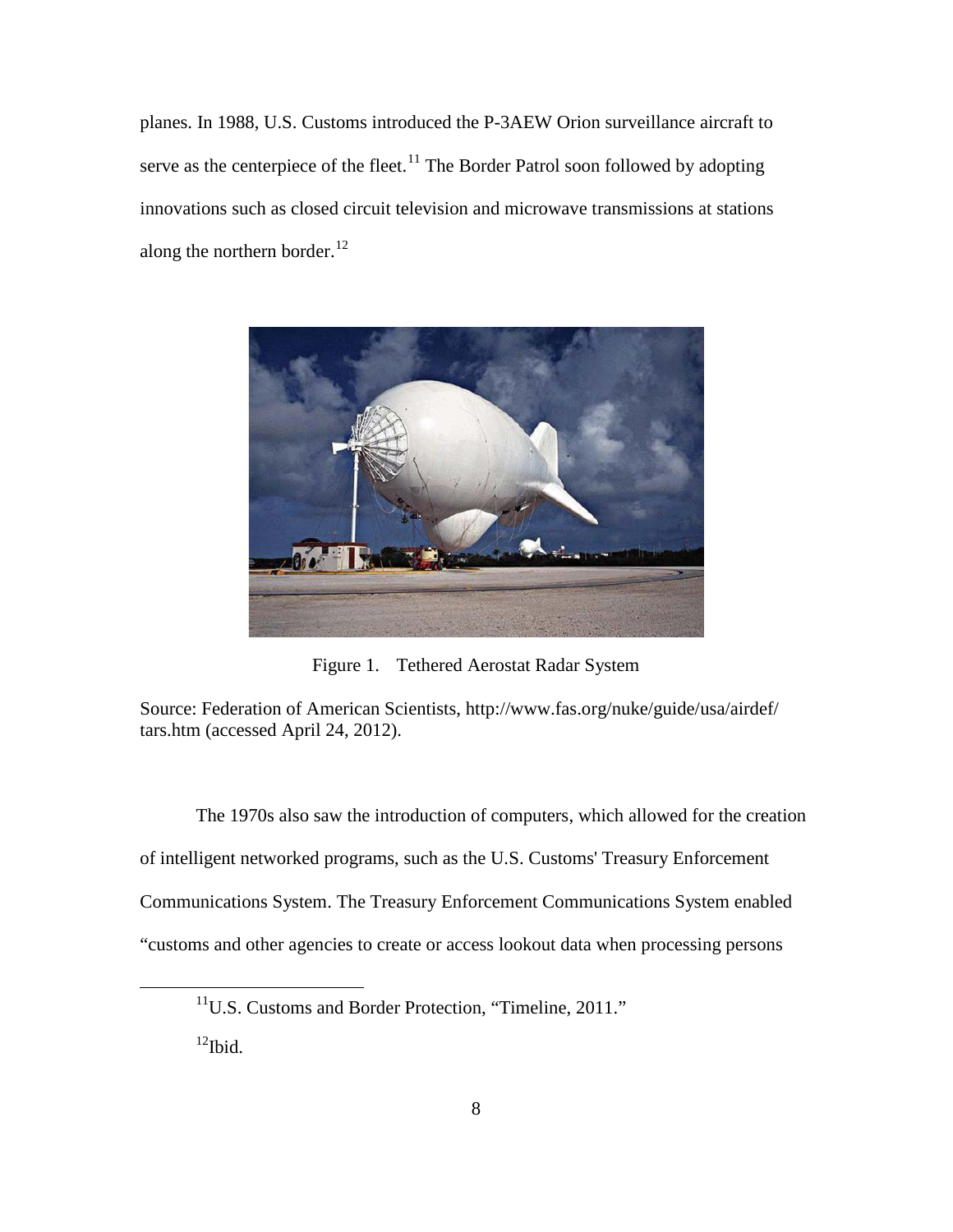planes. In 1988, U.S. Customs introduced the P-3AEW Orion surveillance aircraft to serve as the centerpiece of the fleet.[11] The Border Patrol soon followed by adopting innovations such as closed circuit television and microwave transmissions at stations along the northern border.[12]

Figure 1. Tethered Aerostat Radar System

Source: Federation of American Scientists, http://www.fas.org/nuke/guide/usa/airdef/tars.htm (accessed April 24, 2012).

The 1970s also saw the introduction of computers, which allowed for the creation of intelligent networked programs, such as the U.S. Customs' Treasury Enforcement Communications System. The Treasury Enforcement Communications System enabled "customs and other agencies to create or access lookout data when processing persons

[11] U.S. Customs and Border Protection, "Timeline, 2011."

[12] Ibid.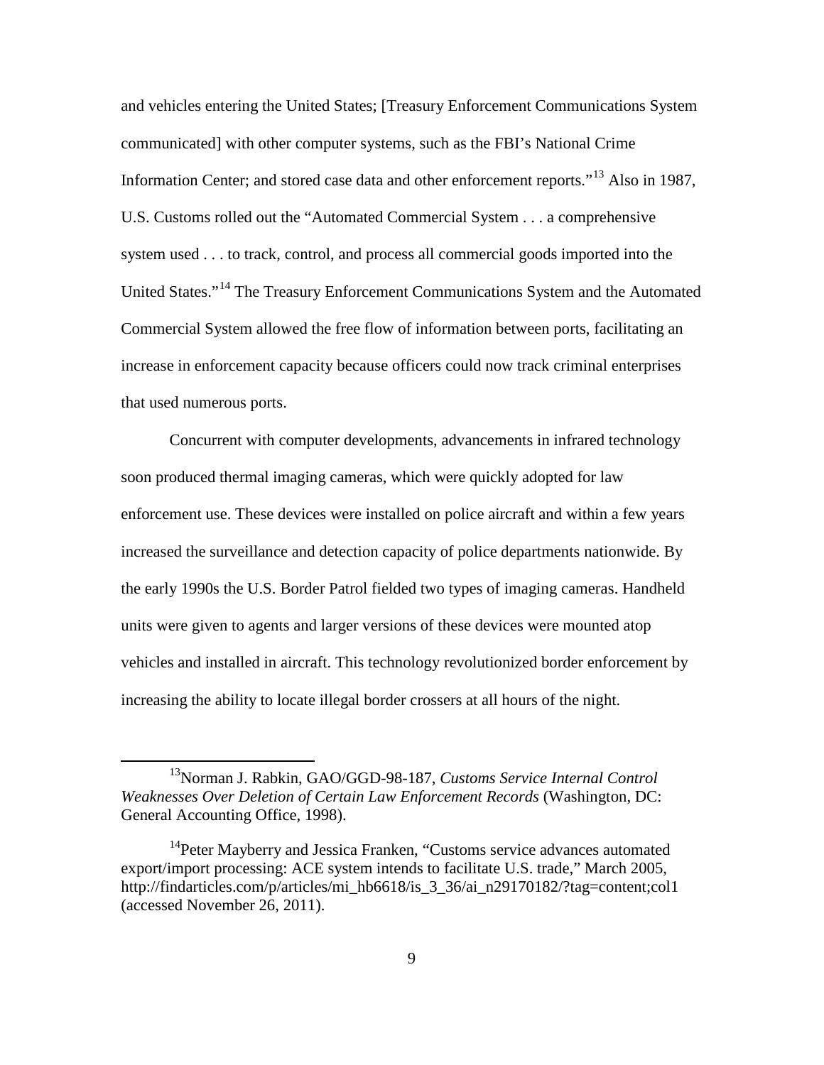and vehicles entering the United States; [Treasury Enforcement Communications System communicated] with other computer systems, such as the FBI's National Crime Information Center; and stored case data and other enforcement reports."[13] Also in 1987, U.S. Customs rolled out the "Automated Commercial System . . . a comprehensive system used . . . to track, control, and process all commercial goods imported into the United States."[14] The Treasury Enforcement Communications System and the Automated Commercial System allowed the free flow of information between ports, facilitating an increase in enforcement capacity because officers could now track criminal enterprises that used numerous ports.

Concurrent with computer developments, advancements in infrared technology soon produced thermal imaging cameras, which were quickly adopted for law enforcement use. These devices were installed on police aircraft and within a few years increased the surveillance and detection capacity of police departments nationwide. By the early 1990s the U.S. Border Patrol fielded two types of imaging cameras. Handheld units were given to agents and larger versions of these devices were mounted atop vehicles and installed in aircraft. This technology revolutionized border enforcement by increasing the ability to locate illegal border crossers at all hours of the night.

---

[13]Norman J. Rabkin, GAO/GGD-98-187, *Customs Service Internal Control Weaknesses Over Deletion of Certain Law Enforcement Records* (Washington, DC: General Accounting Office, 1998).

[14]Peter Mayberry and Jessica Franken, "Customs service advances automated export/import processing: ACE system intends to facilitate U.S. trade," March 2005, http://findarticles.com/p/articles/mi_hb6618/is_3_36/ai_n29170182/?tag=content;col1 (accessed November 26, 2011).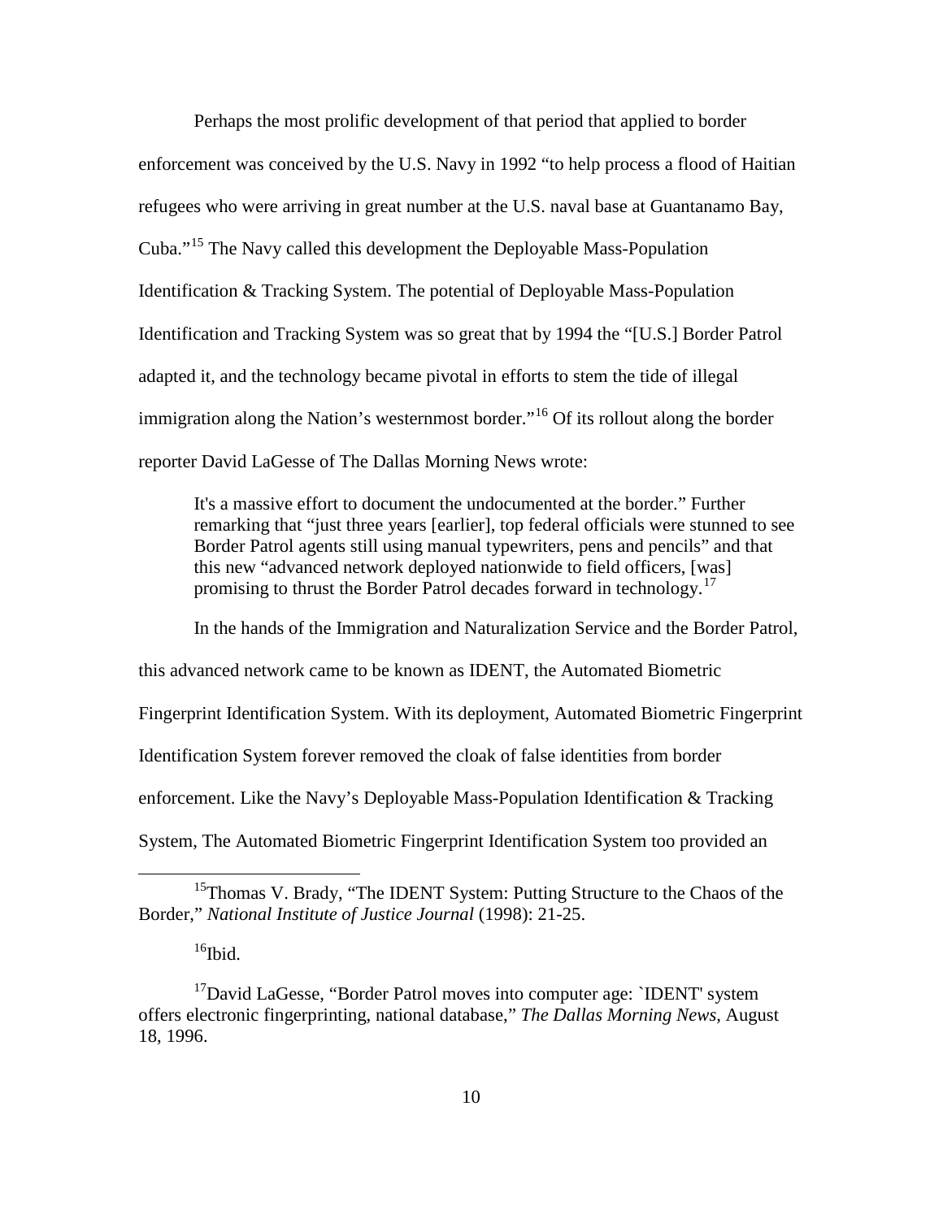Perhaps the most prolific development of that period that applied to border enforcement was conceived by the U.S. Navy in 1992 "to help process a flood of Haitian refugees who were arriving in great number at the U.S. naval base at Guantanamo Bay, Cuba."[15] The Navy called this development the Deployable Mass-Population Identification & Tracking System. The potential of Deployable Mass-Population Identification and Tracking System was so great that by 1994 the "[U.S.] Border Patrol adapted it, and the technology became pivotal in efforts to stem the tide of illegal immigration along the Nation's westernmost border."[16] Of its rollout along the border reporter David LaGesse of The Dallas Morning News wrote:

> It's a massive effort to document the undocumented at the border." Further remarking that "just three years [earlier], top federal officials were stunned to see Border Patrol agents still using manual typewriters, pens and pencils" and that this new "advanced network deployed nationwide to field officers, [was] promising to thrust the Border Patrol decades forward in technology.[17]

In the hands of the Immigration and Naturalization Service and the Border Patrol, this advanced network came to be known as IDENT, the Automated Biometric Fingerprint Identification System. With its deployment, Automated Biometric Fingerprint Identification System forever removed the cloak of false identities from border enforcement. Like the Navy's Deployable Mass-Population Identification & Tracking System, The Automated Biometric Fingerprint Identification System too provided an

---

[15] Thomas V. Brady, "The IDENT System: Putting Structure to the Chaos of the Border," *National Institute of Justice Journal* (1998): 21-25.

[16] Ibid.

[17] David LaGesse, "Border Patrol moves into computer age: `IDENT' system offers electronic fingerprinting, national database," *The Dallas Morning News*, August 18, 1996.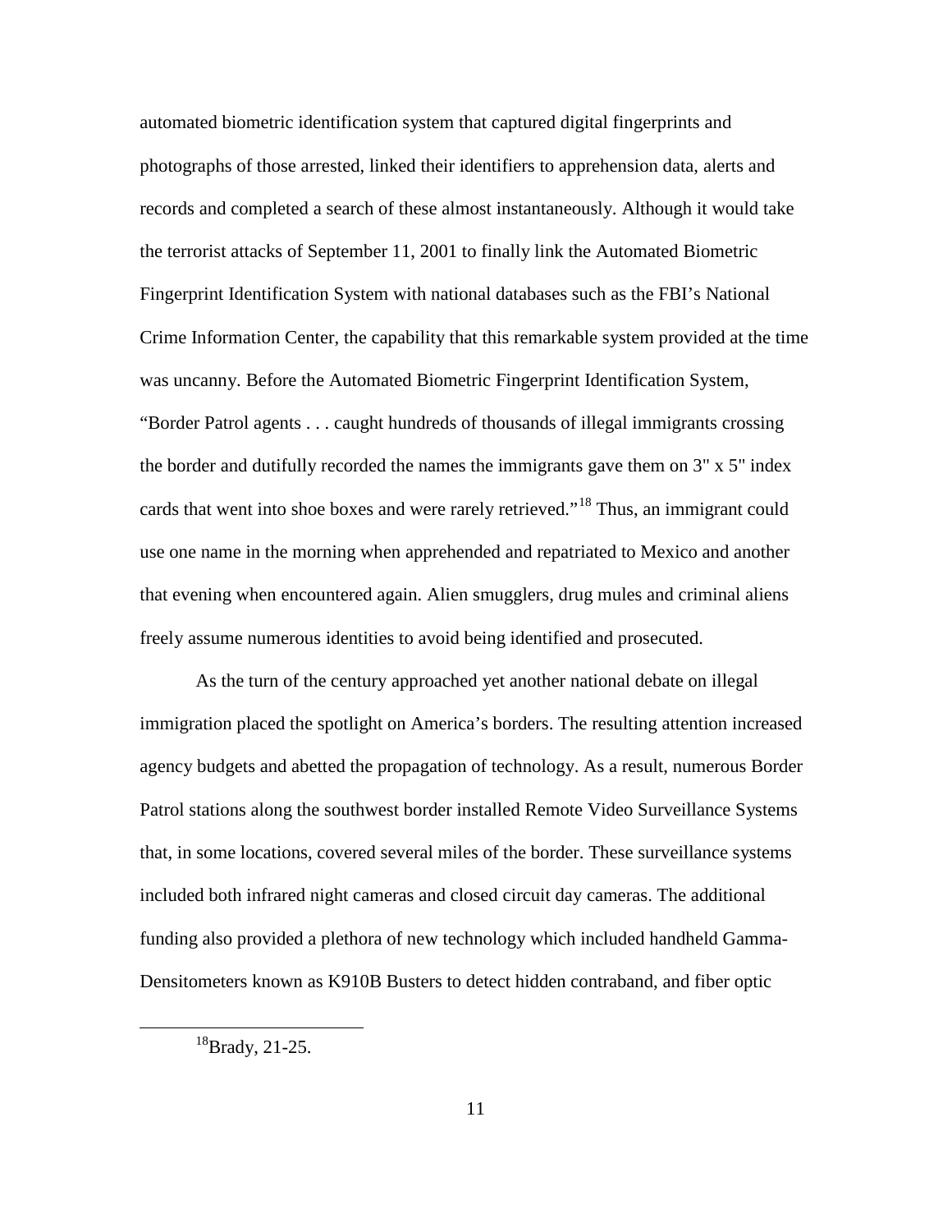automated biometric identification system that captured digital fingerprints and photographs of those arrested, linked their identifiers to apprehension data, alerts and records and completed a search of these almost instantaneously. Although it would take the terrorist attacks of September 11, 2001 to finally link the Automated Biometric Fingerprint Identification System with national databases such as the FBI's National Crime Information Center, the capability that this remarkable system provided at the time was uncanny. Before the Automated Biometric Fingerprint Identification System, "Border Patrol agents . . . caught hundreds of thousands of illegal immigrants crossing the border and dutifully recorded the names the immigrants gave them on 3" x 5" index cards that went into shoe boxes and were rarely retrieved."[18] Thus, an immigrant could use one name in the morning when apprehended and repatriated to Mexico and another that evening when encountered again. Alien smugglers, drug mules and criminal aliens freely assume numerous identities to avoid being identified and prosecuted.

As the turn of the century approached yet another national debate on illegal immigration placed the spotlight on America's borders. The resulting attention increased agency budgets and abetted the propagation of technology. As a result, numerous Border Patrol stations along the southwest border installed Remote Video Surveillance Systems that, in some locations, covered several miles of the border. These surveillance systems included both infrared night cameras and closed circuit day cameras. The additional funding also provided a plethora of new technology which included handheld Gamma-Densitometers known as K910B Busters to detect hidden contraband, and fiber optic

[18] Brady, 21-25.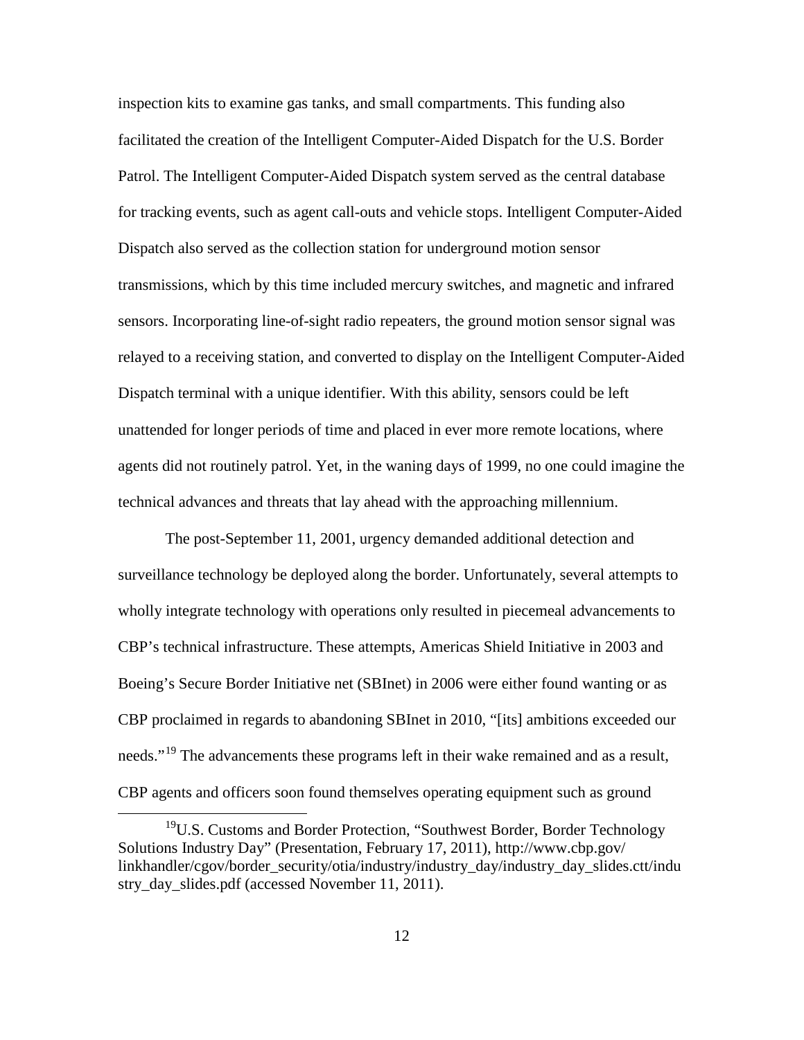inspection kits to examine gas tanks, and small compartments. This funding also facilitated the creation of the Intelligent Computer-Aided Dispatch for the U.S. Border Patrol. The Intelligent Computer-Aided Dispatch system served as the central database for tracking events, such as agent call-outs and vehicle stops. Intelligent Computer-Aided Dispatch also served as the collection station for underground motion sensor transmissions, which by this time included mercury switches, and magnetic and infrared sensors. Incorporating line-of-sight radio repeaters, the ground motion sensor signal was relayed to a receiving station, and converted to display on the Intelligent Computer-Aided Dispatch terminal with a unique identifier. With this ability, sensors could be left unattended for longer periods of time and placed in ever more remote locations, where agents did not routinely patrol. Yet, in the waning days of 1999, no one could imagine the technical advances and threats that lay ahead with the approaching millennium.

The post-September 11, 2001, urgency demanded additional detection and surveillance technology be deployed along the border. Unfortunately, several attempts to wholly integrate technology with operations only resulted in piecemeal advancements to CBP's technical infrastructure. These attempts, Americas Shield Initiative in 2003 and Boeing's Secure Border Initiative net (SBInet) in 2006 were either found wanting or as CBP proclaimed in regards to abandoning SBInet in 2010, "[its] ambitions exceeded our needs."[19] The advancements these programs left in their wake remained and as a result, CBP agents and officers soon found themselves operating equipment such as ground

[19] U.S. Customs and Border Protection, "Southwest Border, Border Technology Solutions Industry Day" (Presentation, February 17, 2011), http://www.cbp.gov/linkhandler/cgov/border_security/otia/industry/industry_day/industry_day_slides.ctt/industry_day_slides.pdf (accessed November 11, 2011).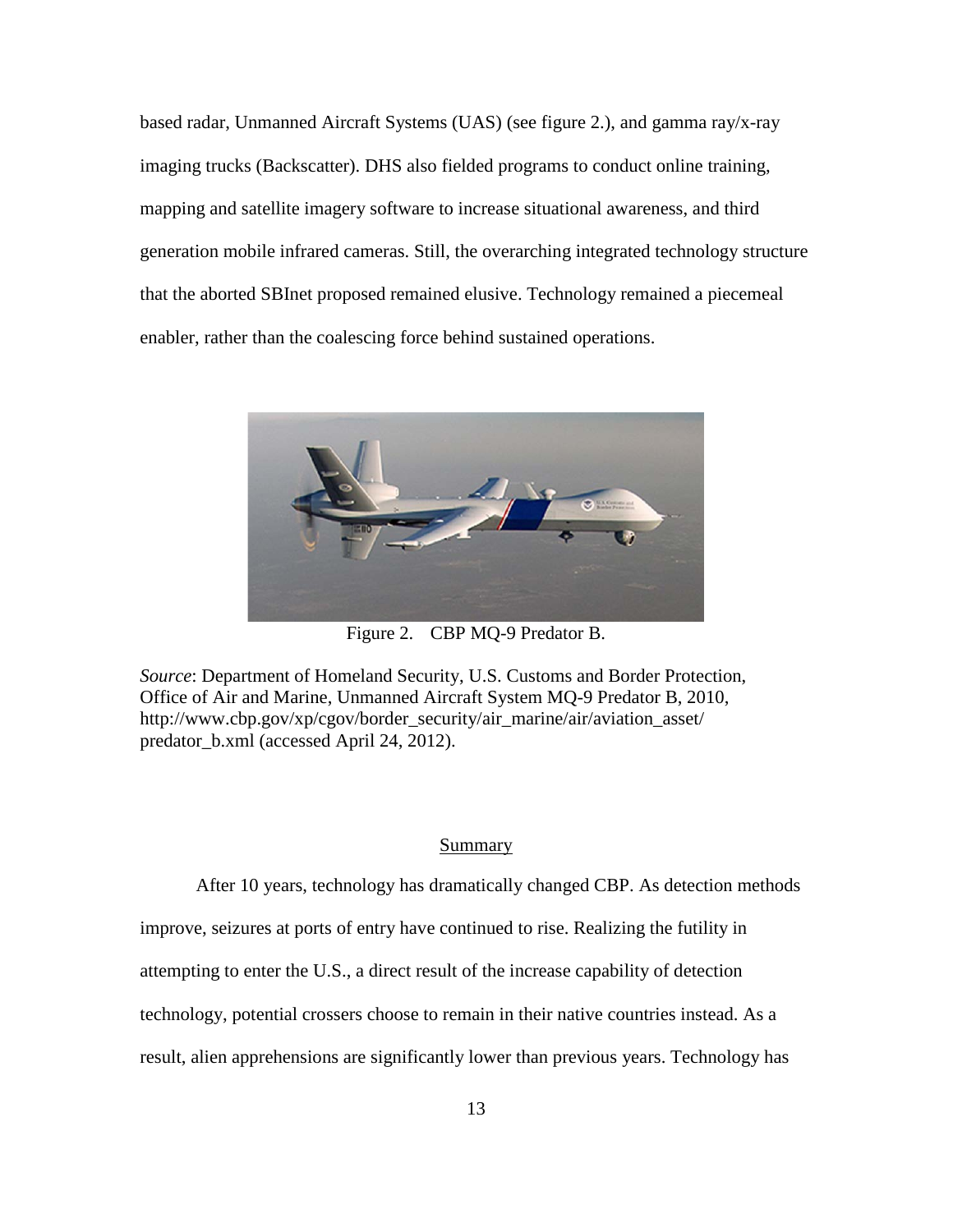based radar, Unmanned Aircraft Systems (UAS) (see figure 2.), and gamma ray/x-ray imaging trucks (Backscatter). DHS also fielded programs to conduct online training, mapping and satellite imagery software to increase situational awareness, and third generation mobile infrared cameras. Still, the overarching integrated technology structure that the aborted SBInet proposed remained elusive. Technology remained a piecemeal enabler, rather than the coalescing force behind sustained operations.

Figure 2. CBP MQ-9 Predator B.

*Source*: Department of Homeland Security, U.S. Customs and Border Protection, Office of Air and Marine, Unmanned Aircraft System MQ-9 Predator B, 2010, http://www.cbp.gov/xp/cgov/border_security/air_marine/air/aviation_asset/predator_b.xml (accessed April 24, 2012).

## Summary

After 10 years, technology has dramatically changed CBP. As detection methods improve, seizures at ports of entry have continued to rise. Realizing the futility in attempting to enter the U.S., a direct result of the increase capability of detection technology, potential crossers choose to remain in their native countries instead. As a result, alien apprehensions are significantly lower than previous years. Technology has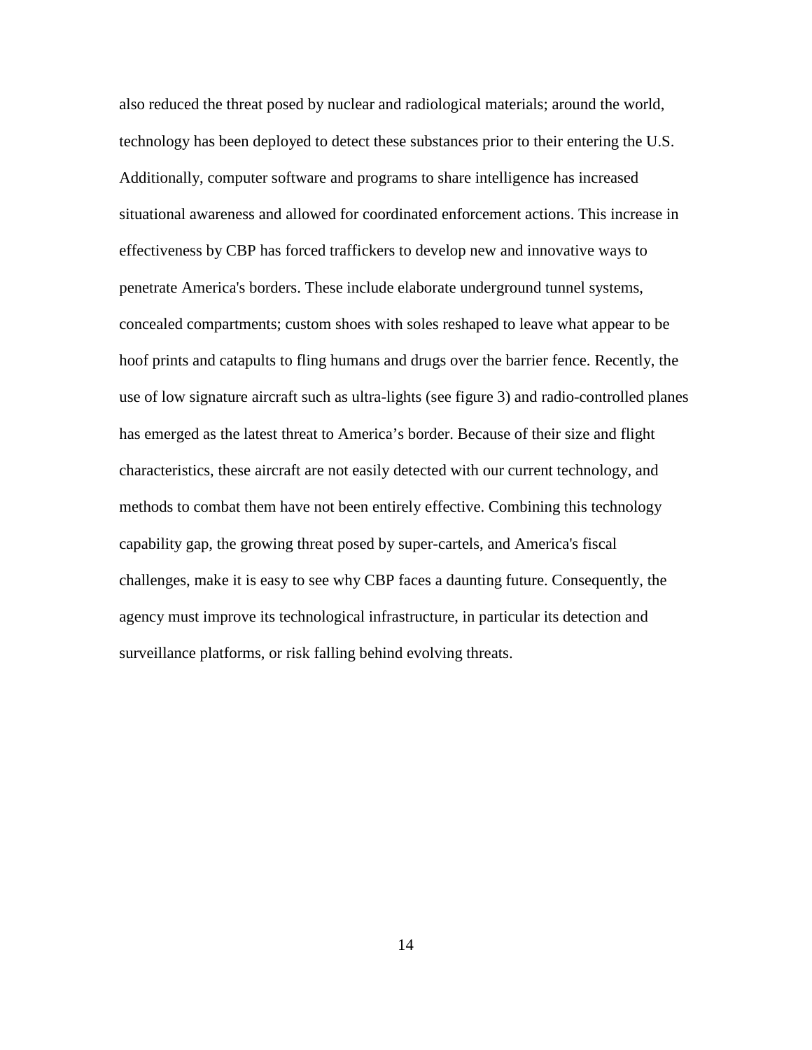also reduced the threat posed by nuclear and radiological materials; around the world, technology has been deployed to detect these substances prior to their entering the U.S. Additionally, computer software and programs to share intelligence has increased situational awareness and allowed for coordinated enforcement actions. This increase in effectiveness by CBP has forced traffickers to develop new and innovative ways to penetrate America's borders. These include elaborate underground tunnel systems, concealed compartments; custom shoes with soles reshaped to leave what appear to be hoof prints and catapults to fling humans and drugs over the barrier fence. Recently, the use of low signature aircraft such as ultra-lights (see figure 3) and radio-controlled planes has emerged as the latest threat to America's border. Because of their size and flight characteristics, these aircraft are not easily detected with our current technology, and methods to combat them have not been entirely effective. Combining this technology capability gap, the growing threat posed by super-cartels, and America's fiscal challenges, make it is easy to see why CBP faces a daunting future. Consequently, the agency must improve its technological infrastructure, in particular its detection and surveillance platforms, or risk falling behind evolving threats.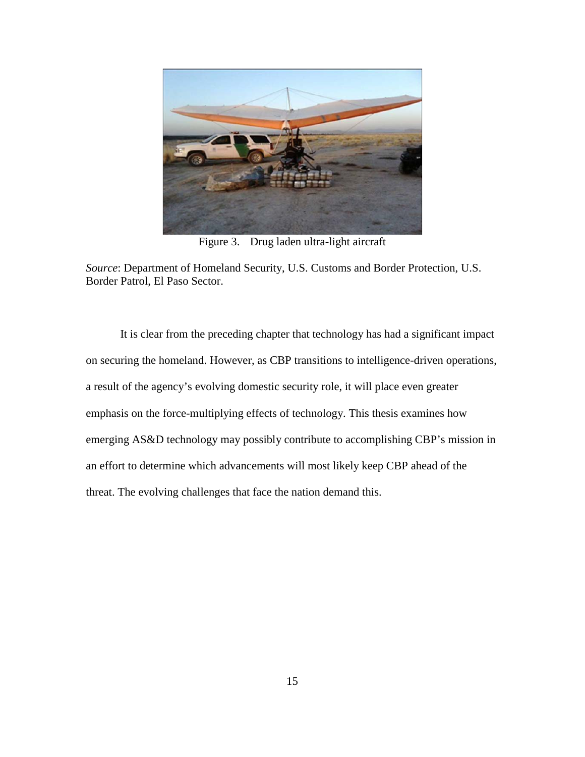Figure 3. Drug laden ultra-light aircraft

*Source*: Department of Homeland Security, U.S. Customs and Border Protection, U.S. Border Patrol, El Paso Sector.

It is clear from the preceding chapter that technology has had a significant impact on securing the homeland. However, as CBP transitions to intelligence-driven operations, a result of the agency's evolving domestic security role, it will place even greater emphasis on the force-multiplying effects of technology. This thesis examines how emerging AS&D technology may possibly contribute to accomplishing CBP's mission in an effort to determine which advancements will most likely keep CBP ahead of the threat. The evolving challenges that face the nation demand this.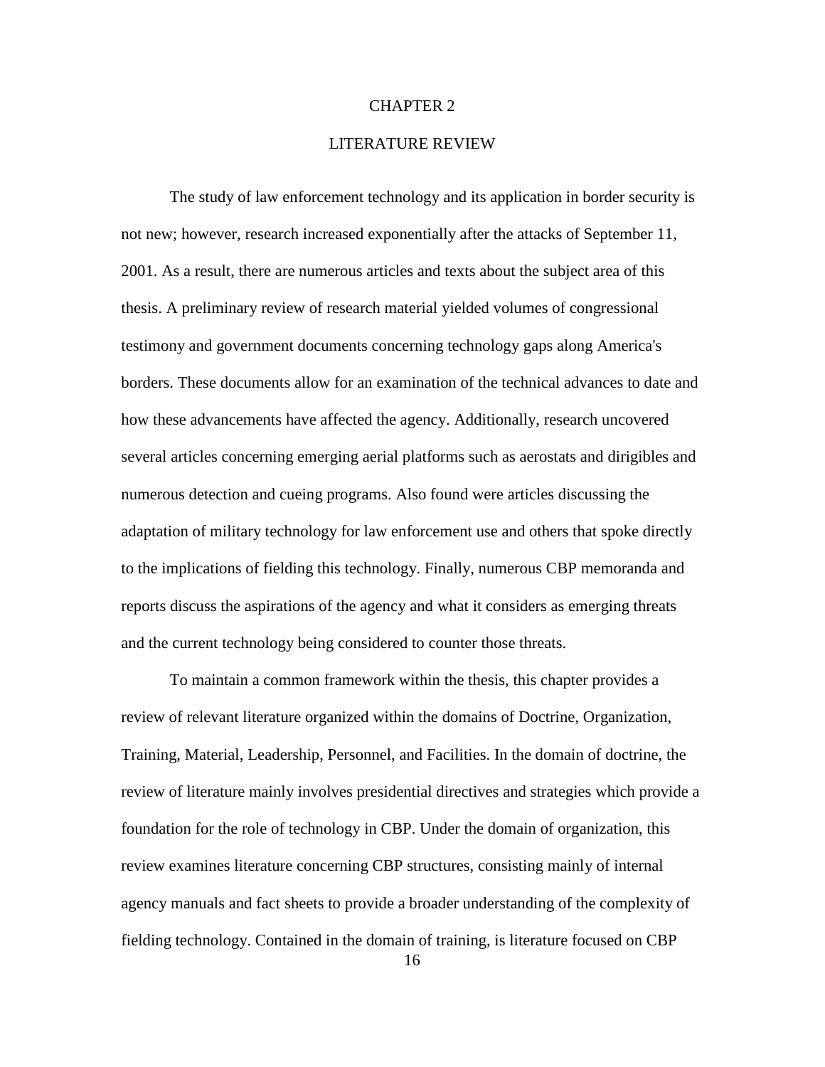# CHAPTER 2

## LITERATURE REVIEW

The study of law enforcement technology and its application in border security is not new; however, research increased exponentially after the attacks of September 11, 2001. As a result, there are numerous articles and texts about the subject area of this thesis. A preliminary review of research material yielded volumes of congressional testimony and government documents concerning technology gaps along America's borders. These documents allow for an examination of the technical advances to date and how these advancements have affected the agency. Additionally, research uncovered several articles concerning emerging aerial platforms such as aerostats and dirigibles and numerous detection and cueing programs. Also found were articles discussing the adaptation of military technology for law enforcement use and others that spoke directly to the implications of fielding this technology. Finally, numerous CBP memoranda and reports discuss the aspirations of the agency and what it considers as emerging threats and the current technology being considered to counter those threats.

To maintain a common framework within the thesis, this chapter provides a review of relevant literature organized within the domains of Doctrine, Organization, Training, Material, Leadership, Personnel, and Facilities. In the domain of doctrine, the review of literature mainly involves presidential directives and strategies which provide a foundation for the role of technology in CBP. Under the domain of organization, this review examines literature concerning CBP structures, consisting mainly of internal agency manuals and fact sheets to provide a broader understanding of the complexity of fielding technology. Contained in the domain of training, is literature focused on CBP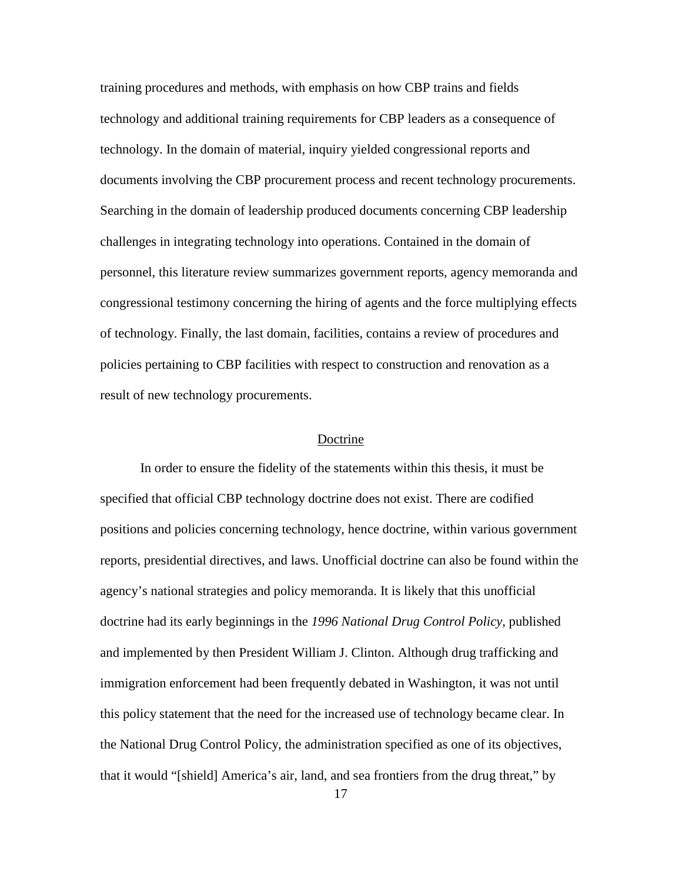training procedures and methods, with emphasis on how CBP trains and fields technology and additional training requirements for CBP leaders as a consequence of technology. In the domain of material, inquiry yielded congressional reports and documents involving the CBP procurement process and recent technology procurements. Searching in the domain of leadership produced documents concerning CBP leadership challenges in integrating technology into operations. Contained in the domain of personnel, this literature review summarizes government reports, agency memoranda and congressional testimony concerning the hiring of agents and the force multiplying effects of technology. Finally, the last domain, facilities, contains a review of procedures and policies pertaining to CBP facilities with respect to construction and renovation as a result of new technology procurements.

## Doctrine

In order to ensure the fidelity of the statements within this thesis, it must be specified that official CBP technology doctrine does not exist. There are codified positions and policies concerning technology, hence doctrine, within various government reports, presidential directives, and laws. Unofficial doctrine can also be found within the agency's national strategies and policy memoranda. It is likely that this unofficial doctrine had its early beginnings in the *1996 National Drug Control Policy*, published and implemented by then President William J. Clinton. Although drug trafficking and immigration enforcement had been frequently debated in Washington, it was not until this policy statement that the need for the increased use of technology became clear. In the National Drug Control Policy, the administration specified as one of its objectives, that it would "[shield] America's air, land, and sea frontiers from the drug threat," by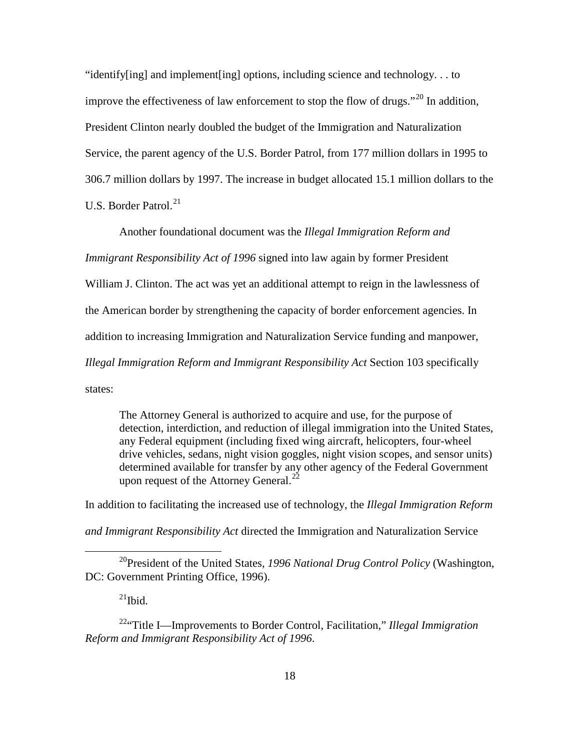"identify[ing] and implement[ing] options, including science and technology. . . to improve the effectiveness of law enforcement to stop the flow of drugs."[20] In addition, President Clinton nearly doubled the budget of the Immigration and Naturalization Service, the parent agency of the U.S. Border Patrol, from 177 million dollars in 1995 to 306.7 million dollars by 1997. The increase in budget allocated 15.1 million dollars to the U.S. Border Patrol.[21]

Another foundational document was the *Illegal Immigration Reform and Immigrant Responsibility Act of 1996* signed into law again by former President William J. Clinton. The act was yet an additional attempt to reign in the lawlessness of the American border by strengthening the capacity of border enforcement agencies. In addition to increasing Immigration and Naturalization Service funding and manpower, *Illegal Immigration Reform and Immigrant Responsibility Act* Section 103 specifically states:

> The Attorney General is authorized to acquire and use, for the purpose of detection, interdiction, and reduction of illegal immigration into the United States, any Federal equipment (including fixed wing aircraft, helicopters, four-wheel drive vehicles, sedans, night vision goggles, night vision scopes, and sensor units) determined available for transfer by any other agency of the Federal Government upon request of the Attorney General.[22]

In addition to facilitating the increased use of technology, the *Illegal Immigration Reform and Immigrant Responsibility Act* directed the Immigration and Naturalization Service

---

[20] President of the United States, *1996 National Drug Control Policy* (Washington, DC: Government Printing Office, 1996).

[21] Ibid.

[22] "Title I—Improvements to Border Control, Facilitation," *Illegal Immigration Reform and Immigrant Responsibility Act of 1996*.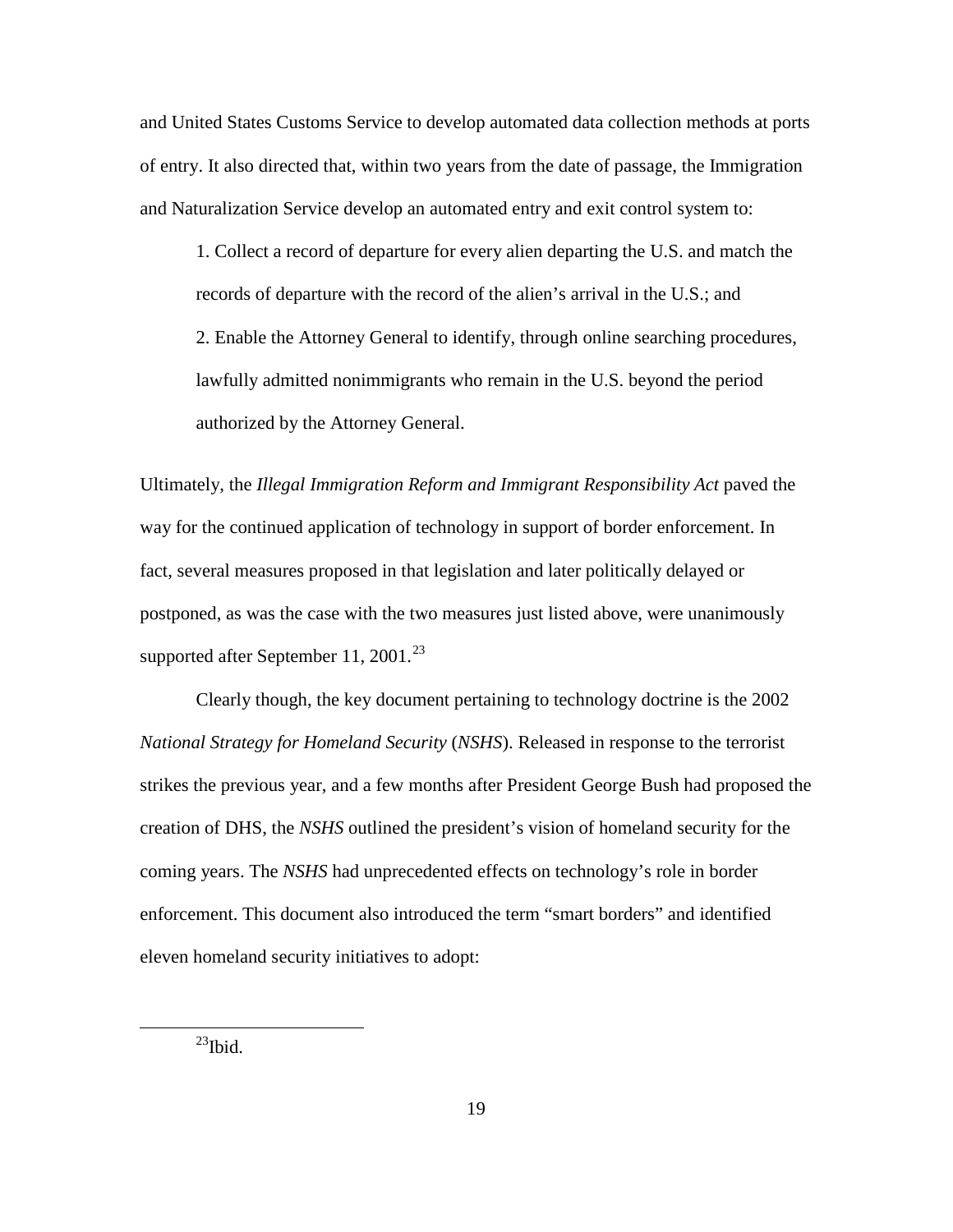and United States Customs Service to develop automated data collection methods at ports of entry. It also directed that, within two years from the date of passage, the Immigration and Naturalization Service develop an automated entry and exit control system to:

> 1. Collect a record of departure for every alien departing the U.S. and match the records of departure with the record of the alien's arrival in the U.S.; and
> 2. Enable the Attorney General to identify, through online searching procedures, lawfully admitted nonimmigrants who remain in the U.S. beyond the period authorized by the Attorney General.

Ultimately, the *Illegal Immigration Reform and Immigrant Responsibility Act* paved the way for the continued application of technology in support of border enforcement. In fact, several measures proposed in that legislation and later politically delayed or postponed, as was the case with the two measures just listed above, were unanimously supported after September 11, 2001.[23]

Clearly though, the key document pertaining to technology doctrine is the 2002 *National Strategy for Homeland Security* (*NSHS*). Released in response to the terrorist strikes the previous year, and a few months after President George Bush had proposed the creation of DHS, the *NSHS* outlined the president's vision of homeland security for the coming years. The *NSHS* had unprecedented effects on technology's role in border enforcement. This document also introduced the term "smart borders" and identified eleven homeland security initiatives to adopt:

---

[23]Ibid.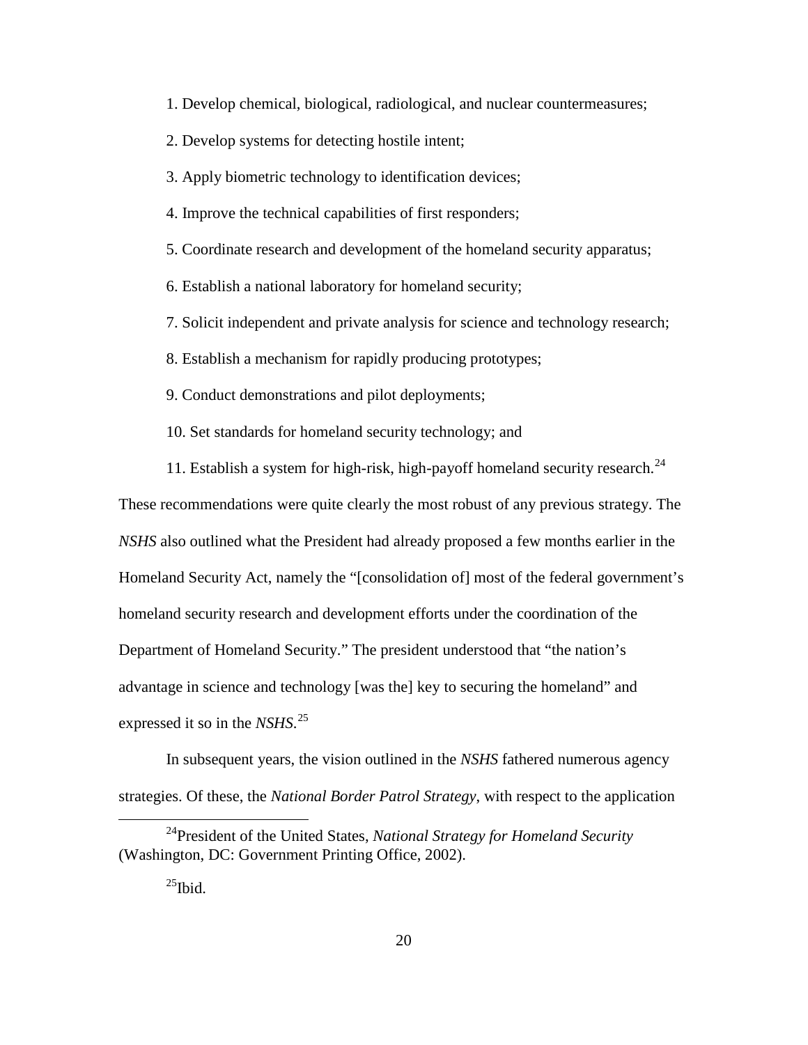1. Develop chemical, biological, radiological, and nuclear countermeasures;

2. Develop systems for detecting hostile intent;

3. Apply biometric technology to identification devices;

4. Improve the technical capabilities of first responders;

5. Coordinate research and development of the homeland security apparatus;

6. Establish a national laboratory for homeland security;

7. Solicit independent and private analysis for science and technology research;

8. Establish a mechanism for rapidly producing prototypes;

9. Conduct demonstrations and pilot deployments;

10. Set standards for homeland security technology; and

11. Establish a system for high-risk, high-payoff homeland security research.[24]

These recommendations were quite clearly the most robust of any previous strategy. The *NSHS* also outlined what the President had already proposed a few months earlier in the Homeland Security Act, namely the "[consolidation of] most of the federal government's homeland security research and development efforts under the coordination of the Department of Homeland Security." The president understood that "the nation's advantage in science and technology [was the] key to securing the homeland" and expressed it so in the *NSHS*.[25]

In subsequent years, the vision outlined in the *NSHS* fathered numerous agency strategies. Of these, the *National Border Patrol Strategy*, with respect to the application

---

[24] President of the United States, *National Strategy for Homeland Security* (Washington, DC: Government Printing Office, 2002).

[25] Ibid.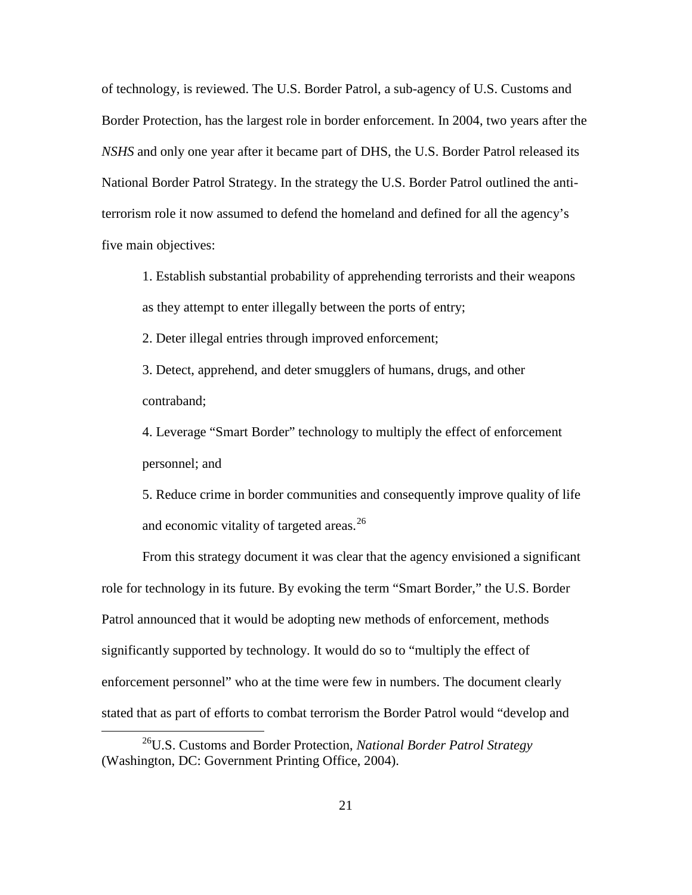of technology, is reviewed. The U.S. Border Patrol, a sub-agency of U.S. Customs and Border Protection, has the largest role in border enforcement. In 2004, two years after the *NSHS* and only one year after it became part of DHS, the U.S. Border Patrol released its National Border Patrol Strategy. In the strategy the U.S. Border Patrol outlined the anti-terrorism role it now assumed to defend the homeland and defined for all the agency's five main objectives:

1. Establish substantial probability of apprehending terrorists and their weapons as they attempt to enter illegally between the ports of entry;
2. Deter illegal entries through improved enforcement;
3. Detect, apprehend, and deter smugglers of humans, drugs, and other contraband;
4. Leverage "Smart Border" technology to multiply the effect of enforcement personnel; and
5. Reduce crime in border communities and consequently improve quality of life and economic vitality of targeted areas.[26]

From this strategy document it was clear that the agency envisioned a significant role for technology in its future. By evoking the term "Smart Border," the U.S. Border Patrol announced that it would be adopting new methods of enforcement, methods significantly supported by technology. It would do so to "multiply the effect of enforcement personnel" who at the time were few in numbers. The document clearly stated that as part of efforts to combat terrorism the Border Patrol would "develop and

[26]U.S. Customs and Border Protection, *National Border Patrol Strategy* (Washington, DC: Government Printing Office, 2004).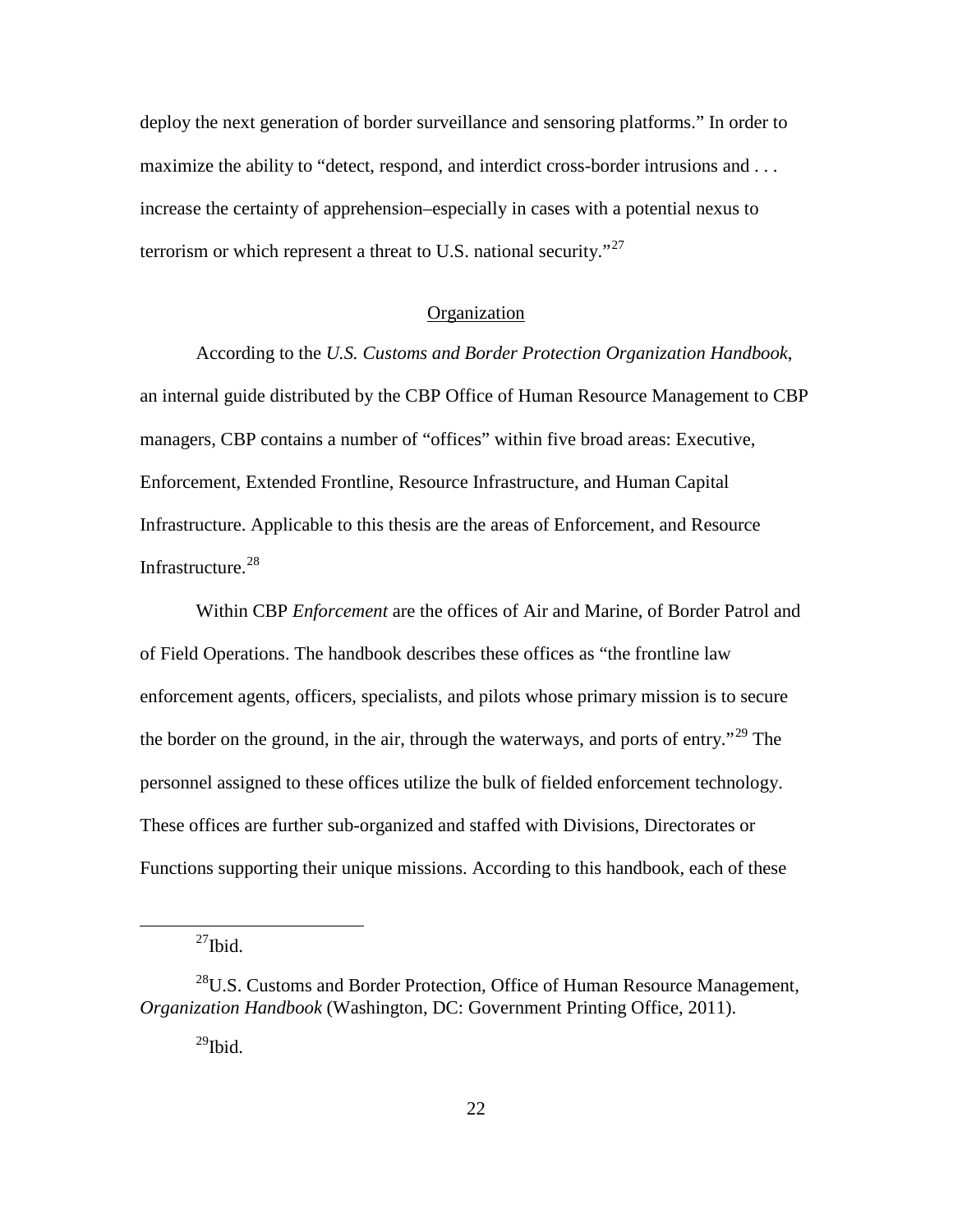deploy the next generation of border surveillance and sensoring platforms." In order to maximize the ability to "detect, respond, and interdict cross-border intrusions and . . . increase the certainty of apprehension–especially in cases with a potential nexus to terrorism or which represent a threat to U.S. national security."[27]

## Organization

According to the *U.S. Customs and Border Protection Organization Handbook*, an internal guide distributed by the CBP Office of Human Resource Management to CBP managers, CBP contains a number of "offices" within five broad areas: Executive, Enforcement, Extended Frontline, Resource Infrastructure, and Human Capital Infrastructure. Applicable to this thesis are the areas of Enforcement, and Resource Infrastructure.[28]

Within CBP *Enforcement* are the offices of Air and Marine, of Border Patrol and of Field Operations. The handbook describes these offices as "the frontline law enforcement agents, officers, specialists, and pilots whose primary mission is to secure the border on the ground, in the air, through the waterways, and ports of entry."[29] The personnel assigned to these offices utilize the bulk of fielded enforcement technology. These offices are further sub-organized and staffed with Divisions, Directorates or Functions supporting their unique missions. According to this handbook, each of these

---

[27]Ibid.

[28]U.S. Customs and Border Protection, Office of Human Resource Management, *Organization Handbook* (Washington, DC: Government Printing Office, 2011).

[29]Ibid.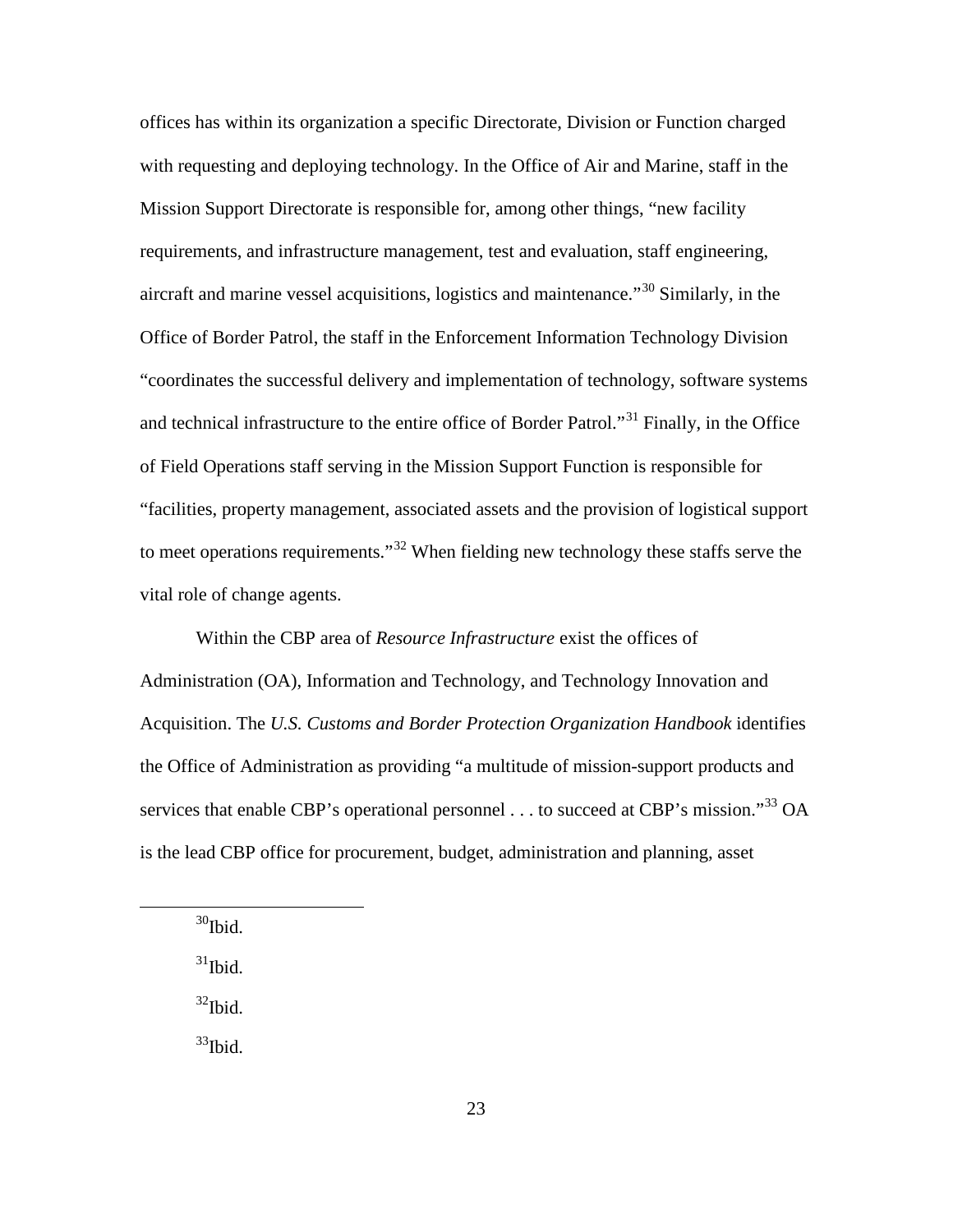offices has within its organization a specific Directorate, Division or Function charged with requesting and deploying technology. In the Office of Air and Marine, staff in the Mission Support Directorate is responsible for, among other things, "new facility requirements, and infrastructure management, test and evaluation, staff engineering, aircraft and marine vessel acquisitions, logistics and maintenance."[30] Similarly, in the Office of Border Patrol, the staff in the Enforcement Information Technology Division "coordinates the successful delivery and implementation of technology, software systems and technical infrastructure to the entire office of Border Patrol."[31] Finally, in the Office of Field Operations staff serving in the Mission Support Function is responsible for "facilities, property management, associated assets and the provision of logistical support to meet operations requirements."[32] When fielding new technology these staffs serve the vital role of change agents.

Within the CBP area of *Resource Infrastructure* exist the offices of Administration (OA), Information and Technology, and Technology Innovation and Acquisition. The *U.S. Customs and Border Protection Organization Handbook* identifies the Office of Administration as providing "a multitude of mission-support products and services that enable CBP's operational personnel . . . to succeed at CBP's mission."[33] OA is the lead CBP office for procurement, budget, administration and planning, asset

---

[30]Ibid.

[31]Ibid.

[32]Ibid.

[33]Ibid.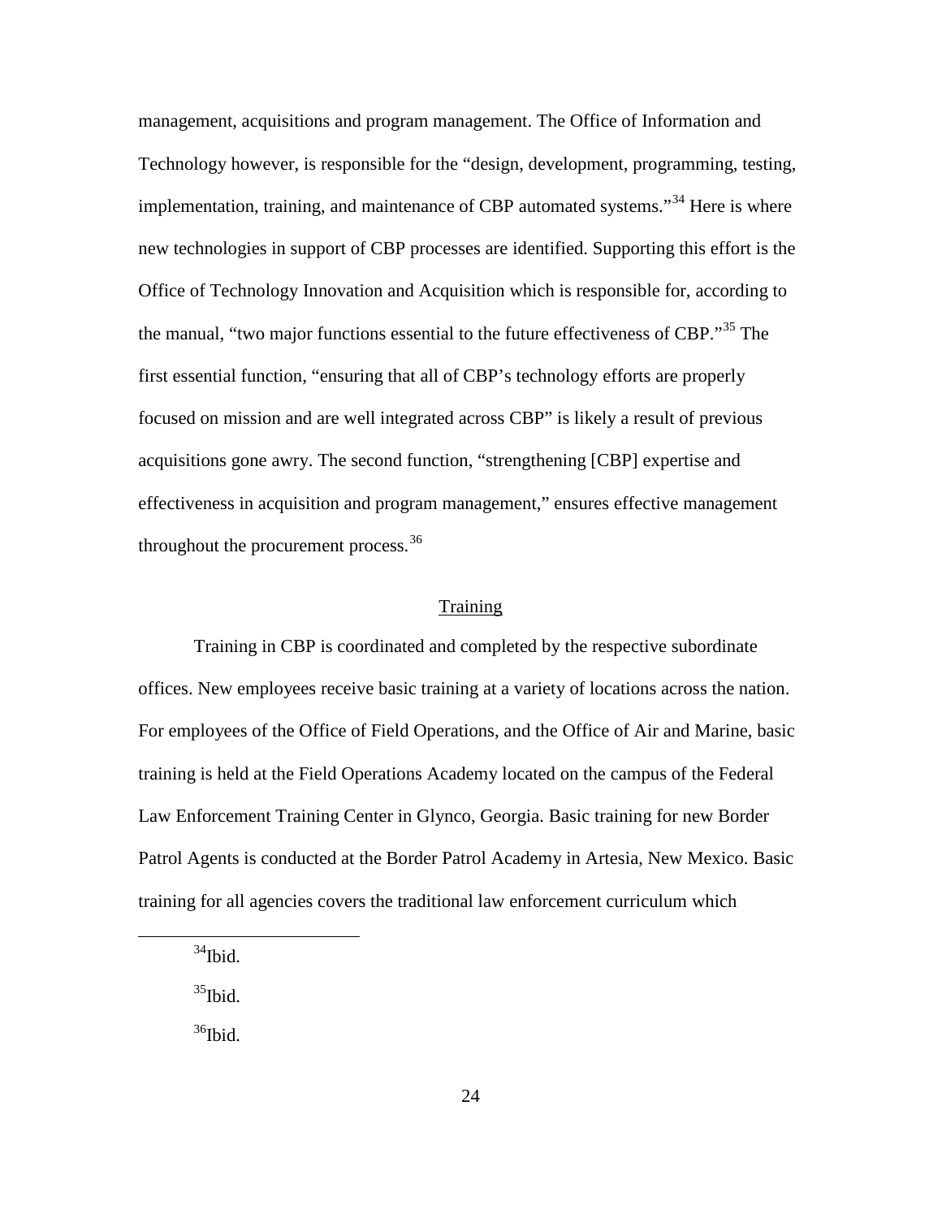management, acquisitions and program management. The Office of Information and Technology however, is responsible for the "design, development, programming, testing, implementation, training, and maintenance of CBP automated systems."[34] Here is where new technologies in support of CBP processes are identified. Supporting this effort is the Office of Technology Innovation and Acquisition which is responsible for, according to the manual, "two major functions essential to the future effectiveness of CBP."[35] The first essential function, "ensuring that all of CBP's technology efforts are properly focused on mission and are well integrated across CBP" is likely a result of previous acquisitions gone awry. The second function, "strengthening [CBP] expertise and effectiveness in acquisition and program management," ensures effective management throughout the procurement process.[36]

## Training

Training in CBP is coordinated and completed by the respective subordinate offices. New employees receive basic training at a variety of locations across the nation. For employees of the Office of Field Operations, and the Office of Air and Marine, basic training is held at the Field Operations Academy located on the campus of the Federal Law Enforcement Training Center in Glynco, Georgia. Basic training for new Border Patrol Agents is conducted at the Border Patrol Academy in Artesia, New Mexico. Basic training for all agencies covers the traditional law enforcement curriculum which

[34]Ibid.

[35]Ibid.

[36]Ibid.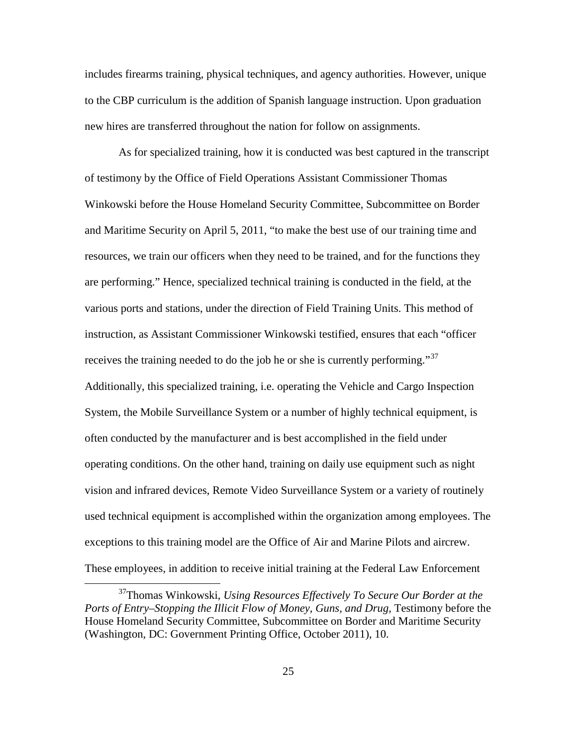includes firearms training, physical techniques, and agency authorities. However, unique to the CBP curriculum is the addition of Spanish language instruction. Upon graduation new hires are transferred throughout the nation for follow on assignments.

As for specialized training, how it is conducted was best captured in the transcript of testimony by the Office of Field Operations Assistant Commissioner Thomas Winkowski before the House Homeland Security Committee, Subcommittee on Border and Maritime Security on April 5, 2011, "to make the best use of our training time and resources, we train our officers when they need to be trained, and for the functions they are performing." Hence, specialized technical training is conducted in the field, at the various ports and stations, under the direction of Field Training Units. This method of instruction, as Assistant Commissioner Winkowski testified, ensures that each "officer receives the training needed to do the job he or she is currently performing."[37] Additionally, this specialized training, i.e. operating the Vehicle and Cargo Inspection System, the Mobile Surveillance System or a number of highly technical equipment, is often conducted by the manufacturer and is best accomplished in the field under operating conditions. On the other hand, training on daily use equipment such as night vision and infrared devices, Remote Video Surveillance System or a variety of routinely used technical equipment is accomplished within the organization among employees. The exceptions to this training model are the Office of Air and Marine Pilots and aircrew. These employees, in addition to receive initial training at the Federal Law Enforcement

[37]Thomas Winkowski, *Using Resources Effectively To Secure Our Border at the Ports of Entry–Stopping the Illicit Flow of Money, Guns, and Drug*, Testimony before the House Homeland Security Committee, Subcommittee on Border and Maritime Security (Washington, DC: Government Printing Office, October 2011), 10.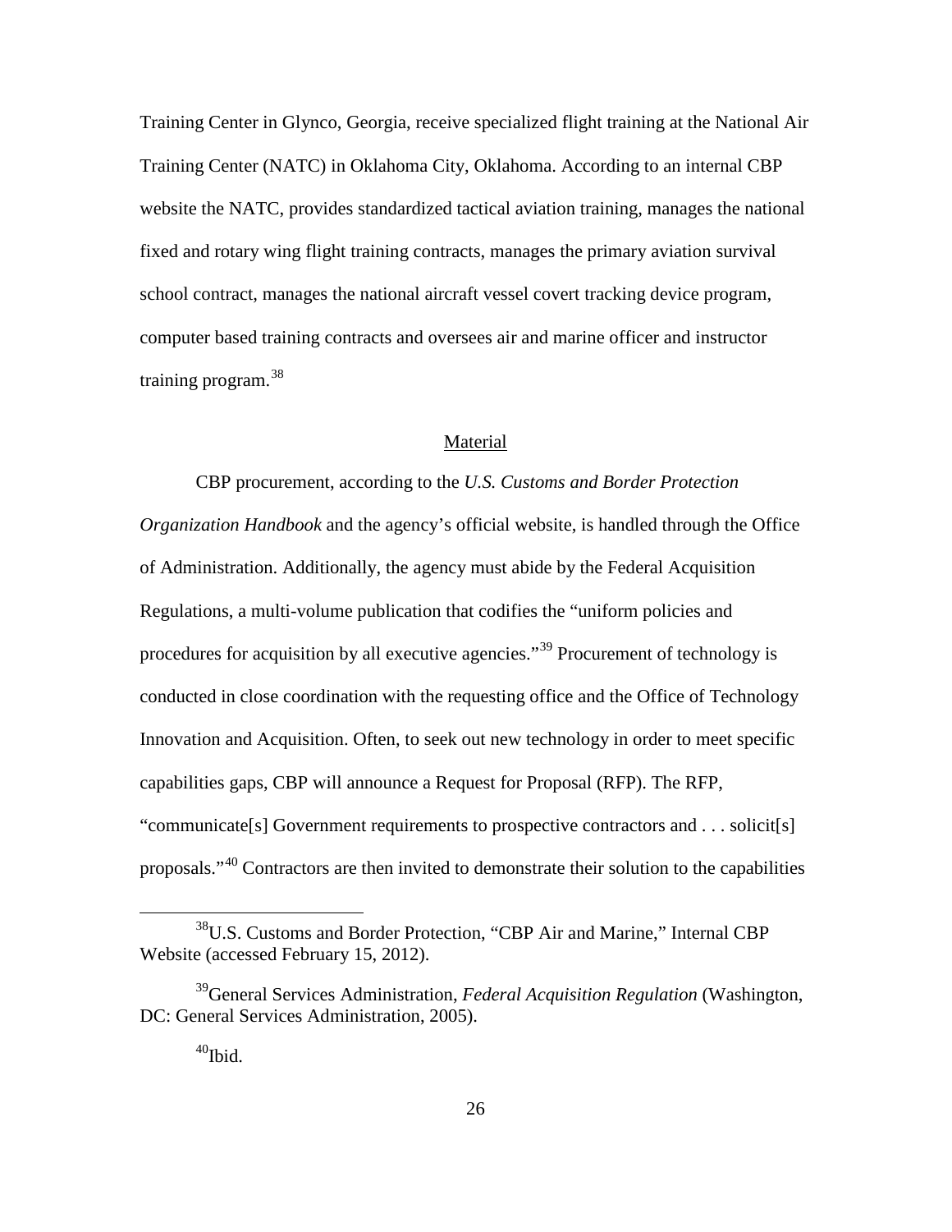Training Center in Glynco, Georgia, receive specialized flight training at the National Air Training Center (NATC) in Oklahoma City, Oklahoma. According to an internal CBP website the NATC, provides standardized tactical aviation training, manages the national fixed and rotary wing flight training contracts, manages the primary aviation survival school contract, manages the national aircraft vessel covert tracking device program, computer based training contracts and oversees air and marine officer and instructor training program.[38]

Material

CBP procurement, according to the *U.S. Customs and Border Protection Organization Handbook* and the agency's official website, is handled through the Office of Administration. Additionally, the agency must abide by the Federal Acquisition Regulations, a multi-volume publication that codifies the "uniform policies and procedures for acquisition by all executive agencies."[39] Procurement of technology is conducted in close coordination with the requesting office and the Office of Technology Innovation and Acquisition. Often, to seek out new technology in order to meet specific capabilities gaps, CBP will announce a Request for Proposal (RFP). The RFP, "communicate[s] Government requirements to prospective contractors and . . . solicit[s] proposals."[40] Contractors are then invited to demonstrate their solution to the capabilities

---

[38]U.S. Customs and Border Protection, "CBP Air and Marine," Internal CBP Website (accessed February 15, 2012).

[39]General Services Administration, *Federal Acquisition Regulation* (Washington, DC: General Services Administration, 2005).

[40]Ibid.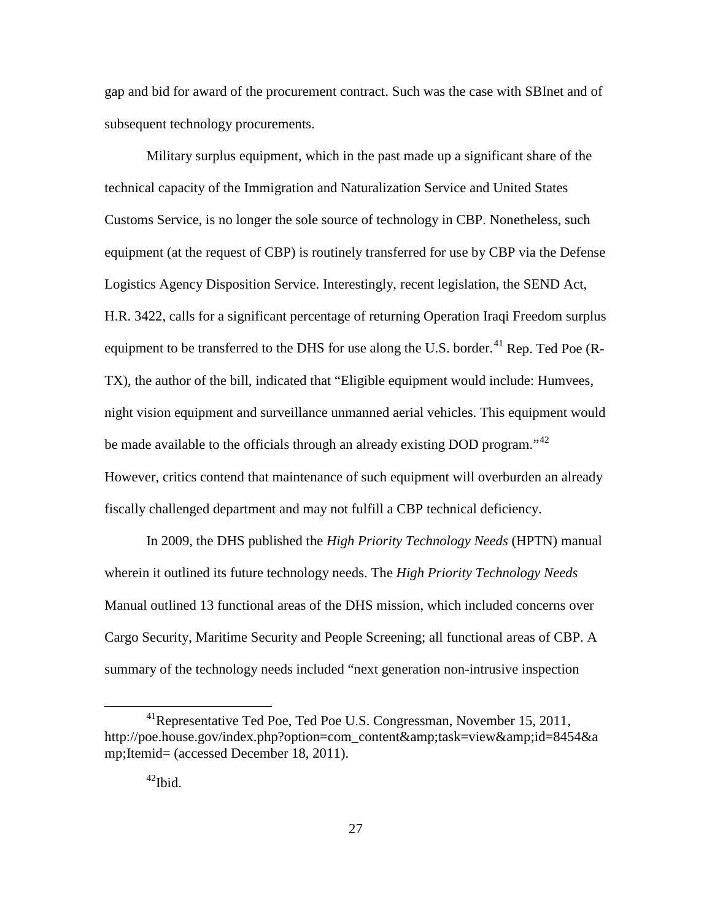gap and bid for award of the procurement contract. Such was the case with SBInet and of subsequent technology procurements.

Military surplus equipment, which in the past made up a significant share of the technical capacity of the Immigration and Naturalization Service and United States Customs Service, is no longer the sole source of technology in CBP. Nonetheless, such equipment (at the request of CBP) is routinely transferred for use by CBP via the Defense Logistics Agency Disposition Service. Interestingly, recent legislation, the SEND Act, H.R. 3422, calls for a significant percentage of returning Operation Iraqi Freedom surplus equipment to be transferred to the DHS for use along the U.S. border.[41] Rep. Ted Poe (R-TX), the author of the bill, indicated that "Eligible equipment would include: Humvees, night vision equipment and surveillance unmanned aerial vehicles. This equipment would be made available to the officials through an already existing DOD program."[42] However, critics contend that maintenance of such equipment will overburden an already fiscally challenged department and may not fulfill a CBP technical deficiency.

In 2009, the DHS published the *High Priority Technology Needs* (HPTN) manual wherein it outlined its future technology needs. The *High Priority Technology Needs* Manual outlined 13 functional areas of the DHS mission, which included concerns over Cargo Security, Maritime Security and People Screening; all functional areas of CBP. A summary of the technology needs included "next generation non-intrusive inspection

---

[41] Representative Ted Poe, Ted Poe U.S. Congressman, November 15, 2011, http://poe.house.gov/index.php?option=com_content&amp;task=view&amp;id=8454&amp;Itemid= (accessed December 18, 2011).

[42] Ibid.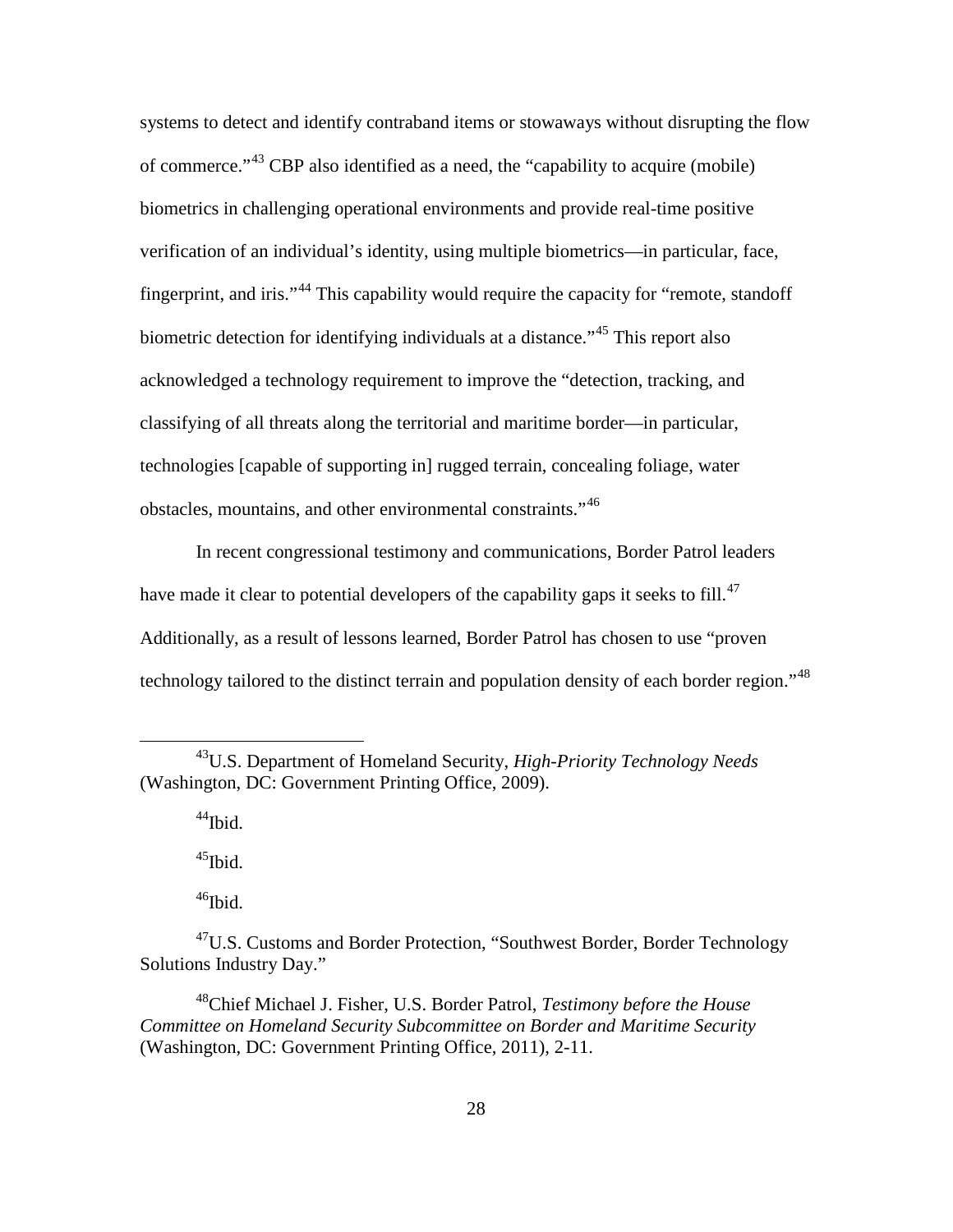systems to detect and identify contraband items or stowaways without disrupting the flow of commerce."[43] CBP also identified as a need, the "capability to acquire (mobile) biometrics in challenging operational environments and provide real-time positive verification of an individual's identity, using multiple biometrics—in particular, face, fingerprint, and iris."[44] This capability would require the capacity for "remote, standoff biometric detection for identifying individuals at a distance."[45] This report also acknowledged a technology requirement to improve the "detection, tracking, and classifying of all threats along the territorial and maritime border—in particular, technologies [capable of supporting in] rugged terrain, concealing foliage, water obstacles, mountains, and other environmental constraints."[46]

In recent congressional testimony and communications, Border Patrol leaders have made it clear to potential developers of the capability gaps it seeks to fill.[47] Additionally, as a result of lessons learned, Border Patrol has chosen to use "proven technology tailored to the distinct terrain and population density of each border region."[48]

---

[43]U.S. Department of Homeland Security, *High-Priority Technology Needs* (Washington, DC: Government Printing Office, 2009).

[44]Ibid.

[45]Ibid.

[46]Ibid.

[47]U.S. Customs and Border Protection, "Southwest Border, Border Technology Solutions Industry Day."

[48]Chief Michael J. Fisher, U.S. Border Patrol, *Testimony before the House Committee on Homeland Security Subcommittee on Border and Maritime Security* (Washington, DC: Government Printing Office, 2011), 2-11.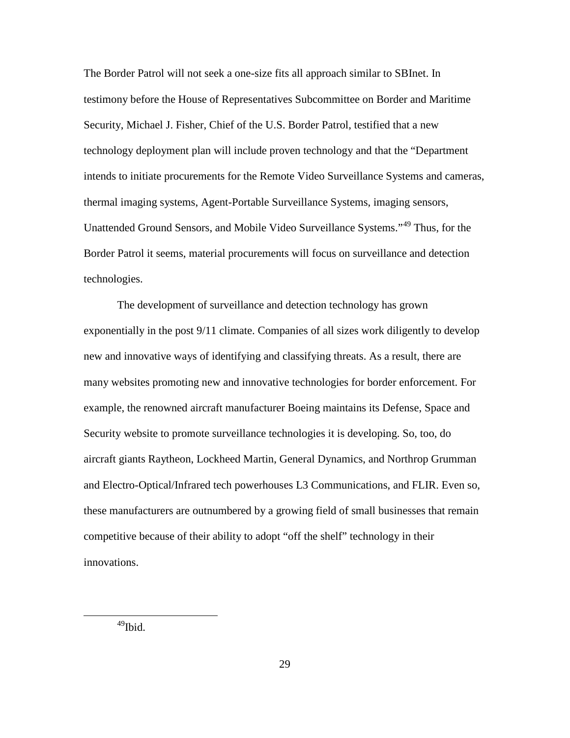The Border Patrol will not seek a one-size fits all approach similar to SBInet. In testimony before the House of Representatives Subcommittee on Border and Maritime Security, Michael J. Fisher, Chief of the U.S. Border Patrol, testified that a new technology deployment plan will include proven technology and that the "Department intends to initiate procurements for the Remote Video Surveillance Systems and cameras, thermal imaging systems, Agent-Portable Surveillance Systems, imaging sensors, Unattended Ground Sensors, and Mobile Video Surveillance Systems."[49] Thus, for the Border Patrol it seems, material procurements will focus on surveillance and detection technologies.

The development of surveillance and detection technology has grown exponentially in the post 9/11 climate. Companies of all sizes work diligently to develop new and innovative ways of identifying and classifying threats. As a result, there are many websites promoting new and innovative technologies for border enforcement. For example, the renowned aircraft manufacturer Boeing maintains its Defense, Space and Security website to promote surveillance technologies it is developing. So, too, do aircraft giants Raytheon, Lockheed Martin, General Dynamics, and Northrop Grumman and Electro-Optical/Infrared tech powerhouses L3 Communications, and FLIR. Even so, these manufacturers are outnumbered by a growing field of small businesses that remain competitive because of their ability to adopt "off the shelf" technology in their innovations.

---

[49]Ibid.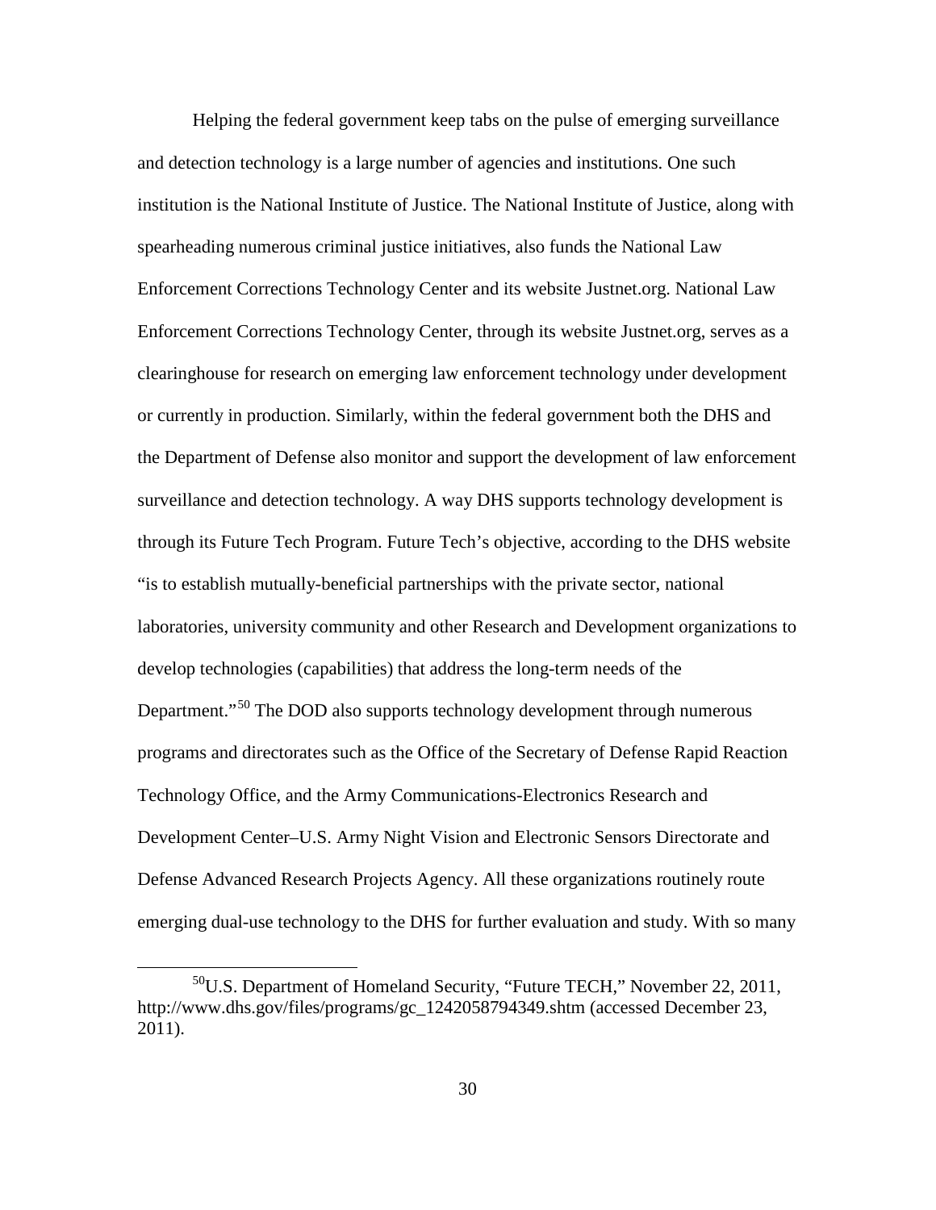Helping the federal government keep tabs on the pulse of emerging surveillance and detection technology is a large number of agencies and institutions. One such institution is the National Institute of Justice. The National Institute of Justice, along with spearheading numerous criminal justice initiatives, also funds the National Law Enforcement Corrections Technology Center and its website Justnet.org. National Law Enforcement Corrections Technology Center, through its website Justnet.org, serves as a clearinghouse for research on emerging law enforcement technology under development or currently in production. Similarly, within the federal government both the DHS and the Department of Defense also monitor and support the development of law enforcement surveillance and detection technology. A way DHS supports technology development is through its Future Tech Program. Future Tech's objective, according to the DHS website "is to establish mutually-beneficial partnerships with the private sector, national laboratories, university community and other Research and Development organizations to develop technologies (capabilities) that address the long-term needs of the Department."[50] The DOD also supports technology development through numerous programs and directorates such as the Office of the Secretary of Defense Rapid Reaction Technology Office, and the Army Communications-Electronics Research and Development Center–U.S. Army Night Vision and Electronic Sensors Directorate and Defense Advanced Research Projects Agency. All these organizations routinely route emerging dual-use technology to the DHS for further evaluation and study. With so many

---

[50]U.S. Department of Homeland Security, "Future TECH," November 22, 2011, http://www.dhs.gov/files/programs/gc_1242058794349.shtm (accessed December 23, 2011).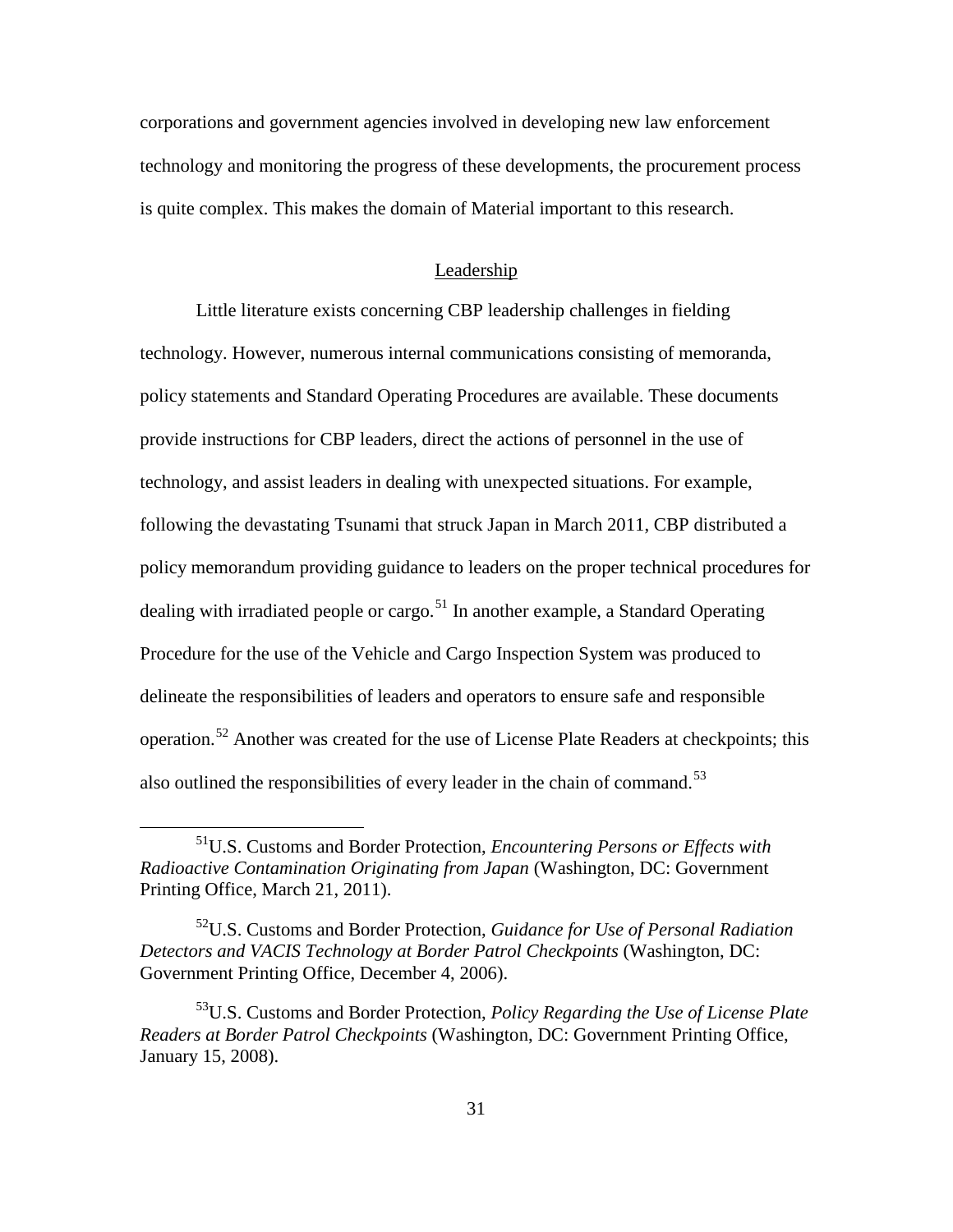corporations and government agencies involved in developing new law enforcement technology and monitoring the progress of these developments, the procurement process is quite complex. This makes the domain of Material important to this research.

## Leadership

Little literature exists concerning CBP leadership challenges in fielding technology. However, numerous internal communications consisting of memoranda, policy statements and Standard Operating Procedures are available. These documents provide instructions for CBP leaders, direct the actions of personnel in the use of technology, and assist leaders in dealing with unexpected situations. For example, following the devastating Tsunami that struck Japan in March 2011, CBP distributed a policy memorandum providing guidance to leaders on the proper technical procedures for dealing with irradiated people or cargo.[51] In another example, a Standard Operating Procedure for the use of the Vehicle and Cargo Inspection System was produced to delineate the responsibilities of leaders and operators to ensure safe and responsible operation.[52] Another was created for the use of License Plate Readers at checkpoints; this also outlined the responsibilities of every leader in the chain of command.[53]

---

[51]U.S. Customs and Border Protection, *Encountering Persons or Effects with Radioactive Contamination Originating from Japan* (Washington, DC: Government Printing Office, March 21, 2011).

[52]U.S. Customs and Border Protection, *Guidance for Use of Personal Radiation Detectors and VACIS Technology at Border Patrol Checkpoints* (Washington, DC: Government Printing Office, December 4, 2006).

[53]U.S. Customs and Border Protection, *Policy Regarding the Use of License Plate Readers at Border Patrol Checkpoints* (Washington, DC: Government Printing Office, January 15, 2008).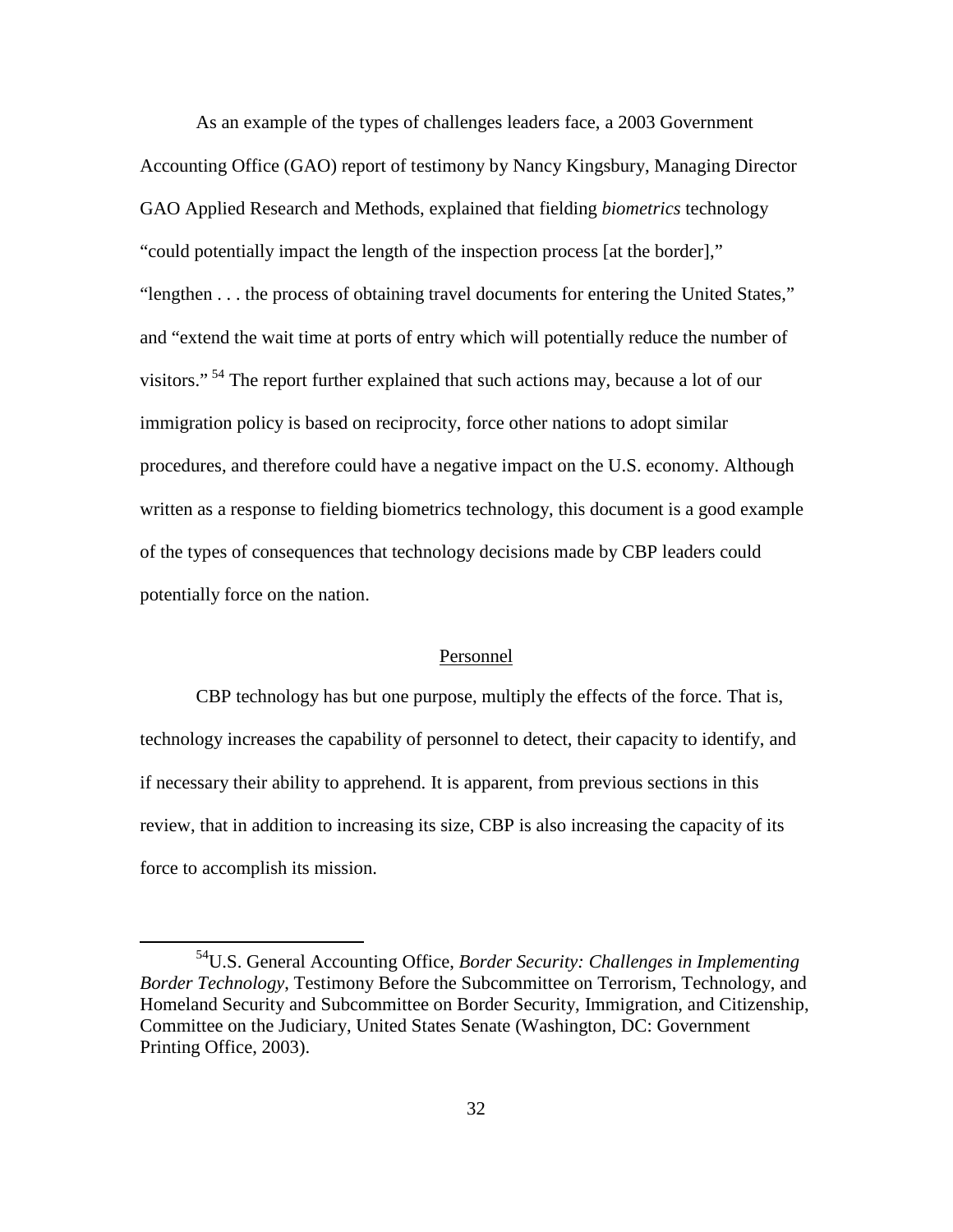As an example of the types of challenges leaders face, a 2003 Government Accounting Office (GAO) report of testimony by Nancy Kingsbury, Managing Director GAO Applied Research and Methods, explained that fielding *biometrics* technology "could potentially impact the length of the inspection process [at the border]," "lengthen . . . the process of obtaining travel documents for entering the United States," and "extend the wait time at ports of entry which will potentially reduce the number of visitors." [54] The report further explained that such actions may, because a lot of our immigration policy is based on reciprocity, force other nations to adopt similar procedures, and therefore could have a negative impact on the U.S. economy. Although written as a response to fielding biometrics technology, this document is a good example of the types of consequences that technology decisions made by CBP leaders could potentially force on the nation.

## Personnel

CBP technology has but one purpose, multiply the effects of the force. That is, technology increases the capability of personnel to detect, their capacity to identify, and if necessary their ability to apprehend. It is apparent, from previous sections in this review, that in addition to increasing its size, CBP is also increasing the capacity of its force to accomplish its mission.

---

[54] U.S. General Accounting Office, *Border Security: Challenges in Implementing Border Technology*, Testimony Before the Subcommittee on Terrorism, Technology, and Homeland Security and Subcommittee on Border Security, Immigration, and Citizenship, Committee on the Judiciary, United States Senate (Washington, DC: Government Printing Office, 2003).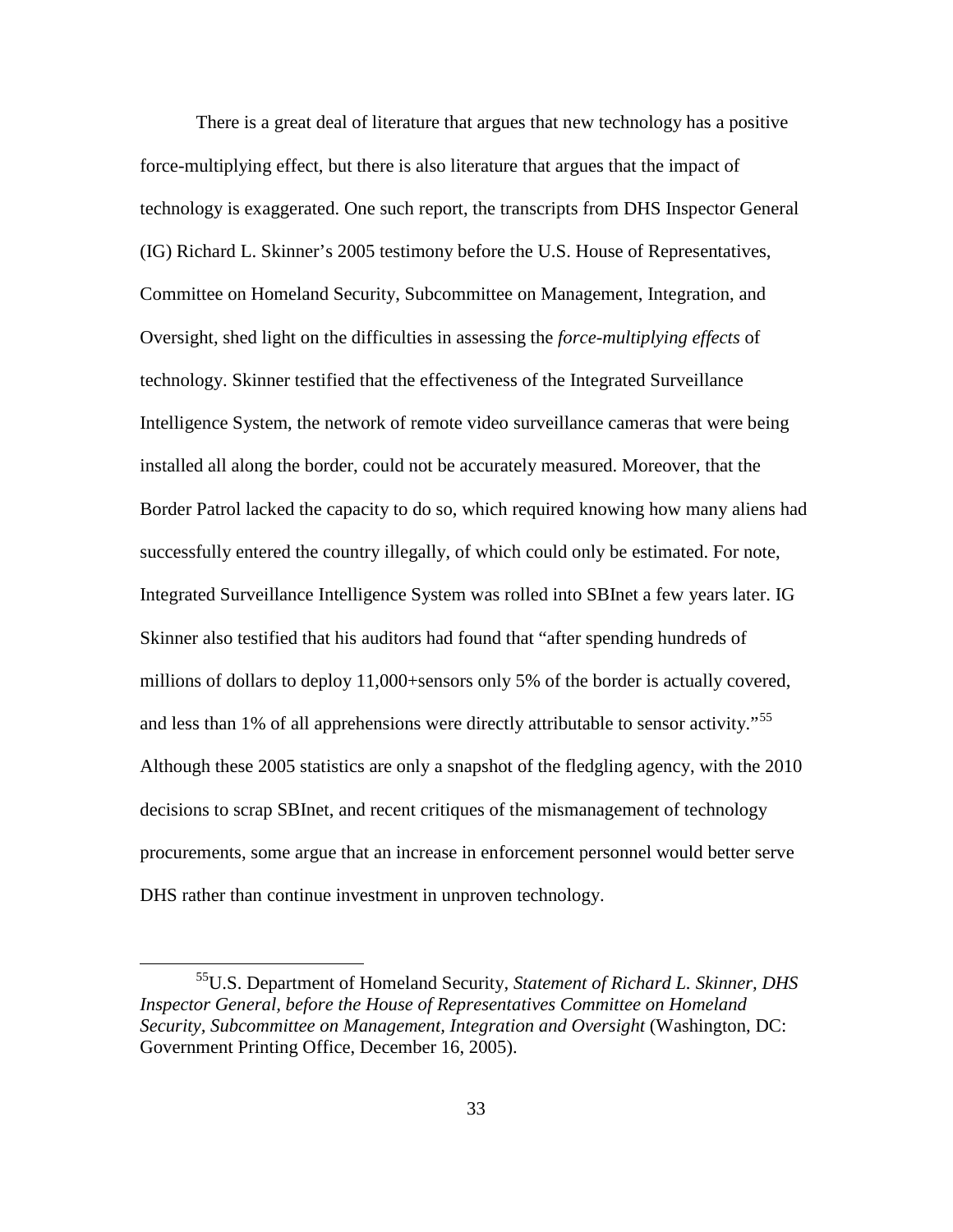There is a great deal of literature that argues that new technology has a positive force-multiplying effect, but there is also literature that argues that the impact of technology is exaggerated. One such report, the transcripts from DHS Inspector General (IG) Richard L. Skinner's 2005 testimony before the U.S. House of Representatives, Committee on Homeland Security, Subcommittee on Management, Integration, and Oversight, shed light on the difficulties in assessing the *force-multiplying effects* of technology. Skinner testified that the effectiveness of the Integrated Surveillance Intelligence System, the network of remote video surveillance cameras that were being installed all along the border, could not be accurately measured. Moreover, that the Border Patrol lacked the capacity to do so, which required knowing how many aliens had successfully entered the country illegally, of which could only be estimated. For note, Integrated Surveillance Intelligence System was rolled into SBInet a few years later. IG Skinner also testified that his auditors had found that "after spending hundreds of millions of dollars to deploy 11,000+sensors only 5% of the border is actually covered, and less than 1% of all apprehensions were directly attributable to sensor activity."[55] Although these 2005 statistics are only a snapshot of the fledgling agency, with the 2010 decisions to scrap SBInet, and recent critiques of the mismanagement of technology procurements, some argue that an increase in enforcement personnel would better serve DHS rather than continue investment in unproven technology.

[55]U.S. Department of Homeland Security, *Statement of Richard L. Skinner, DHS Inspector General, before the House of Representatives Committee on Homeland Security, Subcommittee on Management, Integration and Oversight* (Washington, DC: Government Printing Office, December 16, 2005).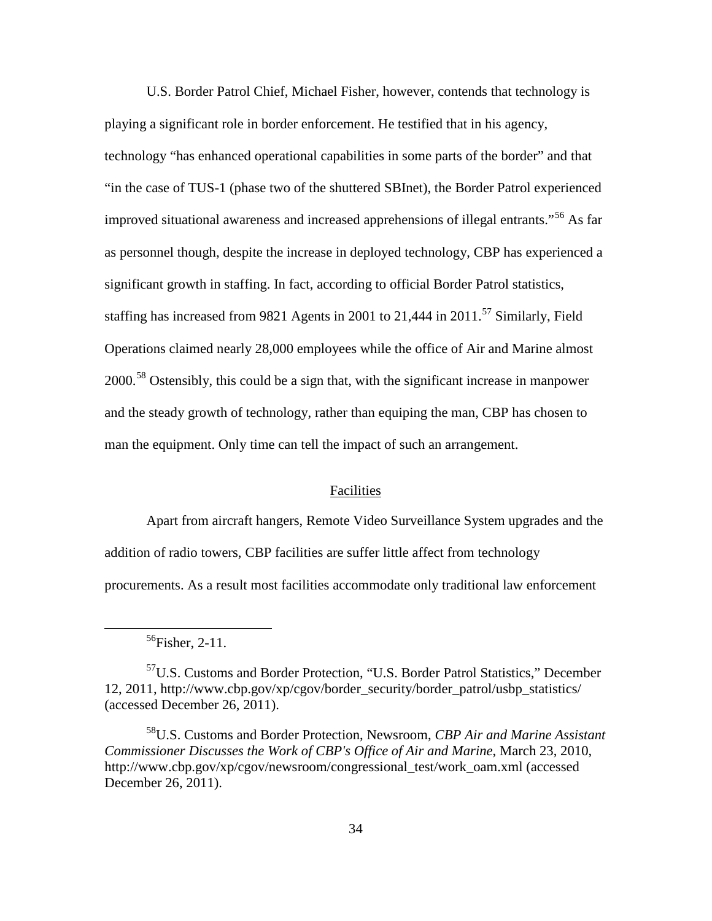U.S. Border Patrol Chief, Michael Fisher, however, contends that technology is playing a significant role in border enforcement. He testified that in his agency, technology "has enhanced operational capabilities in some parts of the border" and that "in the case of TUS-1 (phase two of the shuttered SBInet), the Border Patrol experienced improved situational awareness and increased apprehensions of illegal entrants."[56] As far as personnel though, despite the increase in deployed technology, CBP has experienced a significant growth in staffing. In fact, according to official Border Patrol statistics, staffing has increased from 9821 Agents in 2001 to 21,444 in 2011.[57] Similarly, Field Operations claimed nearly 28,000 employees while the office of Air and Marine almost 2000.[58] Ostensibly, this could be a sign that, with the significant increase in manpower and the steady growth of technology, rather than equiping the man, CBP has chosen to man the equipment. Only time can tell the impact of such an arrangement.

## Facilities

Apart from aircraft hangers, Remote Video Surveillance System upgrades and the addition of radio towers, CBP facilities are suffer little affect from technology procurements. As a result most facilities accommodate only traditional law enforcement

---

[56]Fisher, 2-11.

[57]U.S. Customs and Border Protection, "U.S. Border Patrol Statistics," December 12, 2011, http://www.cbp.gov/xp/cgov/border_security/border_patrol/usbp_statistics/ (accessed December 26, 2011).

[58]U.S. Customs and Border Protection, Newsroom, *CBP Air and Marine Assistant Commissioner Discusses the Work of CBP's Office of Air and Marine*, March 23, 2010, http://www.cbp.gov/xp/cgov/newsroom/congressional_test/work_oam.xml (accessed December 26, 2011).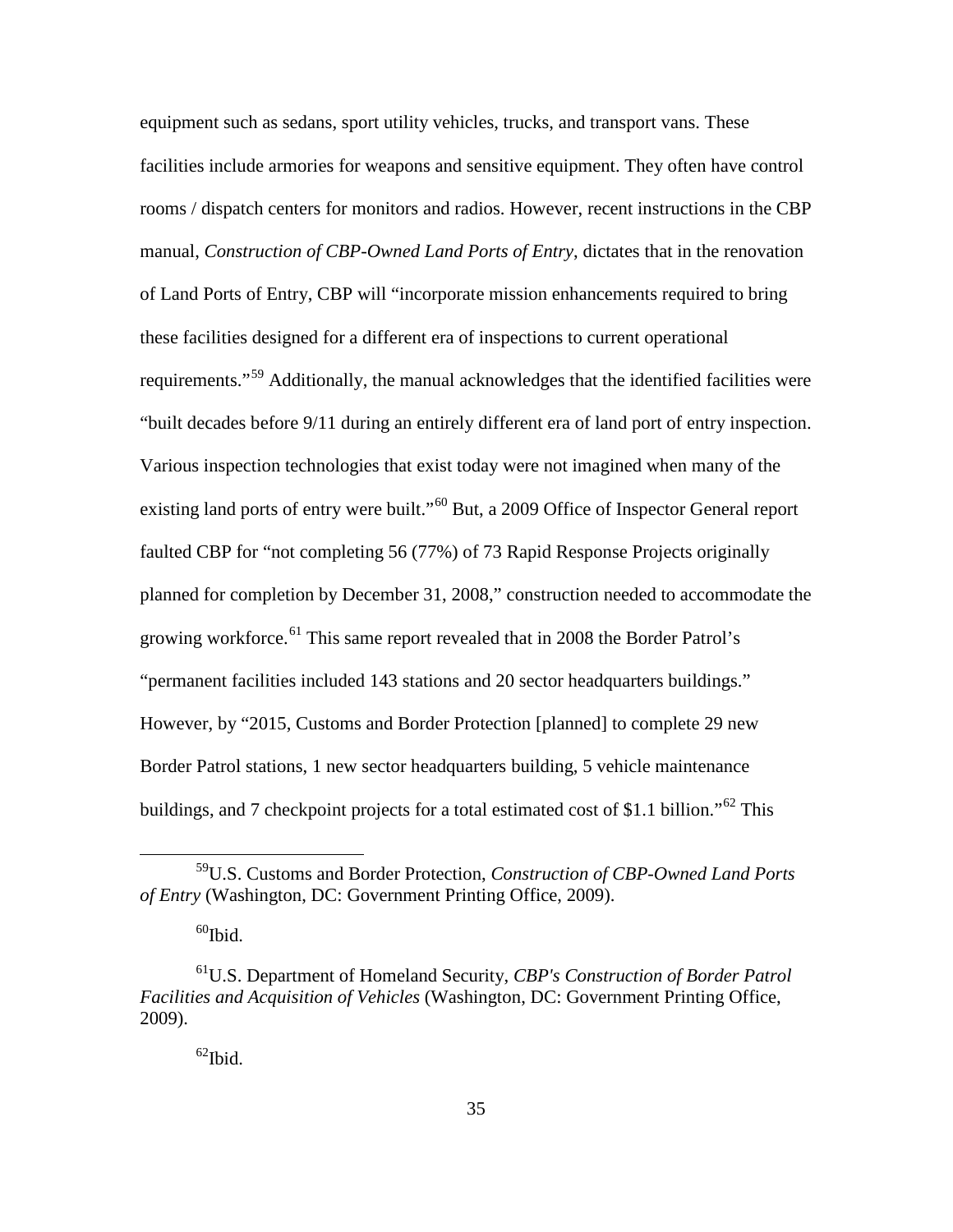equipment such as sedans, sport utility vehicles, trucks, and transport vans. These facilities include armories for weapons and sensitive equipment. They often have control rooms / dispatch centers for monitors and radios. However, recent instructions in the CBP manual, *Construction of CBP-Owned Land Ports of Entry*, dictates that in the renovation of Land Ports of Entry, CBP will "incorporate mission enhancements required to bring these facilities designed for a different era of inspections to current operational requirements."[59] Additionally, the manual acknowledges that the identified facilities were "built decades before 9/11 during an entirely different era of land port of entry inspection. Various inspection technologies that exist today were not imagined when many of the existing land ports of entry were built."[60] But, a 2009 Office of Inspector General report faulted CBP for "not completing 56 (77%) of 73 Rapid Response Projects originally planned for completion by December 31, 2008," construction needed to accommodate the growing workforce.[61] This same report revealed that in 2008 the Border Patrol's "permanent facilities included 143 stations and 20 sector headquarters buildings." However, by "2015, Customs and Border Protection [planned] to complete 29 new Border Patrol stations, 1 new sector headquarters building, 5 vehicle maintenance buildings, and 7 checkpoint projects for a total estimated cost of $1.1 billion."[62] This

---

[59]U.S. Customs and Border Protection, *Construction of CBP-Owned Land Ports of Entry* (Washington, DC: Government Printing Office, 2009).

[60]Ibid.

[61]U.S. Department of Homeland Security, *CBP's Construction of Border Patrol Facilities and Acquisition of Vehicles* (Washington, DC: Government Printing Office, 2009).

[62]Ibid.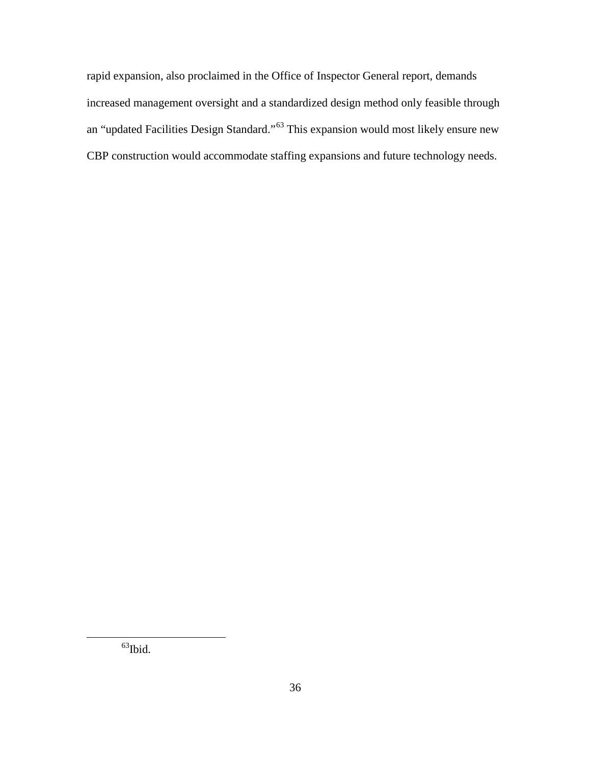rapid expansion, also proclaimed in the Office of Inspector General report, demands increased management oversight and a standardized design method only feasible through an "updated Facilities Design Standard."[63] This expansion would most likely ensure new CBP construction would accommodate staffing expansions and future technology needs.

[63]Ibid.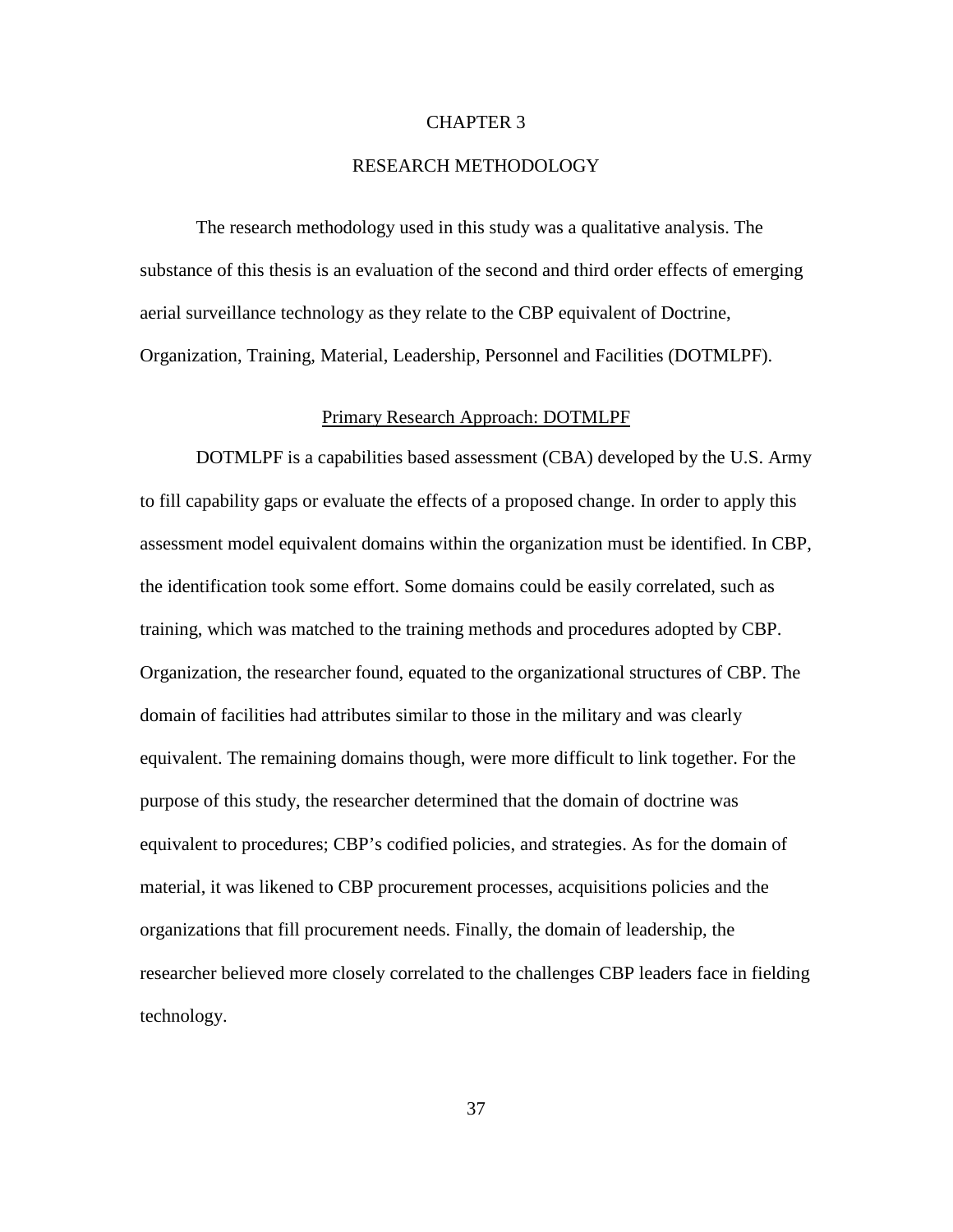# CHAPTER 3

# RESEARCH METHODOLOGY

The research methodology used in this study was a qualitative analysis. The substance of this thesis is an evaluation of the second and third order effects of emerging aerial surveillance technology as they relate to the CBP equivalent of Doctrine, Organization, Training, Material, Leadership, Personnel and Facilities (DOTMLPF).

## Primary Research Approach: DOTMLPF

DOTMLPF is a capabilities based assessment (CBA) developed by the U.S. Army to fill capability gaps or evaluate the effects of a proposed change. In order to apply this assessment model equivalent domains within the organization must be identified. In CBP, the identification took some effort. Some domains could be easily correlated, such as training, which was matched to the training methods and procedures adopted by CBP. Organization, the researcher found, equated to the organizational structures of CBP. The domain of facilities had attributes similar to those in the military and was clearly equivalent. The remaining domains though, were more difficult to link together. For the purpose of this study, the researcher determined that the domain of doctrine was equivalent to procedures; CBP's codified policies, and strategies. As for the domain of material, it was likened to CBP procurement processes, acquisitions policies and the organizations that fill procurement needs. Finally, the domain of leadership, the researcher believed more closely correlated to the challenges CBP leaders face in fielding technology.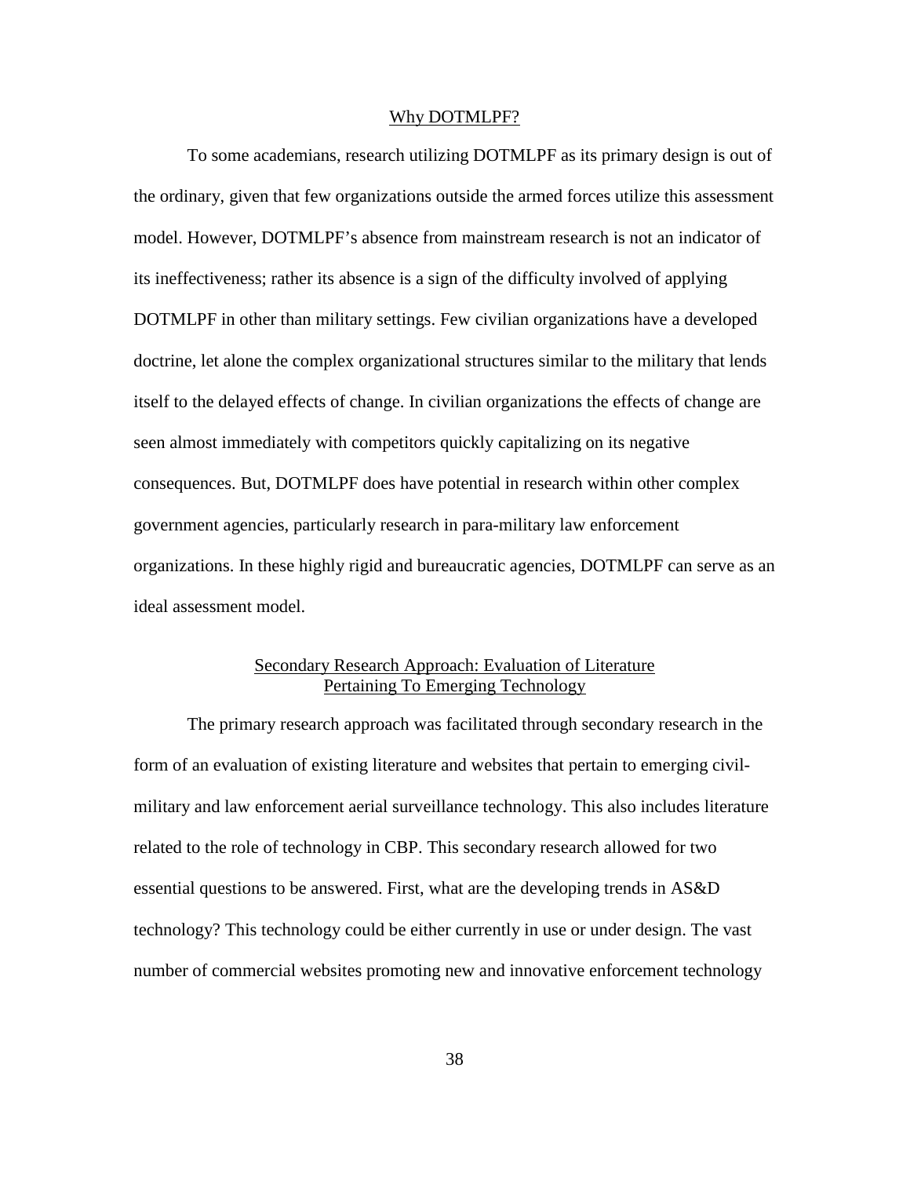## Why DOTMLPF?

To some academians, research utilizing DOTMLPF as its primary design is out of the ordinary, given that few organizations outside the armed forces utilize this assessment model. However, DOTMLPF's absence from mainstream research is not an indicator of its ineffectiveness; rather its absence is a sign of the difficulty involved of applying DOTMLPF in other than military settings. Few civilian organizations have a developed doctrine, let alone the complex organizational structures similar to the military that lends itself to the delayed effects of change. In civilian organizations the effects of change are seen almost immediately with competitors quickly capitalizing on its negative consequences. But, DOTMLPF does have potential in research within other complex government agencies, particularly research in para-military law enforcement organizations. In these highly rigid and bureaucratic agencies, DOTMLPF can serve as an ideal assessment model.

## Secondary Research Approach: Evaluation of Literature Pertaining To Emerging Technology

The primary research approach was facilitated through secondary research in the form of an evaluation of existing literature and websites that pertain to emerging civil-military and law enforcement aerial surveillance technology. This also includes literature related to the role of technology in CBP. This secondary research allowed for two essential questions to be answered. First, what are the developing trends in AS&D technology? This technology could be either currently in use or under design. The vast number of commercial websites promoting new and innovative enforcement technology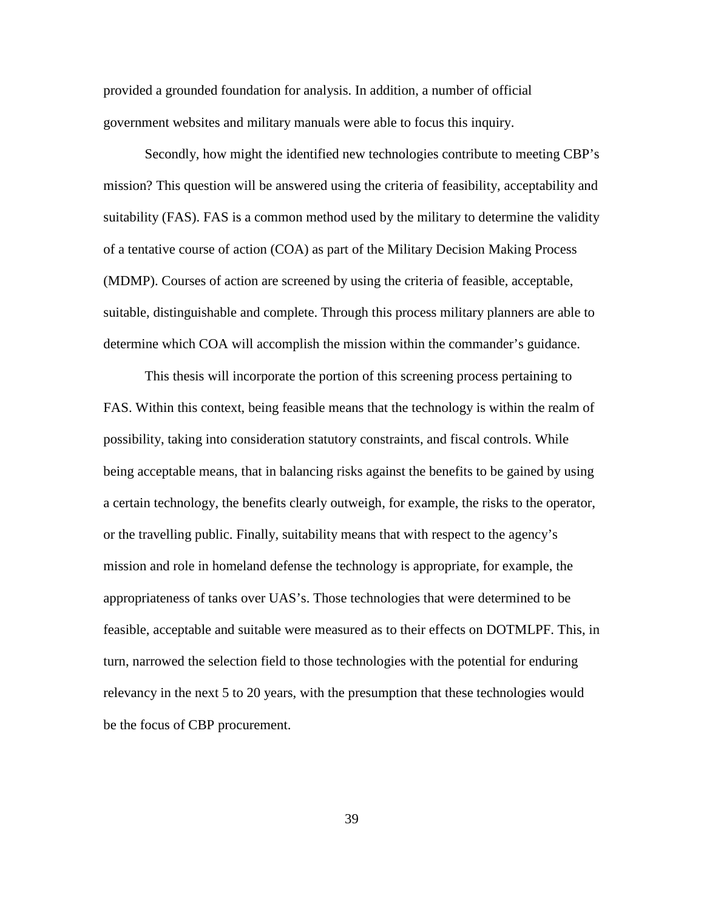provided a grounded foundation for analysis. In addition, a number of official government websites and military manuals were able to focus this inquiry.

Secondly, how might the identified new technologies contribute to meeting CBP's mission? This question will be answered using the criteria of feasibility, acceptability and suitability (FAS). FAS is a common method used by the military to determine the validity of a tentative course of action (COA) as part of the Military Decision Making Process (MDMP). Courses of action are screened by using the criteria of feasible, acceptable, suitable, distinguishable and complete. Through this process military planners are able to determine which COA will accomplish the mission within the commander's guidance.

This thesis will incorporate the portion of this screening process pertaining to FAS. Within this context, being feasible means that the technology is within the realm of possibility, taking into consideration statutory constraints, and fiscal controls. While being acceptable means, that in balancing risks against the benefits to be gained by using a certain technology, the benefits clearly outweigh, for example, the risks to the operator, or the travelling public. Finally, suitability means that with respect to the agency's mission and role in homeland defense the technology is appropriate, for example, the appropriateness of tanks over UAS's. Those technologies that were determined to be feasible, acceptable and suitable were measured as to their effects on DOTMLPF. This, in turn, narrowed the selection field to those technologies with the potential for enduring relevancy in the next 5 to 20 years, with the presumption that these technologies would be the focus of CBP procurement.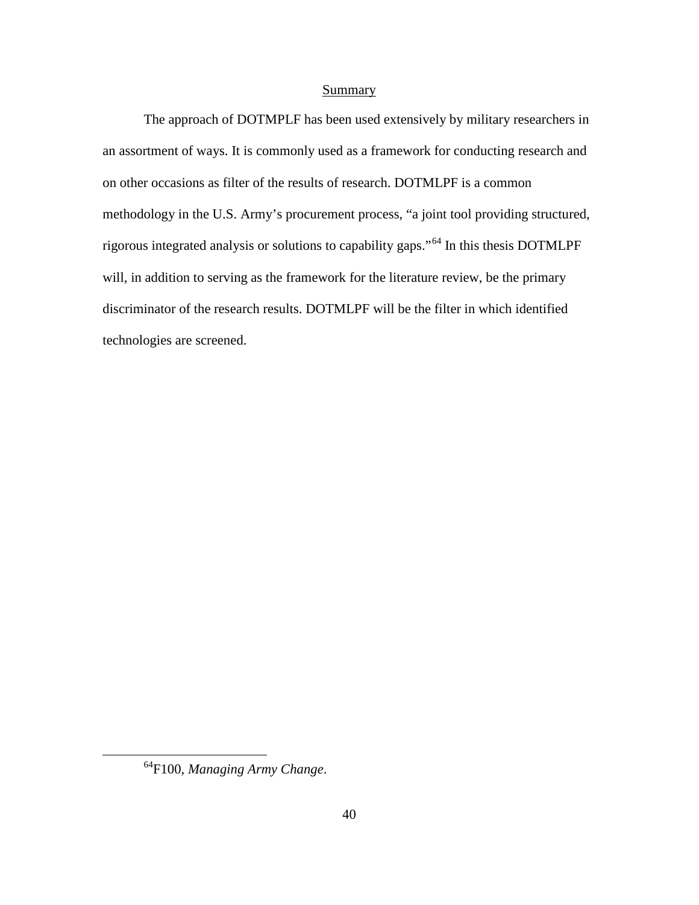## Summary

The approach of DOTMPLF has been used extensively by military researchers in an assortment of ways. It is commonly used as a framework for conducting research and on other occasions as filter of the results of research. DOTMLPF is a common methodology in the U.S. Army's procurement process, "a joint tool providing structured, rigorous integrated analysis or solutions to capability gaps."[64] In this thesis DOTMLPF will, in addition to serving as the framework for the literature review, be the primary discriminator of the research results. DOTMLPF will be the filter in which identified technologies are screened.

---

[64]F100, *Managing Army Change*.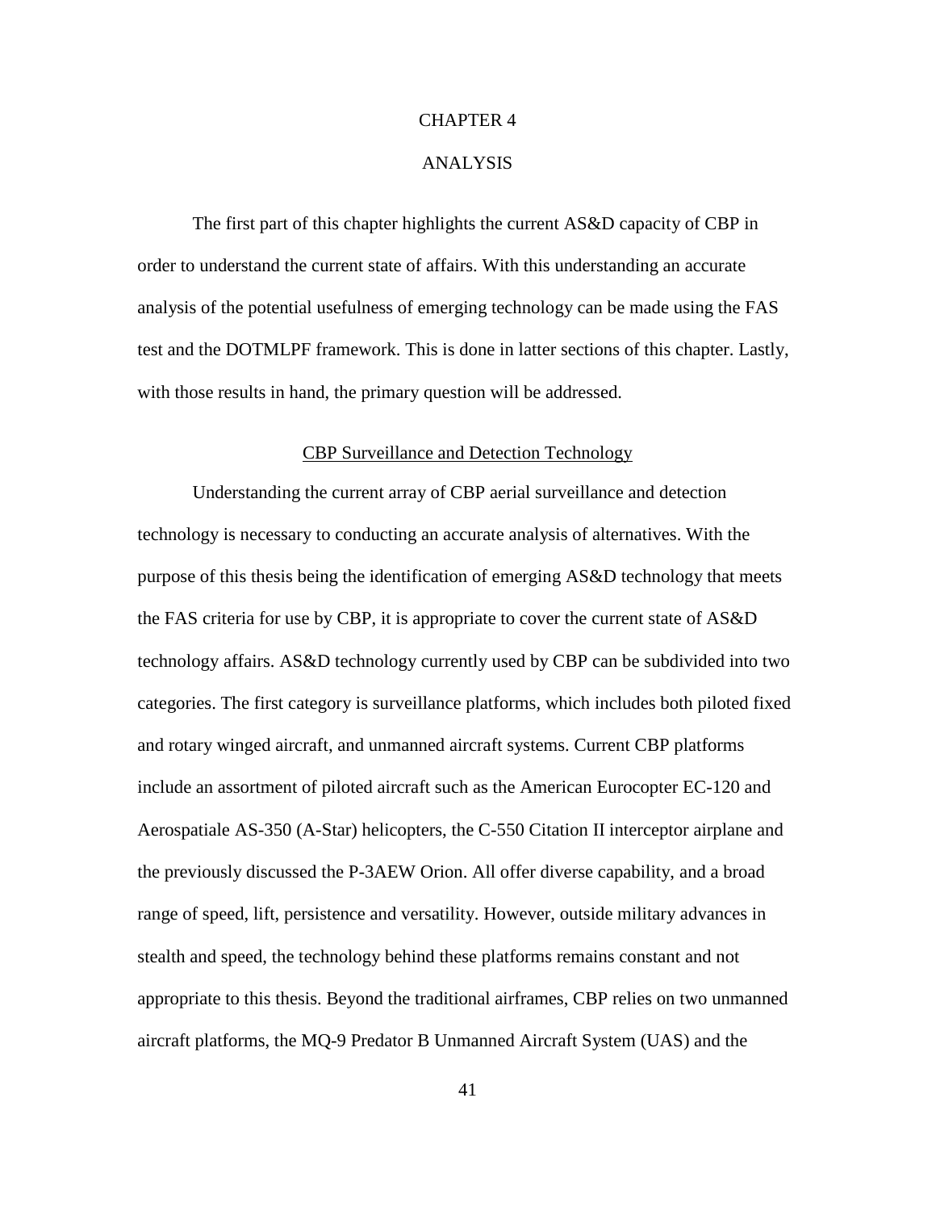# CHAPTER 4

# ANALYSIS

The first part of this chapter highlights the current AS&D capacity of CBP in order to understand the current state of affairs. With this understanding an accurate analysis of the potential usefulness of emerging technology can be made using the FAS test and the DOTMLPF framework. This is done in latter sections of this chapter. Lastly, with those results in hand, the primary question will be addressed.

## CBP Surveillance and Detection Technology

Understanding the current array of CBP aerial surveillance and detection technology is necessary to conducting an accurate analysis of alternatives. With the purpose of this thesis being the identification of emerging AS&D technology that meets the FAS criteria for use by CBP, it is appropriate to cover the current state of AS&D technology affairs. AS&D technology currently used by CBP can be subdivided into two categories. The first category is surveillance platforms, which includes both piloted fixed and rotary winged aircraft, and unmanned aircraft systems. Current CBP platforms include an assortment of piloted aircraft such as the American Eurocopter EC-120 and Aerospatiale AS-350 (A-Star) helicopters, the C-550 Citation II interceptor airplane and the previously discussed the P-3AEW Orion. All offer diverse capability, and a broad range of speed, lift, persistence and versatility. However, outside military advances in stealth and speed, the technology behind these platforms remains constant and not appropriate to this thesis. Beyond the traditional airframes, CBP relies on two unmanned aircraft platforms, the MQ-9 Predator B Unmanned Aircraft System (UAS) and the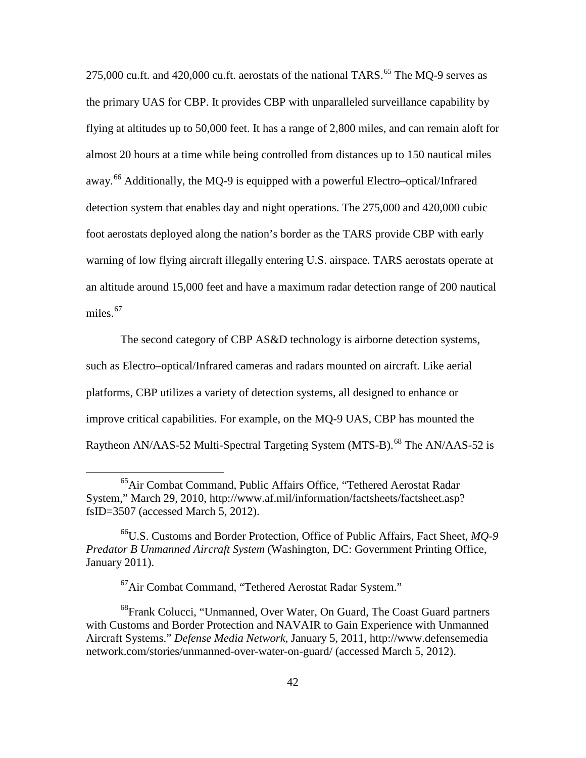275,000 cu.ft. and 420,000 cu.ft. aerostats of the national TARS.[65] The MQ-9 serves as the primary UAS for CBP. It provides CBP with unparalleled surveillance capability by flying at altitudes up to 50,000 feet. It has a range of 2,800 miles, and can remain aloft for almost 20 hours at a time while being controlled from distances up to 150 nautical miles away.[66] Additionally, the MQ-9 is equipped with a powerful Electro–optical/Infrared detection system that enables day and night operations. The 275,000 and 420,000 cubic foot aerostats deployed along the nation's border as the TARS provide CBP with early warning of low flying aircraft illegally entering U.S. airspace. TARS aerostats operate at an altitude around 15,000 feet and have a maximum radar detection range of 200 nautical miles.[67]

The second category of CBP AS&D technology is airborne detection systems, such as Electro–optical/Infrared cameras and radars mounted on aircraft. Like aerial platforms, CBP utilizes a variety of detection systems, all designed to enhance or improve critical capabilities. For example, on the MQ-9 UAS, CBP has mounted the Raytheon AN/AAS-52 Multi-Spectral Targeting System (MTS-B).[68] The AN/AAS-52 is

---

[65] Air Combat Command, Public Affairs Office, "Tethered Aerostat Radar System," March 29, 2010, http://www.af.mil/information/factsheets/factsheet.asp?fsID=3507 (accessed March 5, 2012).

[66] U.S. Customs and Border Protection, Office of Public Affairs, Fact Sheet, *MQ-9 Predator B Unmanned Aircraft System* (Washington, DC: Government Printing Office, January 2011).

[67] Air Combat Command, "Tethered Aerostat Radar System."

[68] Frank Colucci, "Unmanned, Over Water, On Guard, The Coast Guard partners with Customs and Border Protection and NAVAIR to Gain Experience with Unmanned Aircraft Systems." *Defense Media Network*, January 5, 2011, http://www.defensemedia network.com/stories/unmanned-over-water-on-guard/ (accessed March 5, 2012).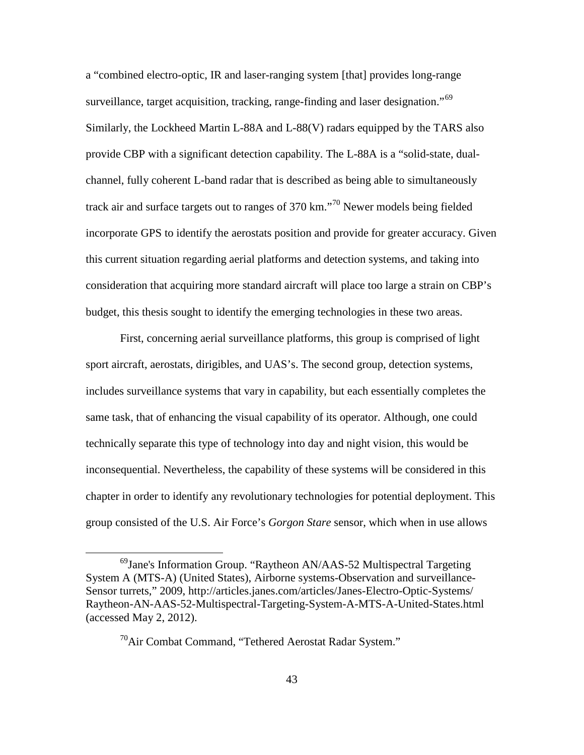a "combined electro-optic, IR and laser-ranging system [that] provides long-range surveillance, target acquisition, tracking, range-finding and laser designation."[69] Similarly, the Lockheed Martin L-88A and L-88(V) radars equipped by the TARS also provide CBP with a significant detection capability. The L-88A is a "solid-state, dual-channel, fully coherent L-band radar that is described as being able to simultaneously track air and surface targets out to ranges of 370 km."[70] Newer models being fielded incorporate GPS to identify the aerostats position and provide for greater accuracy. Given this current situation regarding aerial platforms and detection systems, and taking into consideration that acquiring more standard aircraft will place too large a strain on CBP's budget, this thesis sought to identify the emerging technologies in these two areas.

First, concerning aerial surveillance platforms, this group is comprised of light sport aircraft, aerostats, dirigibles, and UAS's. The second group, detection systems, includes surveillance systems that vary in capability, but each essentially completes the same task, that of enhancing the visual capability of its operator. Although, one could technically separate this type of technology into day and night vision, this would be inconsequential. Nevertheless, the capability of these systems will be considered in this chapter in order to identify any revolutionary technologies for potential deployment. This group consisted of the U.S. Air Force's *Gorgon Stare* sensor, which when in use allows

[69] Jane's Information Group. "Raytheon AN/AAS-52 Multispectral Targeting System A (MTS-A) (United States), Airborne systems-Observation and surveillance-Sensor turrets," 2009, http://articles.janes.com/articles/Janes-Electro-Optic-Systems/Raytheon-AN-AAS-52-Multispectral-Targeting-System-A-MTS-A-United-States.html (accessed May 2, 2012).

[70] Air Combat Command, "Tethered Aerostat Radar System."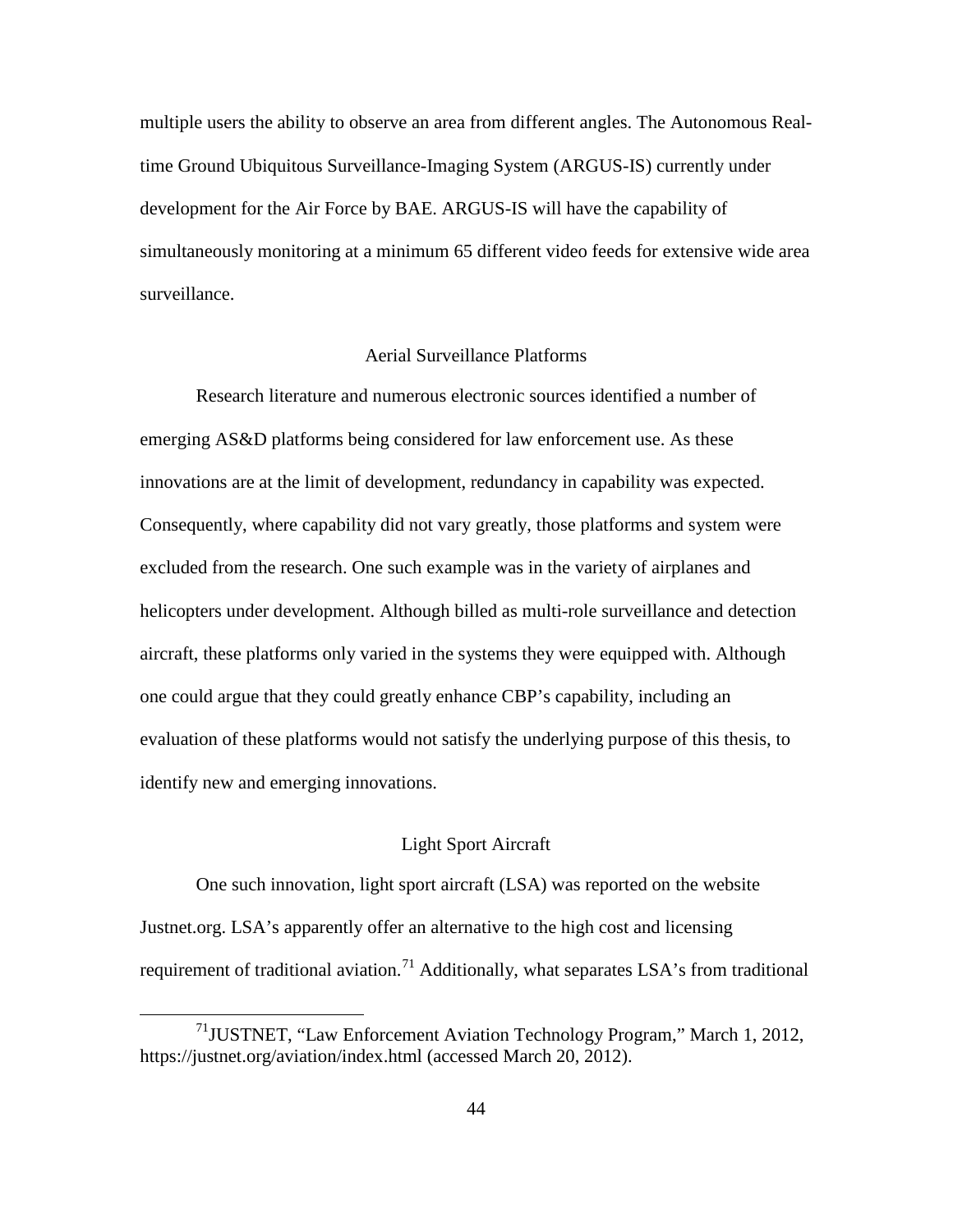multiple users the ability to observe an area from different angles. The Autonomous Real-time Ground Ubiquitous Surveillance-Imaging System (ARGUS-IS) currently under development for the Air Force by BAE. ARGUS-IS will have the capability of simultaneously monitoring at a minimum 65 different video feeds for extensive wide area surveillance.

## Aerial Surveillance Platforms

Research literature and numerous electronic sources identified a number of emerging AS&D platforms being considered for law enforcement use. As these innovations are at the limit of development, redundancy in capability was expected. Consequently, where capability did not vary greatly, those platforms and system were excluded from the research. One such example was in the variety of airplanes and helicopters under development. Although billed as multi-role surveillance and detection aircraft, these platforms only varied in the systems they were equipped with. Although one could argue that they could greatly enhance CBP's capability, including an evaluation of these platforms would not satisfy the underlying purpose of this thesis, to identify new and emerging innovations.

### Light Sport Aircraft

One such innovation, light sport aircraft (LSA) was reported on the website Justnet.org. LSA's apparently offer an alternative to the high cost and licensing requirement of traditional aviation.[71] Additionally, what separates LSA's from traditional

[71] JUSTNET, "Law Enforcement Aviation Technology Program," March 1, 2012, https://justnet.org/aviation/index.html (accessed March 20, 2012).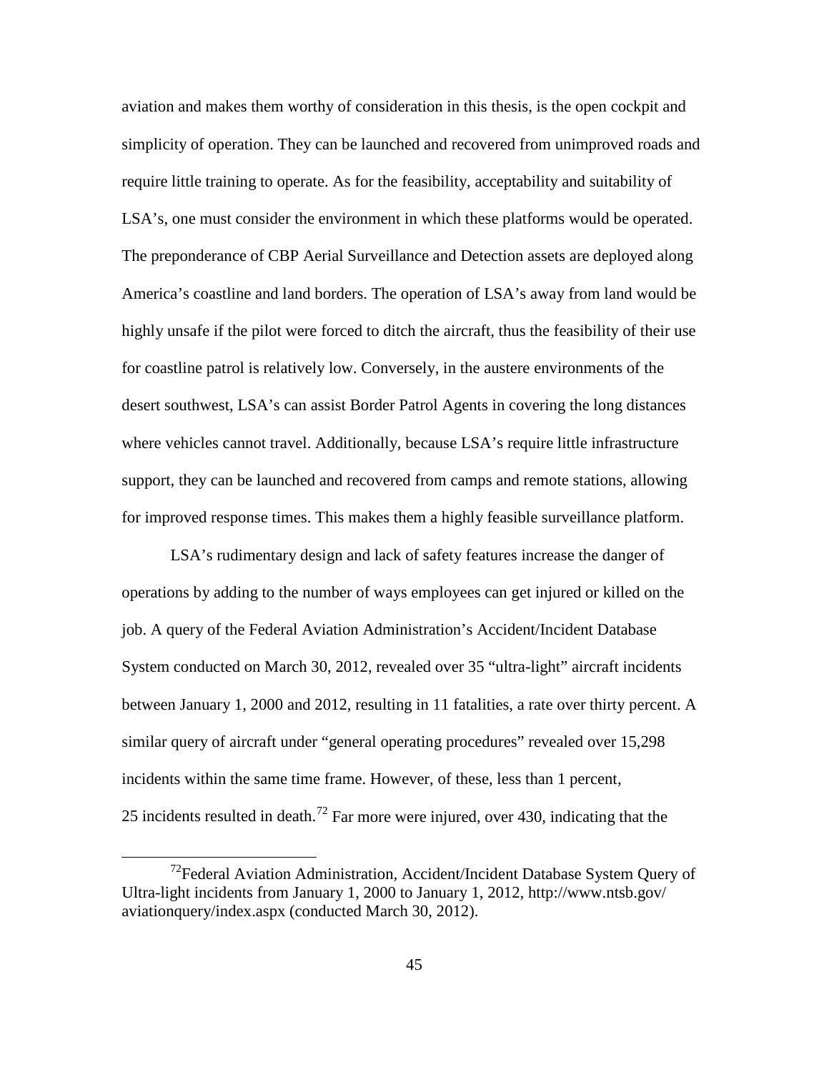aviation and makes them worthy of consideration in this thesis, is the open cockpit and simplicity of operation. They can be launched and recovered from unimproved roads and require little training to operate. As for the feasibility, acceptability and suitability of LSA's, one must consider the environment in which these platforms would be operated. The preponderance of CBP Aerial Surveillance and Detection assets are deployed along America's coastline and land borders. The operation of LSA's away from land would be highly unsafe if the pilot were forced to ditch the aircraft, thus the feasibility of their use for coastline patrol is relatively low. Conversely, in the austere environments of the desert southwest, LSA's can assist Border Patrol Agents in covering the long distances where vehicles cannot travel. Additionally, because LSA's require little infrastructure support, they can be launched and recovered from camps and remote stations, allowing for improved response times. This makes them a highly feasible surveillance platform.

LSA's rudimentary design and lack of safety features increase the danger of operations by adding to the number of ways employees can get injured or killed on the job. A query of the Federal Aviation Administration's Accident/Incident Database System conducted on March 30, 2012, revealed over 35 "ultra-light" aircraft incidents between January 1, 2000 and 2012, resulting in 11 fatalities, a rate over thirty percent. A similar query of aircraft under "general operating procedures" revealed over 15,298 incidents within the same time frame. However, of these, less than 1 percent, 25 incidents resulted in death.[72] Far more were injured, over 430, indicating that the

[72] Federal Aviation Administration, Accident/Incident Database System Query of Ultra-light incidents from January 1, 2000 to January 1, 2012, http://www.ntsb.gov/aviationquery/index.aspx (conducted March 30, 2012).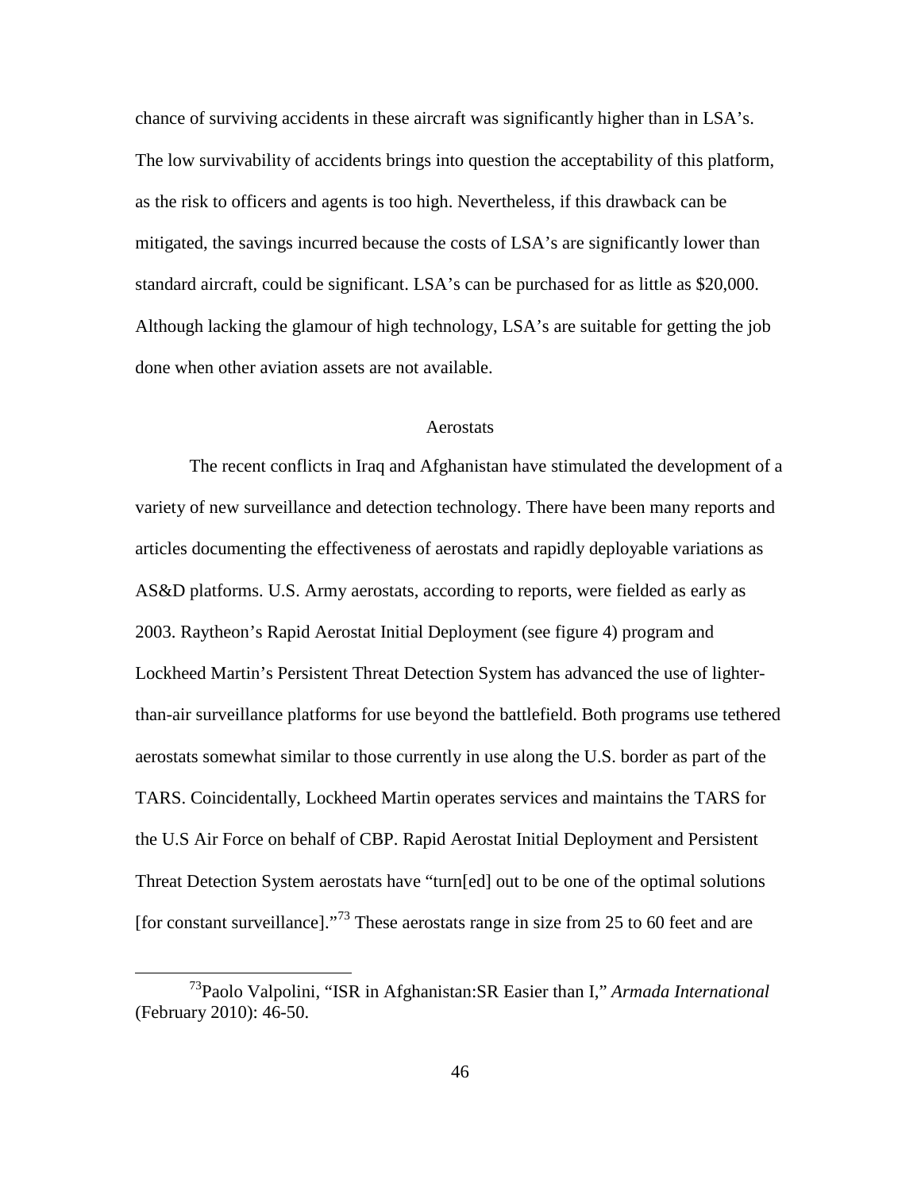chance of surviving accidents in these aircraft was significantly higher than in LSA's. The low survivability of accidents brings into question the acceptability of this platform, as the risk to officers and agents is too high. Nevertheless, if this drawback can be mitigated, the savings incurred because the costs of LSA's are significantly lower than standard aircraft, could be significant. LSA's can be purchased for as little as $20,000. Although lacking the glamour of high technology, LSA's are suitable for getting the job done when other aviation assets are not available.

## Aerostats

The recent conflicts in Iraq and Afghanistan have stimulated the development of a variety of new surveillance and detection technology. There have been many reports and articles documenting the effectiveness of aerostats and rapidly deployable variations as AS&D platforms. U.S. Army aerostats, according to reports, were fielded as early as 2003. Raytheon's Rapid Aerostat Initial Deployment (see figure 4) program and Lockheed Martin's Persistent Threat Detection System has advanced the use of lighter-than-air surveillance platforms for use beyond the battlefield. Both programs use tethered aerostats somewhat similar to those currently in use along the U.S. border as part of the TARS. Coincidentally, Lockheed Martin operates services and maintains the TARS for the U.S Air Force on behalf of CBP. Rapid Aerostat Initial Deployment and Persistent Threat Detection System aerostats have "turn[ed] out to be one of the optimal solutions [for constant surveillance]."[73] These aerostats range in size from 25 to 60 feet and are

[73] Paolo Valpolini, "ISR in Afghanistan:SR Easier than I," *Armada International* (February 2010): 46-50.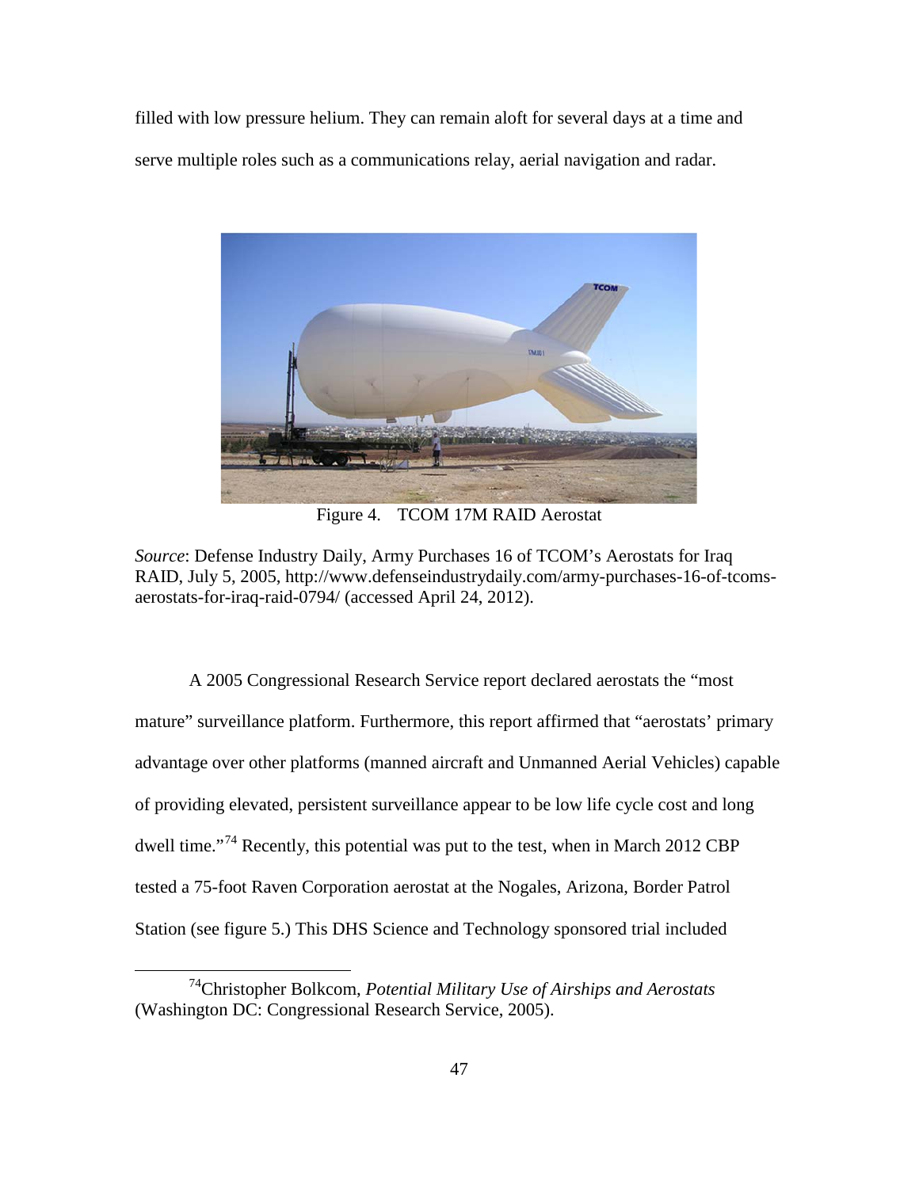filled with low pressure helium. They can remain aloft for several days at a time and serve multiple roles such as a communications relay, aerial navigation and radar.

Figure 4. TCOM 17M RAID Aerostat

*Source*: Defense Industry Daily, Army Purchases 16 of TCOM's Aerostats for Iraq RAID, July 5, 2005, http://www.defenseindustrydaily.com/army-purchases-16-of-tcoms-aerostats-for-iraq-raid-0794/ (accessed April 24, 2012).

A 2005 Congressional Research Service report declared aerostats the "most mature" surveillance platform. Furthermore, this report affirmed that "aerostats' primary advantage over other platforms (manned aircraft and Unmanned Aerial Vehicles) capable of providing elevated, persistent surveillance appear to be low life cycle cost and long dwell time."[74] Recently, this potential was put to the test, when in March 2012 CBP tested a 75-foot Raven Corporation aerostat at the Nogales, Arizona, Border Patrol Station (see figure 5.) This DHS Science and Technology sponsored trial included

[74]Christopher Bolkcom, *Potential Military Use of Airships and Aerostats* (Washington DC: Congressional Research Service, 2005).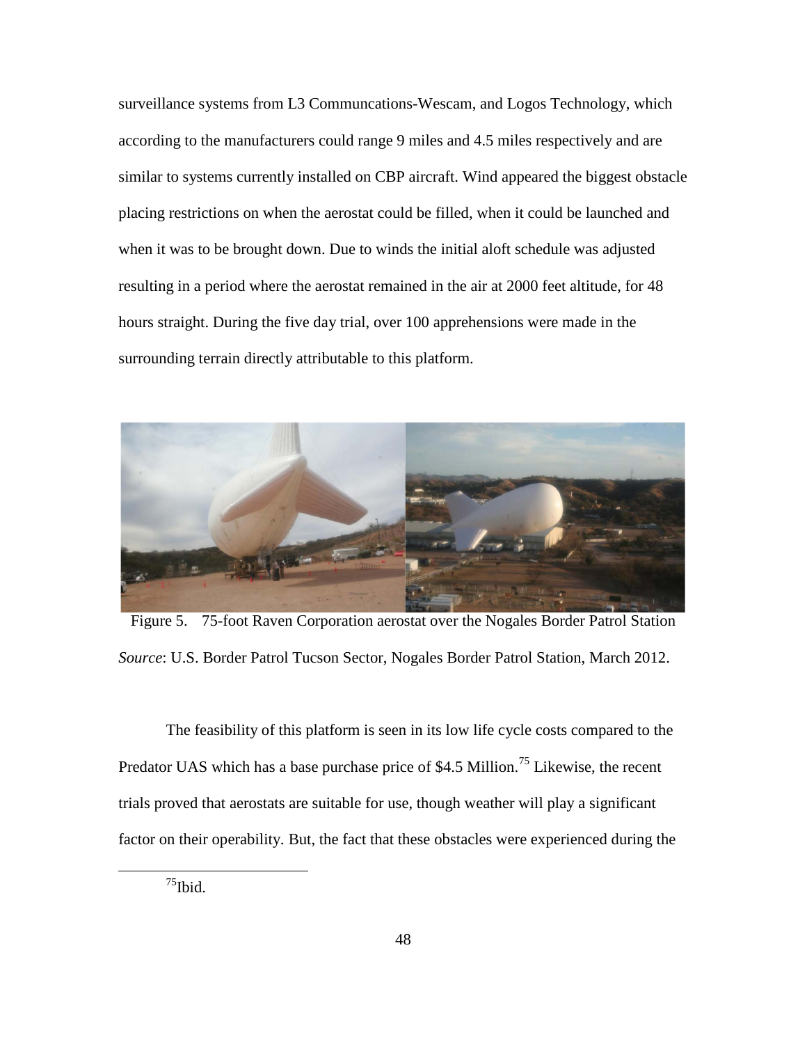surveillance systems from L3 Communcations-Wescam, and Logos Technology, which according to the manufacturers could range 9 miles and 4.5 miles respectively and are similar to systems currently installed on CBP aircraft. Wind appeared the biggest obstacle placing restrictions on when the aerostat could be filled, when it could be launched and when it was to be brought down. Due to winds the initial aloft schedule was adjusted resulting in a period where the aerostat remained in the air at 2000 feet altitude, for 48 hours straight. During the five day trial, over 100 apprehensions were made in the surrounding terrain directly attributable to this platform.

Figure 5. 75-foot Raven Corporation aerostat over the Nogales Border Patrol Station

*Source*: U.S. Border Patrol Tucson Sector, Nogales Border Patrol Station, March 2012.

The feasibility of this platform is seen in its low life cycle costs compared to the Predator UAS which has a base purchase price of $4.5 Million.[75] Likewise, the recent trials proved that aerostats are suitable for use, though weather will play a significant factor on their operability. But, the fact that these obstacles were experienced during the

[75]Ibid.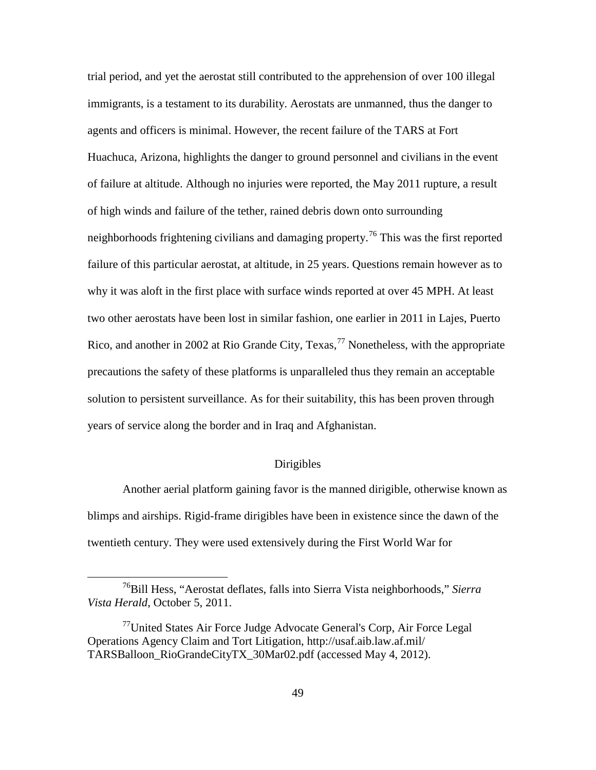trial period, and yet the aerostat still contributed to the apprehension of over 100 illegal immigrants, is a testament to its durability. Aerostats are unmanned, thus the danger to agents and officers is minimal. However, the recent failure of the TARS at Fort Huachuca, Arizona, highlights the danger to ground personnel and civilians in the event of failure at altitude. Although no injuries were reported, the May 2011 rupture, a result of high winds and failure of the tether, rained debris down onto surrounding neighborhoods frightening civilians and damaging property.[76] This was the first reported failure of this particular aerostat, at altitude, in 25 years. Questions remain however as to why it was aloft in the first place with surface winds reported at over 45 MPH. At least two other aerostats have been lost in similar fashion, one earlier in 2011 in Lajes, Puerto Rico, and another in 2002 at Rio Grande City, Texas,[77] Nonetheless, with the appropriate precautions the safety of these platforms is unparalleled thus they remain an acceptable solution to persistent surveillance. As for their suitability, this has been proven through years of service along the border and in Iraq and Afghanistan.

## Dirigibles

Another aerial platform gaining favor is the manned dirigible, otherwise known as blimps and airships. Rigid-frame dirigibles have been in existence since the dawn of the twentieth century. They were used extensively during the First World War for

---

[76] Bill Hess, "Aerostat deflates, falls into Sierra Vista neighborhoods," *Sierra Vista Herald*, October 5, 2011.

[77] United States Air Force Judge Advocate General's Corp, Air Force Legal Operations Agency Claim and Tort Litigation, http://usaf.aib.law.af.mil/TARSBalloon_RioGrandeCityTX_30Mar02.pdf (accessed May 4, 2012).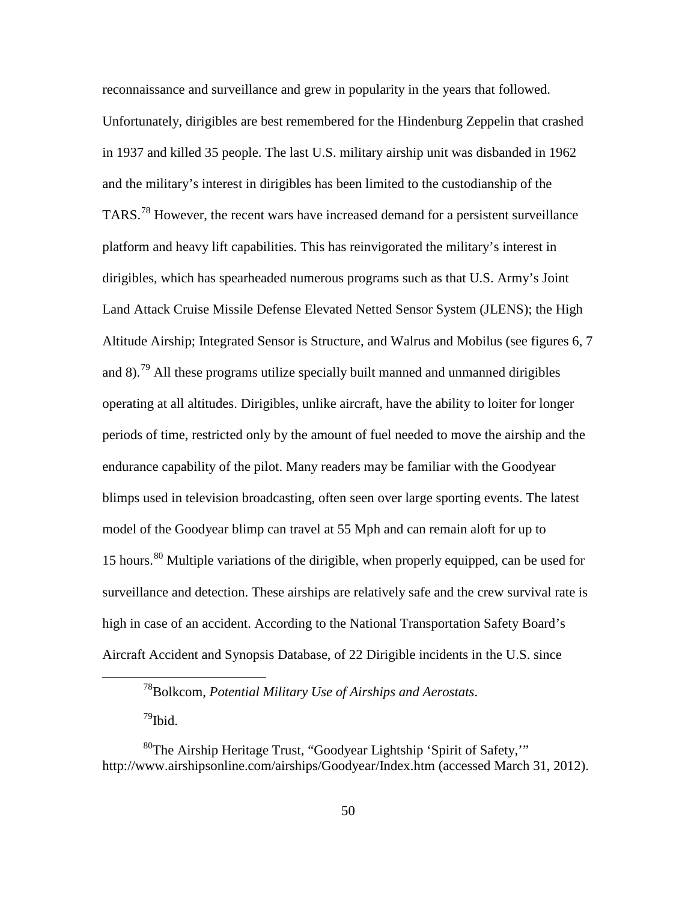reconnaissance and surveillance and grew in popularity in the years that followed. Unfortunately, dirigibles are best remembered for the Hindenburg Zeppelin that crashed in 1937 and killed 35 people. The last U.S. military airship unit was disbanded in 1962 and the military's interest in dirigibles has been limited to the custodianship of the TARS.[78] However, the recent wars have increased demand for a persistent surveillance platform and heavy lift capabilities. This has reinvigorated the military's interest in dirigibles, which has spearheaded numerous programs such as that U.S. Army's Joint Land Attack Cruise Missile Defense Elevated Netted Sensor System (JLENS); the High Altitude Airship; Integrated Sensor is Structure, and Walrus and Mobilus (see figures 6, 7 and 8).[79] All these programs utilize specially built manned and unmanned dirigibles operating at all altitudes. Dirigibles, unlike aircraft, have the ability to loiter for longer periods of time, restricted only by the amount of fuel needed to move the airship and the endurance capability of the pilot. Many readers may be familiar with the Goodyear blimps used in television broadcasting, often seen over large sporting events. The latest model of the Goodyear blimp can travel at 55 Mph and can remain aloft for up to 15 hours.[80] Multiple variations of the dirigible, when properly equipped, can be used for surveillance and detection. These airships are relatively safe and the crew survival rate is high in case of an accident. According to the National Transportation Safety Board's Aircraft Accident and Synopsis Database, of 22 Dirigible incidents in the U.S. since

[78]Bolkcom, *Potential Military Use of Airships and Aerostats*.

[79]Ibid.

[80]The Airship Heritage Trust, "Goodyear Lightship 'Spirit of Safety,'" http://www.airshipsonline.com/airships/Goodyear/Index.htm (accessed March 31, 2012).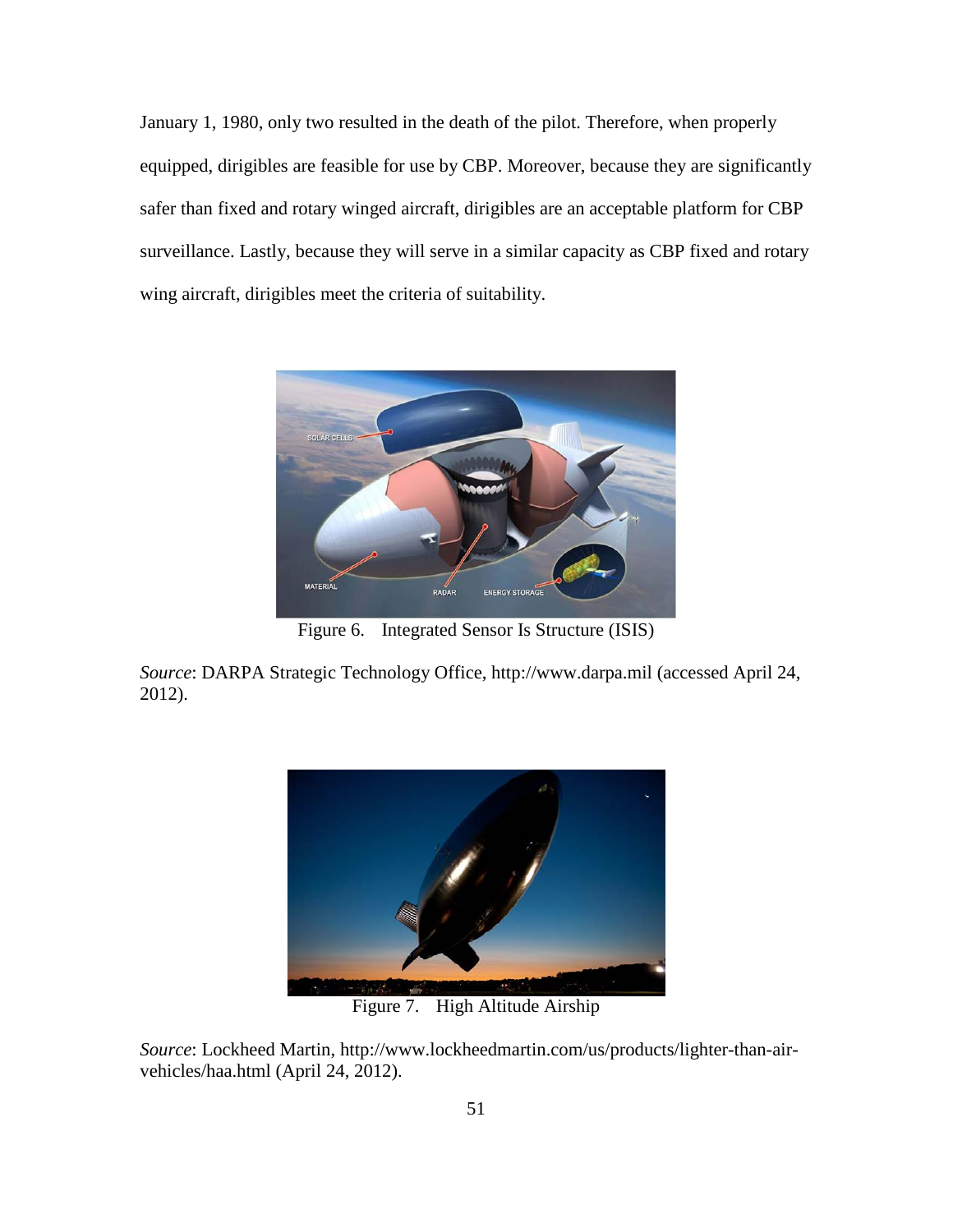January 1, 1980, only two resulted in the death of the pilot. Therefore, when properly equipped, dirigibles are feasible for use by CBP. Moreover, because they are significantly safer than fixed and rotary winged aircraft, dirigibles are an acceptable platform for CBP surveillance. Lastly, because they will serve in a similar capacity as CBP fixed and rotary wing aircraft, dirigibles meet the criteria of suitability.

SOLAR CELLS

MATERIAL

RADAR

ENERGY STORAGE

Figure 6. Integrated Sensor Is Structure (ISIS)

*Source*: DARPA Strategic Technology Office, http://www.darpa.mil (accessed April 24, 2012).

Figure 7. High Altitude Airship

*Source*: Lockheed Martin, http://www.lockheedmartin.com/us/products/lighter-than-air-vehicles/haa.html (April 24, 2012).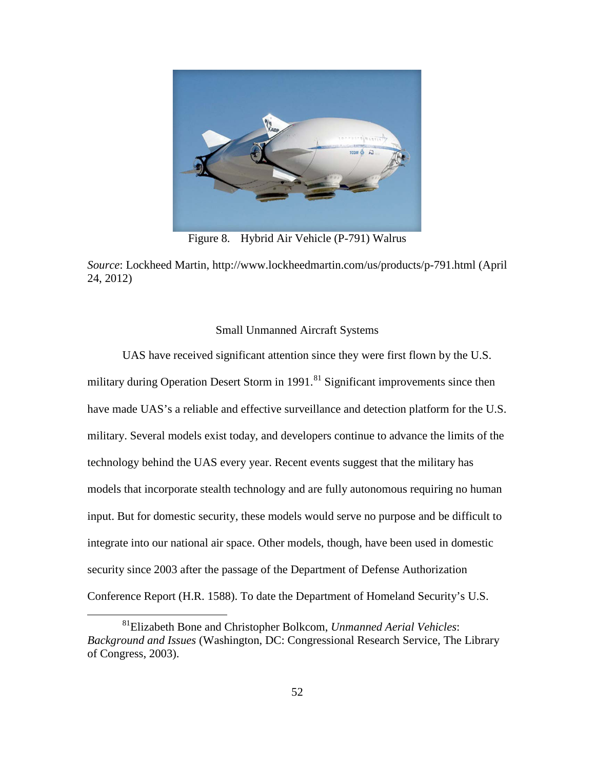Figure 8. Hybrid Air Vehicle (P-791) Walrus

*Source*: Lockheed Martin, http://www.lockheedmartin.com/us/products/p-791.html (April 24, 2012)

## Small Unmanned Aircraft Systems

UAS have received significant attention since they were first flown by the U.S. military during Operation Desert Storm in 1991.[81] Significant improvements since then have made UAS's a reliable and effective surveillance and detection platform for the U.S. military. Several models exist today, and developers continue to advance the limits of the technology behind the UAS every year. Recent events suggest that the military has models that incorporate stealth technology and are fully autonomous requiring no human input. But for domestic security, these models would serve no purpose and be difficult to integrate into our national air space. Other models, though, have been used in domestic security since 2003 after the passage of the Department of Defense Authorization Conference Report (H.R. 1588). To date the Department of Homeland Security's U.S.

[81]Elizabeth Bone and Christopher Bolkcom, *Unmanned Aerial Vehicles*: *Background and Issues* (Washington, DC: Congressional Research Service, The Library of Congress, 2003).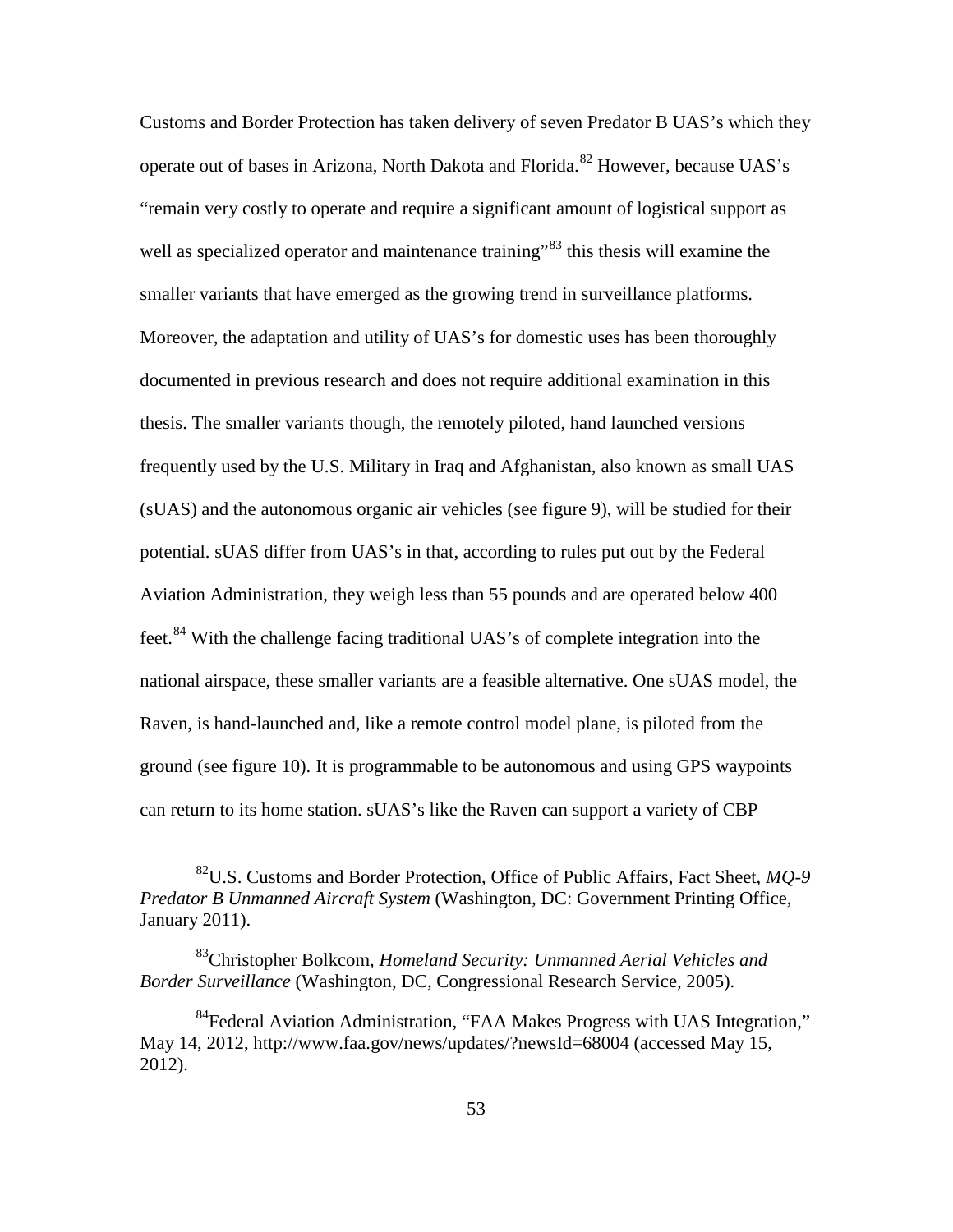Customs and Border Protection has taken delivery of seven Predator B UAS's which they operate out of bases in Arizona, North Dakota and Florida.[82] However, because UAS's "remain very costly to operate and require a significant amount of logistical support as well as specialized operator and maintenance training"[83] this thesis will examine the smaller variants that have emerged as the growing trend in surveillance platforms. Moreover, the adaptation and utility of UAS's for domestic uses has been thoroughly documented in previous research and does not require additional examination in this thesis. The smaller variants though, the remotely piloted, hand launched versions frequently used by the U.S. Military in Iraq and Afghanistan, also known as small UAS (sUAS) and the autonomous organic air vehicles (see figure 9), will be studied for their potential. sUAS differ from UAS's in that, according to rules put out by the Federal Aviation Administration, they weigh less than 55 pounds and are operated below 400 feet.[84] With the challenge facing traditional UAS's of complete integration into the national airspace, these smaller variants are a feasible alternative. One sUAS model, the Raven, is hand-launched and, like a remote control model plane, is piloted from the ground (see figure 10). It is programmable to be autonomous and using GPS waypoints can return to its home station. sUAS's like the Raven can support a variety of CBP

---

[82] U.S. Customs and Border Protection, Office of Public Affairs, Fact Sheet, *MQ-9 Predator B Unmanned Aircraft System* (Washington, DC: Government Printing Office, January 2011).

[83] Christopher Bolkcom, *Homeland Security: Unmanned Aerial Vehicles and Border Surveillance* (Washington, DC, Congressional Research Service, 2005).

[84] Federal Aviation Administration, "FAA Makes Progress with UAS Integration," May 14, 2012, http://www.faa.gov/news/updates/?newsId=68004 (accessed May 15, 2012).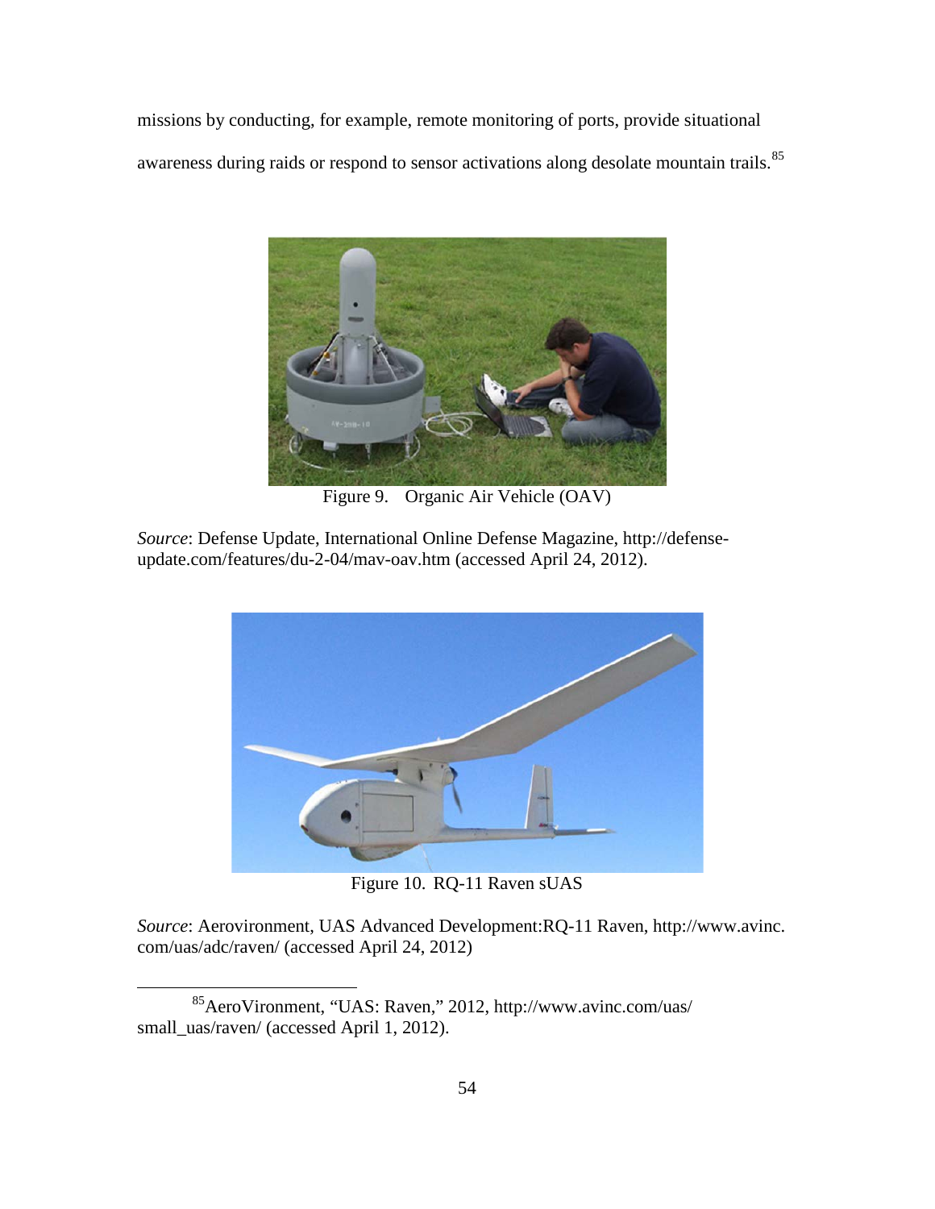missions by conducting, for example, remote monitoring of ports, provide situational awareness during raids or respond to sensor activations along desolate mountain trails.[85]

Figure 9. Organic Air Vehicle (OAV)

*Source*: Defense Update, International Online Defense Magazine, http://defense-update.com/features/du-2-04/mav-oav.htm (accessed April 24, 2012).

Figure 10. RQ-11 Raven sUAS

*Source*: Aerovironment, UAS Advanced Development:RQ-11 Raven, http://www.avinc.com/uas/adc/raven/ (accessed April 24, 2012)

---

[85] AeroVironment, "UAS: Raven," 2012, http://www.avinc.com/uas/small_uas/raven/ (accessed April 1, 2012).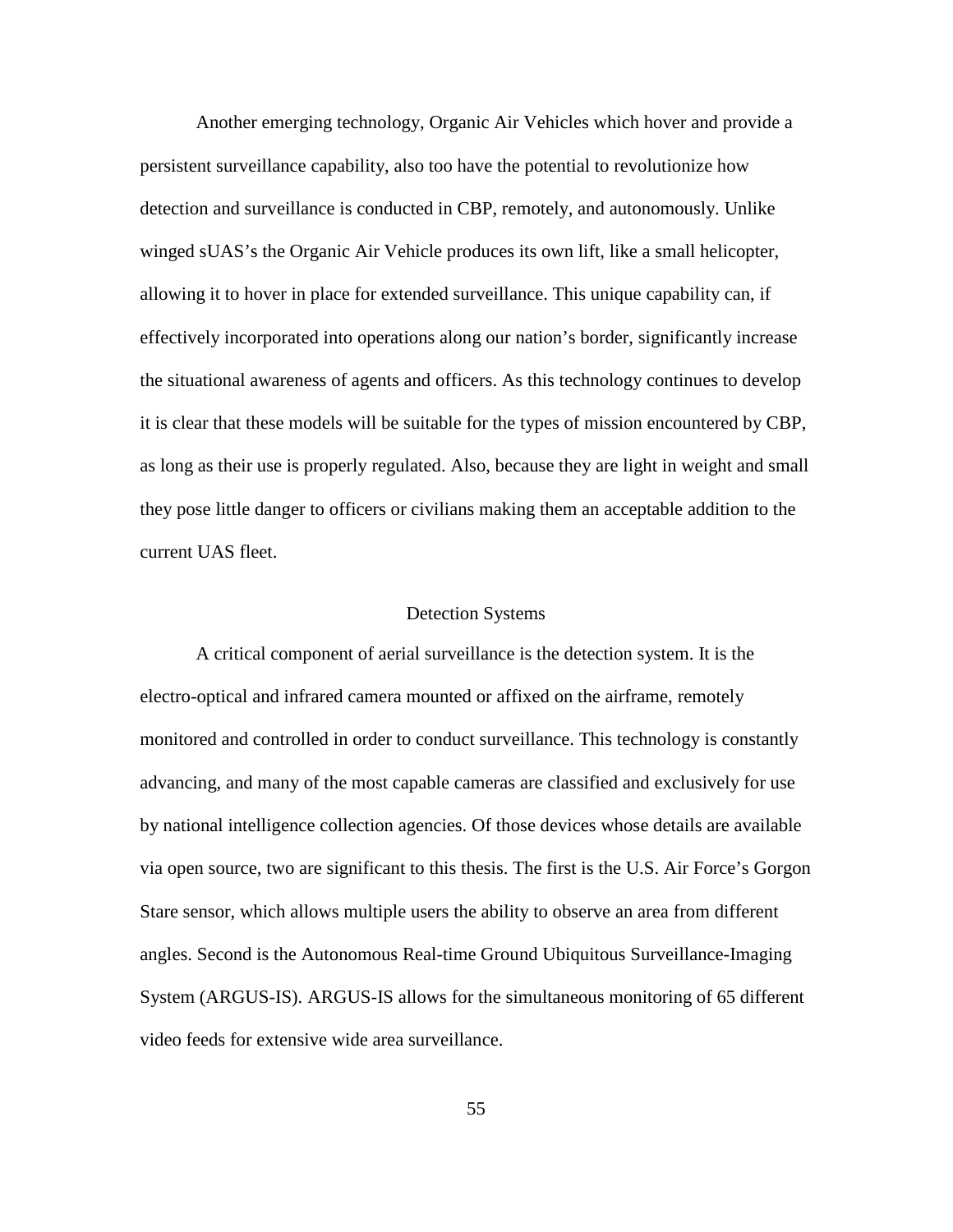Another emerging technology, Organic Air Vehicles which hover and provide a persistent surveillance capability, also too have the potential to revolutionize how detection and surveillance is conducted in CBP, remotely, and autonomously. Unlike winged sUAS's the Organic Air Vehicle produces its own lift, like a small helicopter, allowing it to hover in place for extended surveillance. This unique capability can, if effectively incorporated into operations along our nation's border, significantly increase the situational awareness of agents and officers. As this technology continues to develop it is clear that these models will be suitable for the types of mission encountered by CBP, as long as their use is properly regulated. Also, because they are light in weight and small they pose little danger to officers or civilians making them an acceptable addition to the current UAS fleet.

## Detection Systems

A critical component of aerial surveillance is the detection system. It is the electro-optical and infrared camera mounted or affixed on the airframe, remotely monitored and controlled in order to conduct surveillance. This technology is constantly advancing, and many of the most capable cameras are classified and exclusively for use by national intelligence collection agencies. Of those devices whose details are available via open source, two are significant to this thesis. The first is the U.S. Air Force's Gorgon Stare sensor, which allows multiple users the ability to observe an area from different angles. Second is the Autonomous Real-time Ground Ubiquitous Surveillance-Imaging System (ARGUS-IS). ARGUS-IS allows for the simultaneous monitoring of 65 different video feeds for extensive wide area surveillance.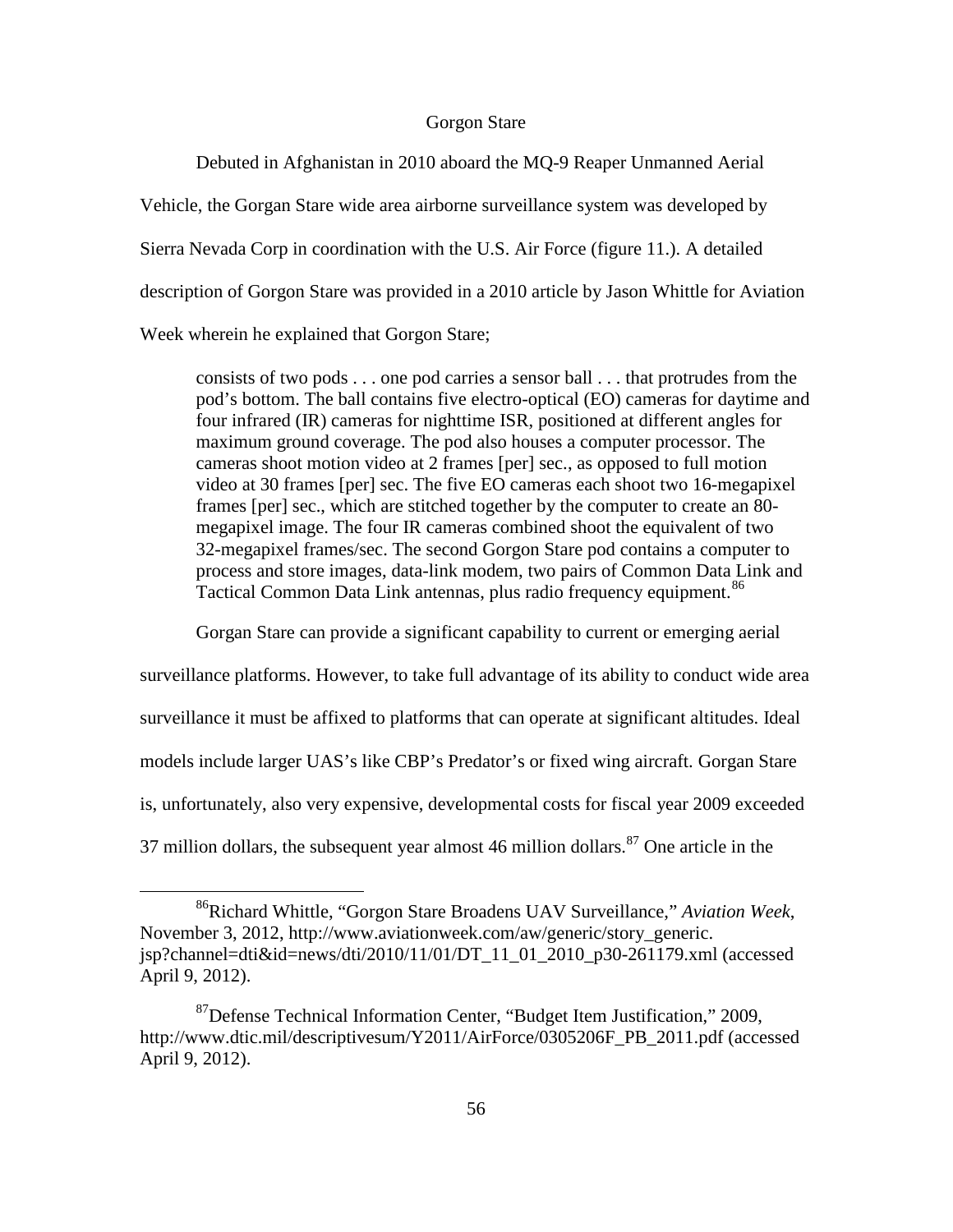## Gorgon Stare

Debuted in Afghanistan in 2010 aboard the MQ-9 Reaper Unmanned Aerial Vehicle, the Gorgan Stare wide area airborne surveillance system was developed by Sierra Nevada Corp in coordination with the U.S. Air Force (figure 11.). A detailed description of Gorgon Stare was provided in a 2010 article by Jason Whittle for Aviation Week wherein he explained that Gorgon Stare;

> consists of two pods . . . one pod carries a sensor ball . . . that protrudes from the pod's bottom. The ball contains five electro-optical (EO) cameras for daytime and four infrared (IR) cameras for nighttime ISR, positioned at different angles for maximum ground coverage. The pod also houses a computer processor. The cameras shoot motion video at 2 frames [per] sec., as opposed to full motion video at 30 frames [per] sec. The five EO cameras each shoot two 16-megapixel frames [per] sec., which are stitched together by the computer to create an 80-megapixel image. The four IR cameras combined shoot the equivalent of two 32-megapixel frames/sec. The second Gorgon Stare pod contains a computer to process and store images, data-link modem, two pairs of Common Data Link and Tactical Common Data Link antennas, plus radio frequency equipment.[86]

Gorgan Stare can provide a significant capability to current or emerging aerial surveillance platforms. However, to take full advantage of its ability to conduct wide area surveillance it must be affixed to platforms that can operate at significant altitudes. Ideal models include larger UAS's like CBP's Predator's or fixed wing aircraft. Gorgan Stare is, unfortunately, also very expensive, developmental costs for fiscal year 2009 exceeded 37 million dollars, the subsequent year almost 46 million dollars.[87] One article in the

---

[86] Richard Whittle, "Gorgon Stare Broadens UAV Surveillance," *Aviation Week*, November 3, 2012, http://www.aviationweek.com/aw/generic/story_generic.jsp?channel=dti&id=news/dti/2010/11/01/DT_11_01_2010_p30-261179.xml (accessed April 9, 2012).

[87] Defense Technical Information Center, "Budget Item Justification," 2009, http://www.dtic.mil/descriptivesum/Y2011/AirForce/0305206F_PB_2011.pdf (accessed April 9, 2012).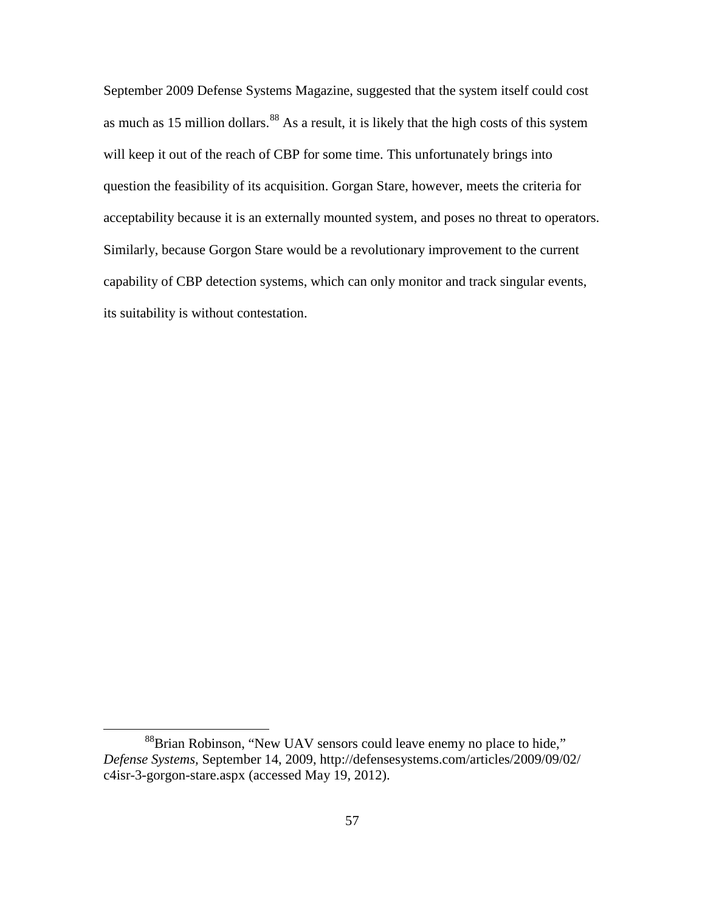September 2009 Defense Systems Magazine, suggested that the system itself could cost as much as 15 million dollars.[88] As a result, it is likely that the high costs of this system will keep it out of the reach of CBP for some time. This unfortunately brings into question the feasibility of its acquisition. Gorgan Stare, however, meets the criteria for acceptability because it is an externally mounted system, and poses no threat to operators. Similarly, because Gorgon Stare would be a revolutionary improvement to the current capability of CBP detection systems, which can only monitor and track singular events, its suitability is without contestation.

---

[88]Brian Robinson, "New UAV sensors could leave enemy no place to hide," *Defense Systems*, September 14, 2009, http://defensesystems.com/articles/2009/09/02/c4isr-3-gorgon-stare.aspx (accessed May 19, 2012).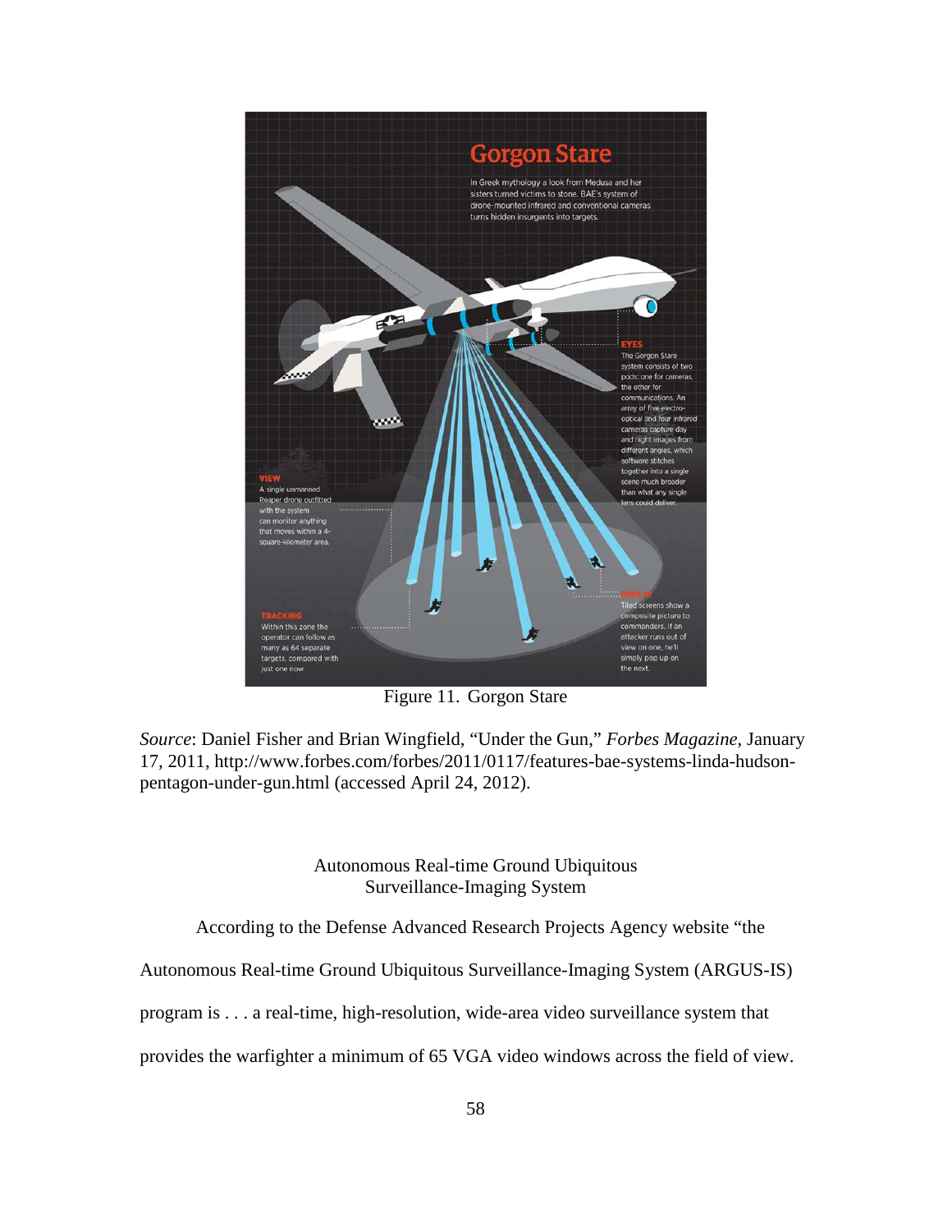Gorgon Stare

In Greek mythology a look from Medusa and her sisters turned victims to stone. BAE's system of drone-mounted infrared and conventional cameras turns hidden insurgents into targets.

EYES
The Gorgon Stare system consists of two pods: one for cameras, the other for communications. An array of five electro-optical and four infrared cameras capture day and night images from different angles, which software stitches together into a single scene much broader than what any single lens could deliver.

VIEW
A single unmanned Reaper drone outfitted with the system can monitor anything that moves within a 4-square-kilometer area.

TRACKING
Within this zone the operator can follow as many as 64 separate targets, compared with just one now.

DISPLAY
Tiled screens show a composite picture to commanders. If an attacker runs out of view on one, he'll simply pop up on the next.

Figure 11. Gorgon Stare

*Source*: Daniel Fisher and Brian Wingfield, "Under the Gun," *Forbes Magazine*, January 17, 2011, http://www.forbes.com/forbes/2011/0117/features-bae-systems-linda-hudson-pentagon-under-gun.html (accessed April 24, 2012).

## Autonomous Real-time Ground Ubiquitous Surveillance-Imaging System

According to the Defense Advanced Research Projects Agency website "the Autonomous Real-time Ground Ubiquitous Surveillance-Imaging System (ARGUS-IS) program is . . . a real-time, high-resolution, wide-area video surveillance system that provides the warfighter a minimum of 65 VGA video windows across the field of view.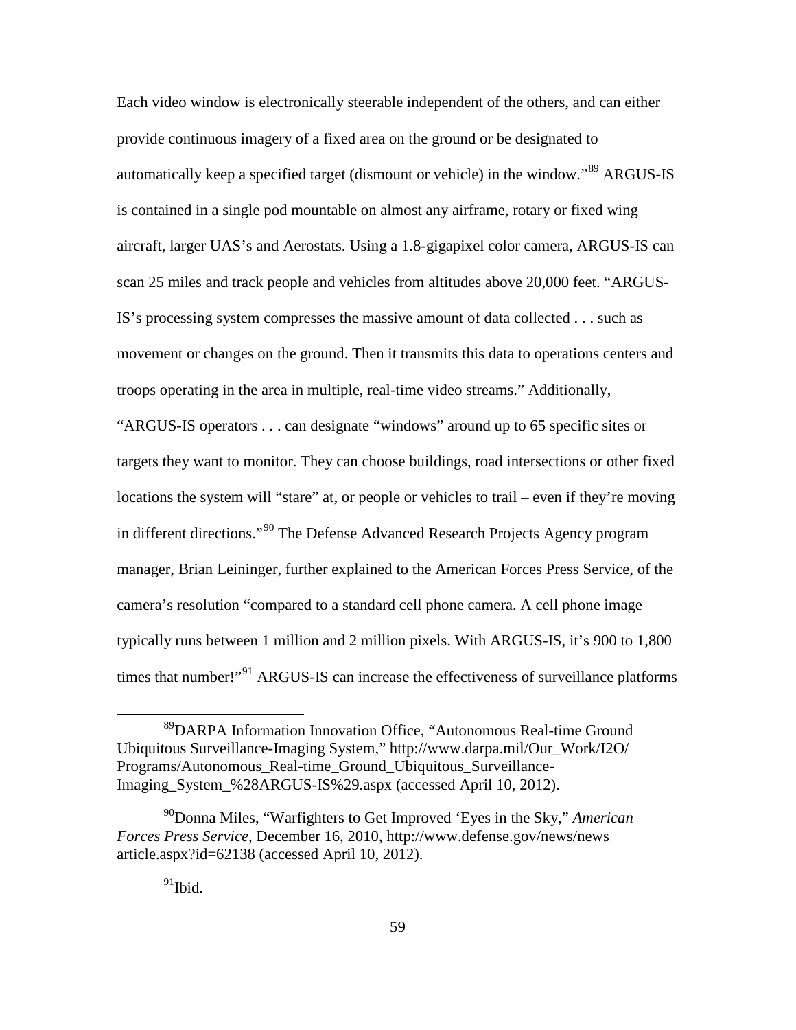Each video window is electronically steerable independent of the others, and can either provide continuous imagery of a fixed area on the ground or be designated to automatically keep a specified target (dismount or vehicle) in the window."[89] ARGUS-IS is contained in a single pod mountable on almost any airframe, rotary or fixed wing aircraft, larger UAS's and Aerostats. Using a 1.8-gigapixel color camera, ARGUS-IS can scan 25 miles and track people and vehicles from altitudes above 20,000 feet. "ARGUS-IS's processing system compresses the massive amount of data collected . . . such as movement or changes on the ground. Then it transmits this data to operations centers and troops operating in the area in multiple, real-time video streams." Additionally, "ARGUS-IS operators . . . can designate "windows" around up to 65 specific sites or targets they want to monitor. They can choose buildings, road intersections or other fixed locations the system will "stare" at, or people or vehicles to trail – even if they're moving in different directions."[90] The Defense Advanced Research Projects Agency program manager, Brian Leininger, further explained to the American Forces Press Service, of the camera's resolution "compared to a standard cell phone camera. A cell phone image typically runs between 1 million and 2 million pixels. With ARGUS-IS, it's 900 to 1,800 times that number!"[91] ARGUS-IS can increase the effectiveness of surveillance platforms

---

[89] DARPA Information Innovation Office, "Autonomous Real-time Ground Ubiquitous Surveillance-Imaging System," http://www.darpa.mil/Our_Work/I2O/Programs/Autonomous_Real-time_Ground_Ubiquitous_Surveillance-Imaging_System_%28ARGUS-IS%29.aspx (accessed April 10, 2012).

[90] Donna Miles, "Warfighters to Get Improved 'Eyes in the Sky,'" *American Forces Press Service*, December 16, 2010, http://www.defense.gov/news/news article.aspx?id=62138 (accessed April 10, 2012).

[91] Ibid.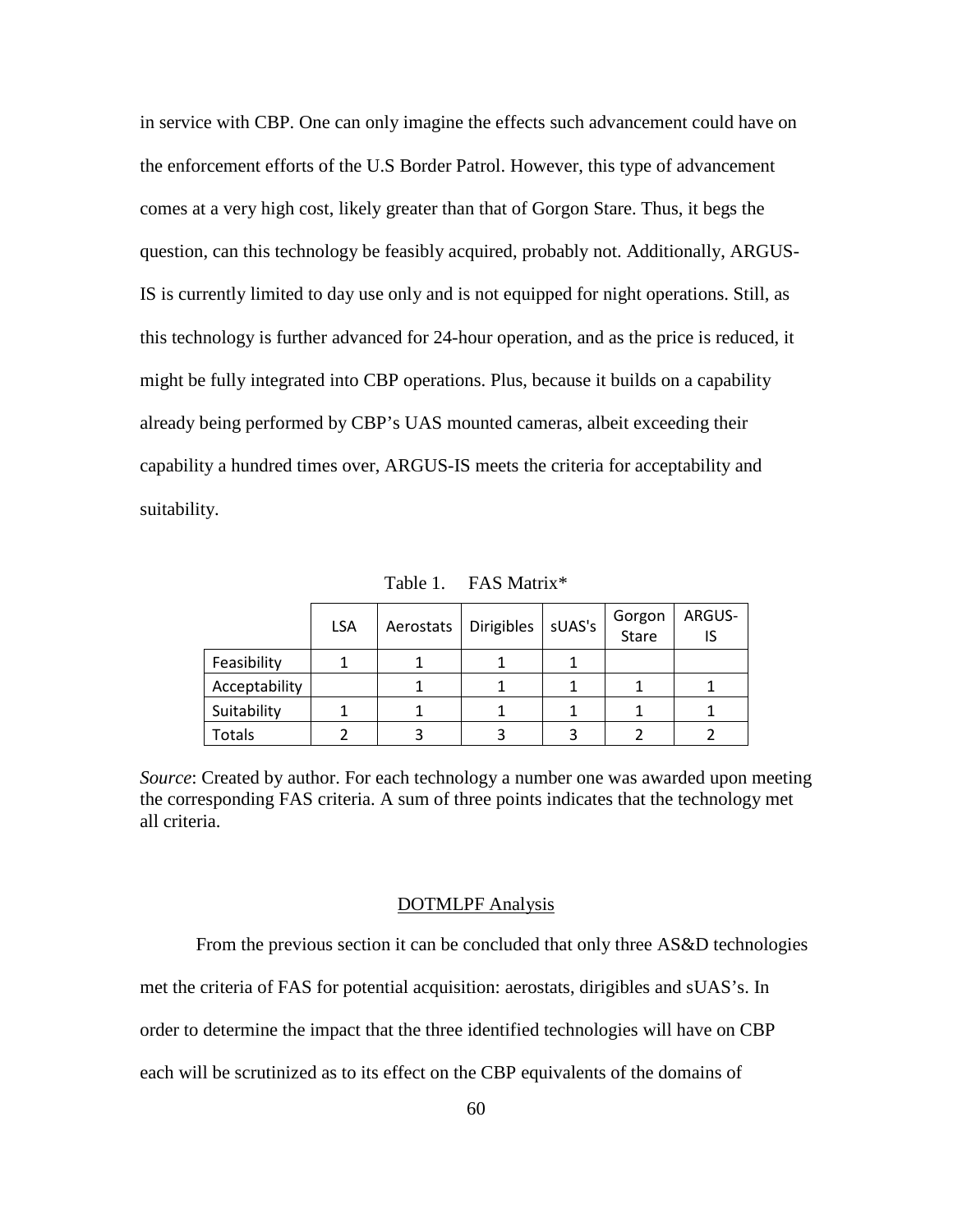in service with CBP. One can only imagine the effects such advancement could have on the enforcement efforts of the U.S Border Patrol. However, this type of advancement comes at a very high cost, likely greater than that of Gorgon Stare. Thus, it begs the question, can this technology be feasibly acquired, probably not. Additionally, ARGUS-IS is currently limited to day use only and is not equipped for night operations. Still, as this technology is further advanced for 24-hour operation, and as the price is reduced, it might be fully integrated into CBP operations. Plus, because it builds on a capability already being performed by CBP's UAS mounted cameras, albeit exceeding their capability a hundred times over, ARGUS-IS meets the criteria for acceptability and suitability.

Table 1. FAS Matrix*

| | LSA | Aerostats | Dirigibles | sUAS's | Gorgon Stare | ARGUS-IS |
|---|---|---|---|---|---|---|
| Feasibility | 1 | 1 | 1 | 1 | | |
| Acceptability | | 1 | 1 | 1 | 1 | 1 |
| Suitability | 1 | 1 | 1 | 1 | 1 | 1 |
| Totals | 2 | 3 | 3 | 3 | 2 | 2 |

*Source*: Created by author. For each technology a number one was awarded upon meeting the corresponding FAS criteria. A sum of three points indicates that the technology met all criteria.

## DOTMLPF Analysis

From the previous section it can be concluded that only three AS&D technologies met the criteria of FAS for potential acquisition: aerostats, dirigibles and sUAS's. In order to determine the impact that the three identified technologies will have on CBP each will be scrutinized as to its effect on the CBP equivalents of the domains of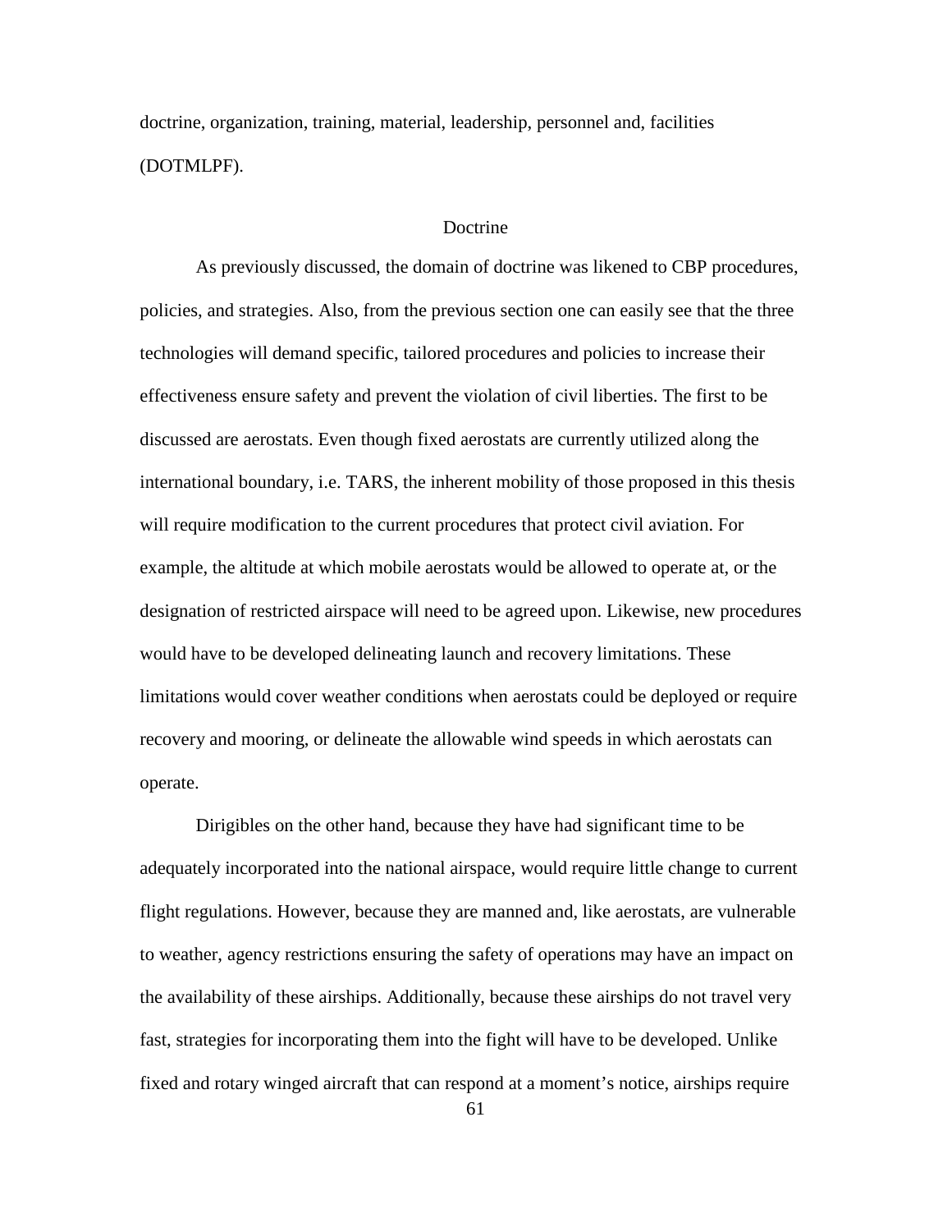doctrine, organization, training, material, leadership, personnel and, facilities (DOTMLPF).

## Doctrine

As previously discussed, the domain of doctrine was likened to CBP procedures, policies, and strategies. Also, from the previous section one can easily see that the three technologies will demand specific, tailored procedures and policies to increase their effectiveness ensure safety and prevent the violation of civil liberties. The first to be discussed are aerostats. Even though fixed aerostats are currently utilized along the international boundary, i.e. TARS, the inherent mobility of those proposed in this thesis will require modification to the current procedures that protect civil aviation. For example, the altitude at which mobile aerostats would be allowed to operate at, or the designation of restricted airspace will need to be agreed upon. Likewise, new procedures would have to be developed delineating launch and recovery limitations. These limitations would cover weather conditions when aerostats could be deployed or require recovery and mooring, or delineate the allowable wind speeds in which aerostats can operate.

Dirigibles on the other hand, because they have had significant time to be adequately incorporated into the national airspace, would require little change to current flight regulations. However, because they are manned and, like aerostats, are vulnerable to weather, agency restrictions ensuring the safety of operations may have an impact on the availability of these airships. Additionally, because these airships do not travel very fast, strategies for incorporating them into the fight will have to be developed. Unlike fixed and rotary winged aircraft that can respond at a moment's notice, airships require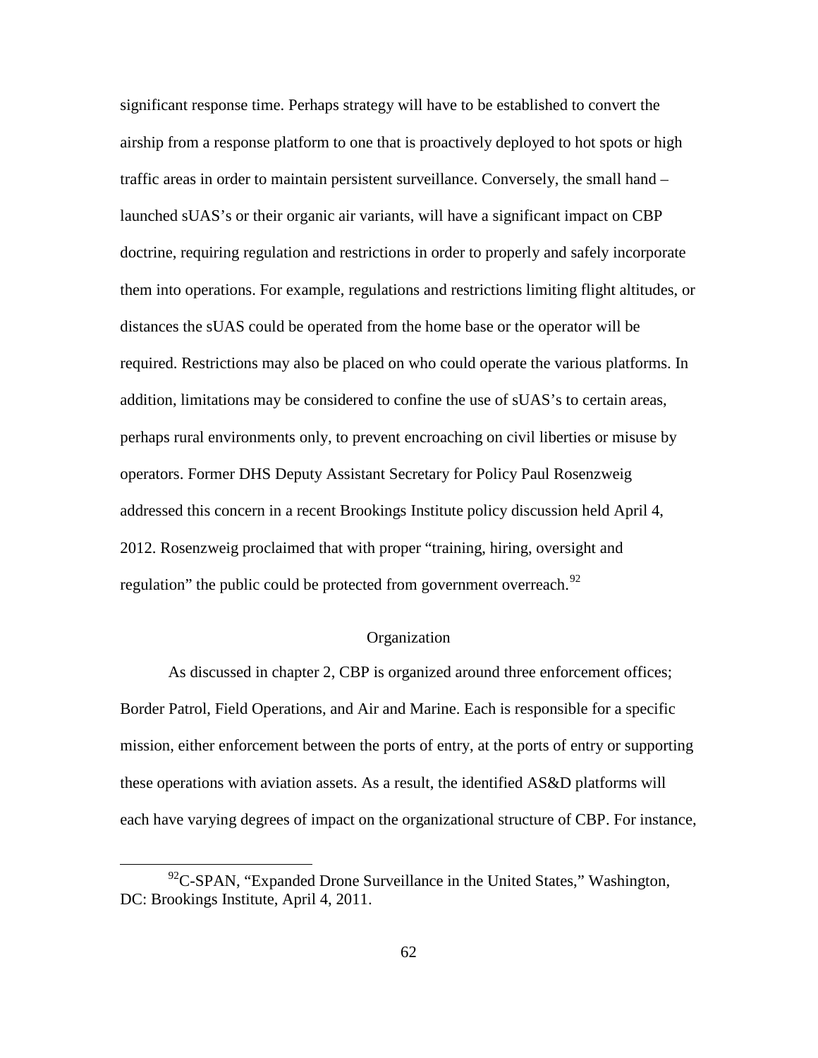significant response time. Perhaps strategy will have to be established to convert the airship from a response platform to one that is proactively deployed to hot spots or high traffic areas in order to maintain persistent surveillance. Conversely, the small hand – launched sUAS's or their organic air variants, will have a significant impact on CBP doctrine, requiring regulation and restrictions in order to properly and safely incorporate them into operations. For example, regulations and restrictions limiting flight altitudes, or distances the sUAS could be operated from the home base or the operator will be required. Restrictions may also be placed on who could operate the various platforms. In addition, limitations may be considered to confine the use of sUAS's to certain areas, perhaps rural environments only, to prevent encroaching on civil liberties or misuse by operators. Former DHS Deputy Assistant Secretary for Policy Paul Rosenzweig addressed this concern in a recent Brookings Institute policy discussion held April 4, 2012. Rosenzweig proclaimed that with proper "training, hiring, oversight and regulation" the public could be protected from government overreach.[92]

## Organization

As discussed in chapter 2, CBP is organized around three enforcement offices; Border Patrol, Field Operations, and Air and Marine. Each is responsible for a specific mission, either enforcement between the ports of entry, at the ports of entry or supporting these operations with aviation assets. As a result, the identified AS&D platforms will each have varying degrees of impact on the organizational structure of CBP. For instance,

[92] C-SPAN, "Expanded Drone Surveillance in the United States," Washington, DC: Brookings Institute, April 4, 2011.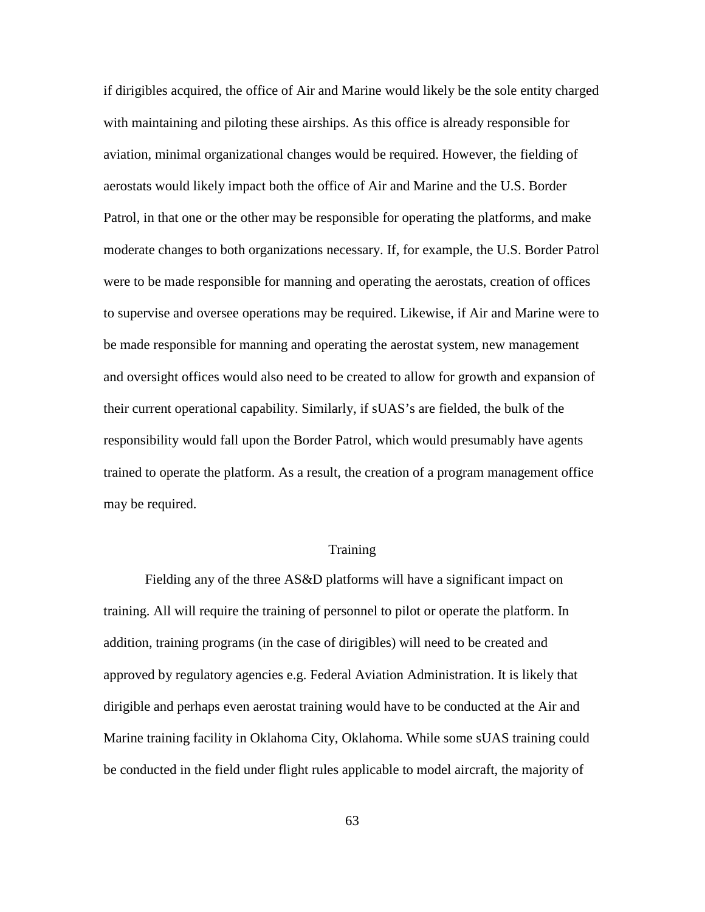if dirigibles acquired, the office of Air and Marine would likely be the sole entity charged with maintaining and piloting these airships. As this office is already responsible for aviation, minimal organizational changes would be required. However, the fielding of aerostats would likely impact both the office of Air and Marine and the U.S. Border Patrol, in that one or the other may be responsible for operating the platforms, and make moderate changes to both organizations necessary. If, for example, the U.S. Border Patrol were to be made responsible for manning and operating the aerostats, creation of offices to supervise and oversee operations may be required. Likewise, if Air and Marine were to be made responsible for manning and operating the aerostat system, new management and oversight offices would also need to be created to allow for growth and expansion of their current operational capability. Similarly, if sUAS's are fielded, the bulk of the responsibility would fall upon the Border Patrol, which would presumably have agents trained to operate the platform. As a result, the creation of a program management office may be required.

## Training

Fielding any of the three AS&D platforms will have a significant impact on training. All will require the training of personnel to pilot or operate the platform. In addition, training programs (in the case of dirigibles) will need to be created and approved by regulatory agencies e.g. Federal Aviation Administration. It is likely that dirigible and perhaps even aerostat training would have to be conducted at the Air and Marine training facility in Oklahoma City, Oklahoma. While some sUAS training could be conducted in the field under flight rules applicable to model aircraft, the majority of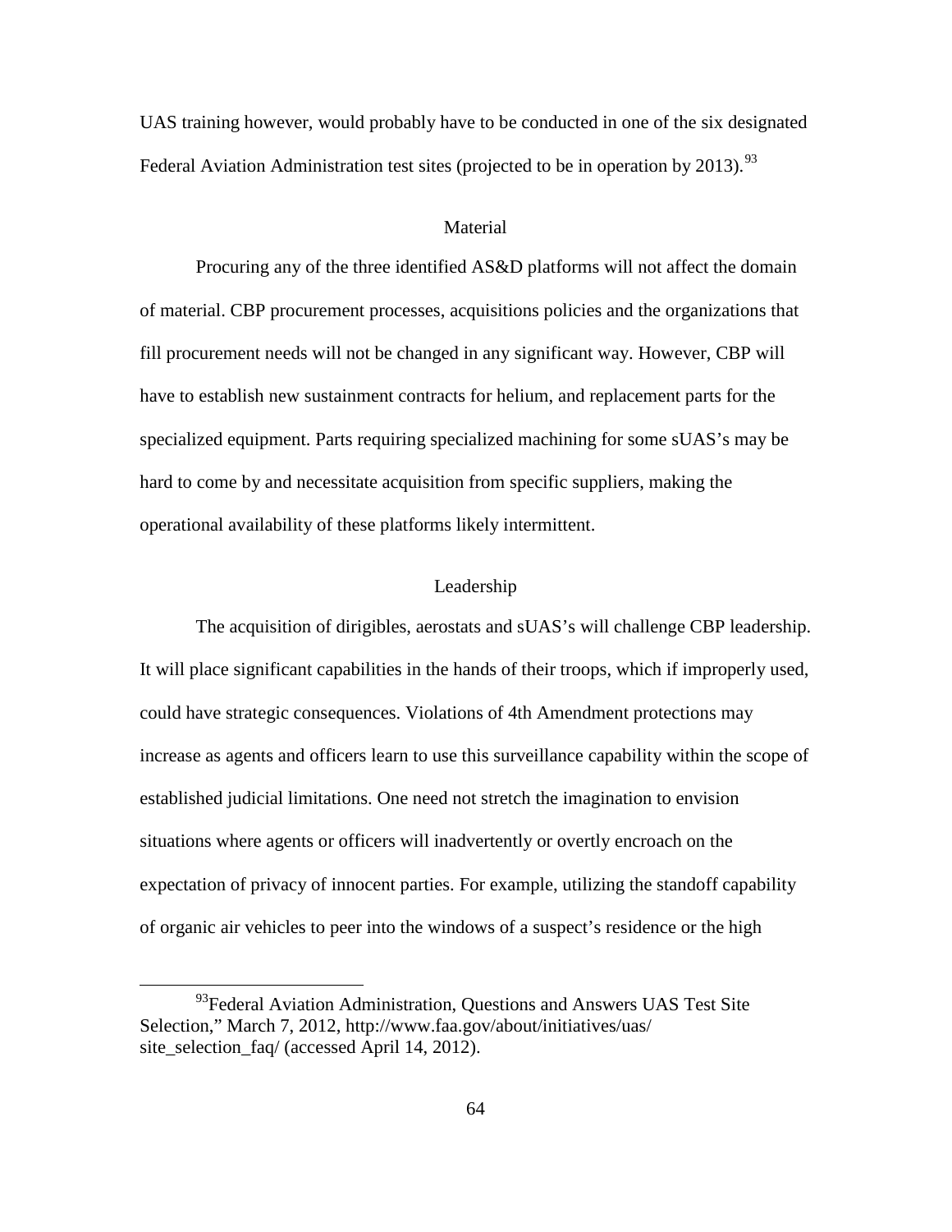UAS training however, would probably have to be conducted in one of the six designated Federal Aviation Administration test sites (projected to be in operation by 2013).[93]

### Material

Procuring any of the three identified AS&D platforms will not affect the domain of material. CBP procurement processes, acquisitions policies and the organizations that fill procurement needs will not be changed in any significant way. However, CBP will have to establish new sustainment contracts for helium, and replacement parts for the specialized equipment. Parts requiring specialized machining for some sUAS's may be hard to come by and necessitate acquisition from specific suppliers, making the operational availability of these platforms likely intermittent.

### Leadership

The acquisition of dirigibles, aerostats and sUAS's will challenge CBP leadership. It will place significant capabilities in the hands of their troops, which if improperly used, could have strategic consequences. Violations of 4th Amendment protections may increase as agents and officers learn to use this surveillance capability within the scope of established judicial limitations. One need not stretch the imagination to envision situations where agents or officers will inadvertently or overtly encroach on the expectation of privacy of innocent parties. For example, utilizing the standoff capability of organic air vehicles to peer into the windows of a suspect's residence or the high

---

[93] Federal Aviation Administration, Questions and Answers UAS Test Site Selection," March 7, 2012, http://www.faa.gov/about/initiatives/uas/site_selection_faq/ (accessed April 14, 2012).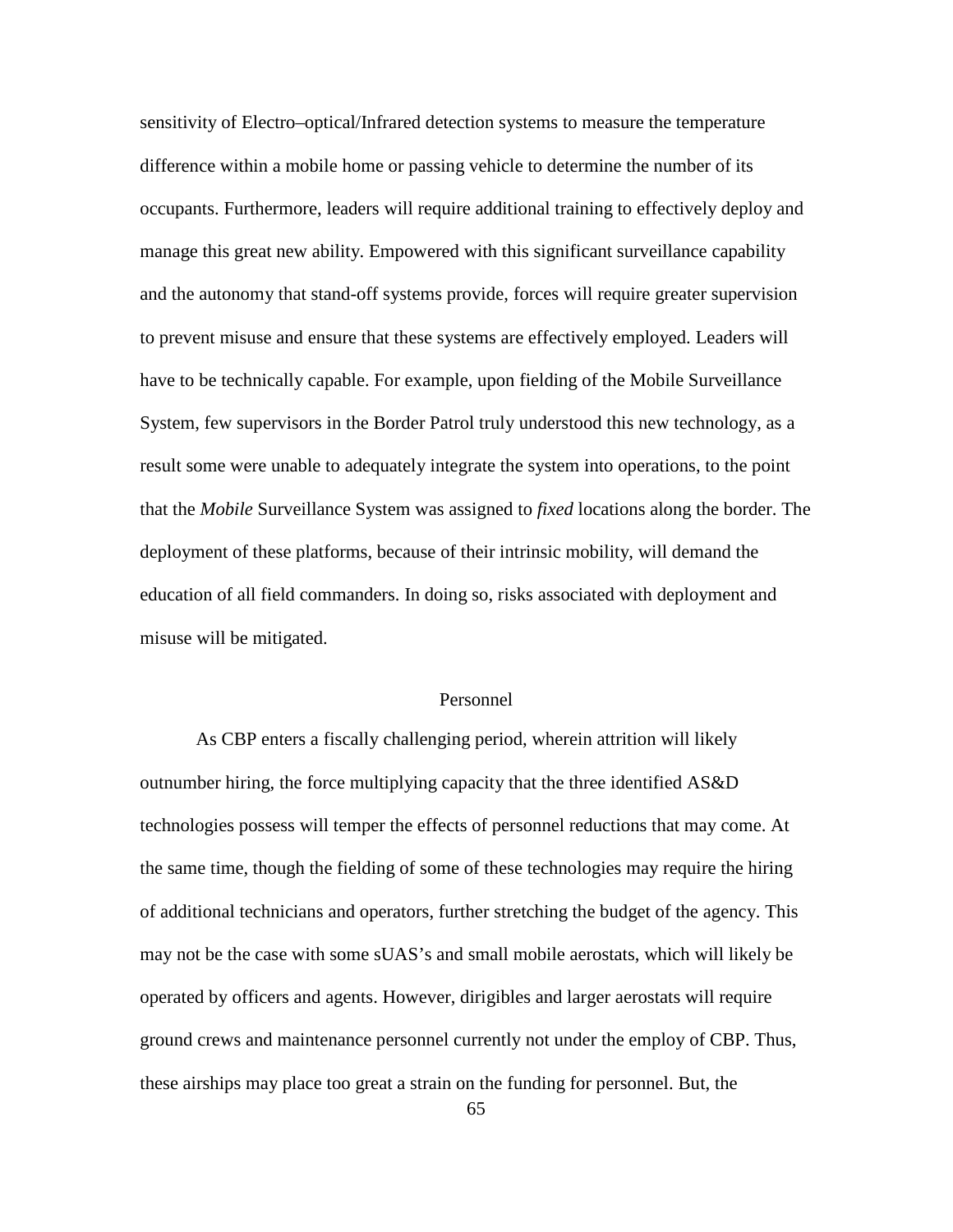sensitivity of Electro–optical/Infrared detection systems to measure the temperature difference within a mobile home or passing vehicle to determine the number of its occupants. Furthermore, leaders will require additional training to effectively deploy and manage this great new ability. Empowered with this significant surveillance capability and the autonomy that stand-off systems provide, forces will require greater supervision to prevent misuse and ensure that these systems are effectively employed. Leaders will have to be technically capable. For example, upon fielding of the Mobile Surveillance System, few supervisors in the Border Patrol truly understood this new technology, as a result some were unable to adequately integrate the system into operations, to the point that the *Mobile* Surveillance System was assigned to *fixed* locations along the border. The deployment of these platforms, because of their intrinsic mobility, will demand the education of all field commanders. In doing so, risks associated with deployment and misuse will be mitigated.

## Personnel

As CBP enters a fiscally challenging period, wherein attrition will likely outnumber hiring, the force multiplying capacity that the three identified AS&D technologies possess will temper the effects of personnel reductions that may come. At the same time, though the fielding of some of these technologies may require the hiring of additional technicians and operators, further stretching the budget of the agency. This may not be the case with some sUAS's and small mobile aerostats, which will likely be operated by officers and agents. However, dirigibles and larger aerostats will require ground crews and maintenance personnel currently not under the employ of CBP. Thus, these airships may place too great a strain on the funding for personnel. But, the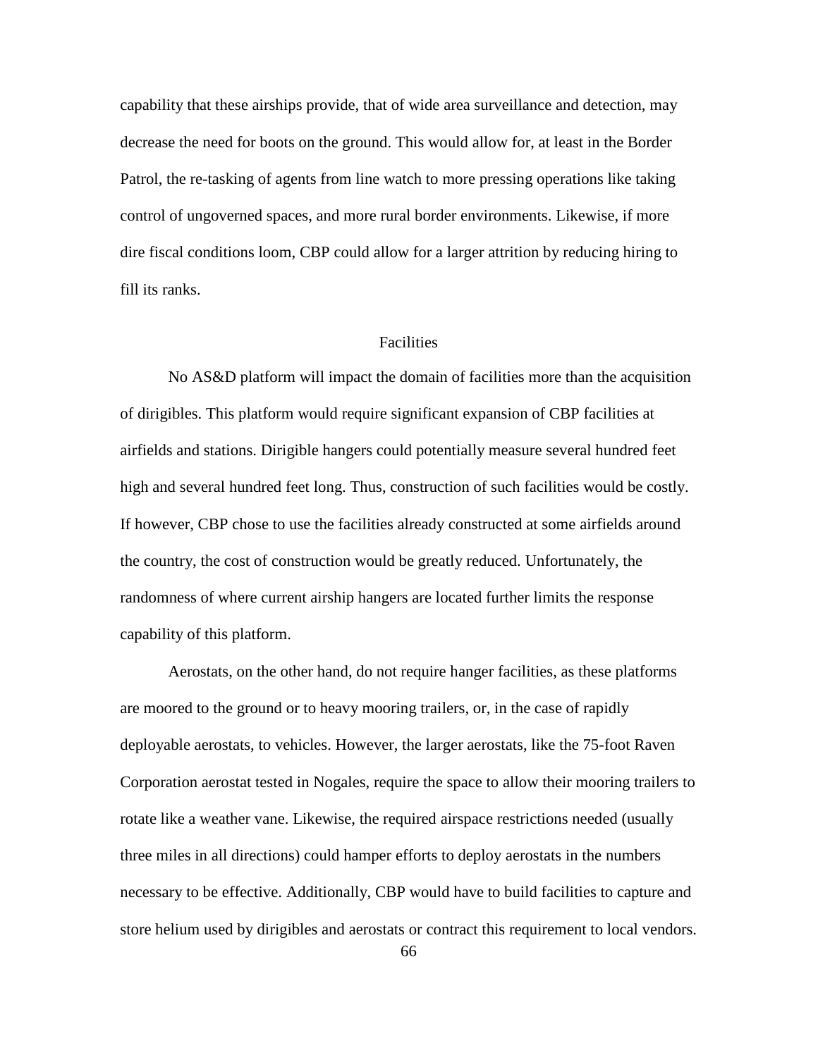capability that these airships provide, that of wide area surveillance and detection, may decrease the need for boots on the ground. This would allow for, at least in the Border Patrol, the re-tasking of agents from line watch to more pressing operations like taking control of ungoverned spaces, and more rural border environments. Likewise, if more dire fiscal conditions loom, CBP could allow for a larger attrition by reducing hiring to fill its ranks.

## Facilities

No AS&D platform will impact the domain of facilities more than the acquisition of dirigibles. This platform would require significant expansion of CBP facilities at airfields and stations. Dirigible hangers could potentially measure several hundred feet high and several hundred feet long. Thus, construction of such facilities would be costly. If however, CBP chose to use the facilities already constructed at some airfields around the country, the cost of construction would be greatly reduced. Unfortunately, the randomness of where current airship hangers are located further limits the response capability of this platform.

Aerostats, on the other hand, do not require hanger facilities, as these platforms are moored to the ground or to heavy mooring trailers, or, in the case of rapidly deployable aerostats, to vehicles. However, the larger aerostats, like the 75-foot Raven Corporation aerostat tested in Nogales, require the space to allow their mooring trailers to rotate like a weather vane. Likewise, the required airspace restrictions needed (usually three miles in all directions) could hamper efforts to deploy aerostats in the numbers necessary to be effective. Additionally, CBP would have to build facilities to capture and store helium used by dirigibles and aerostats or contract this requirement to local vendors.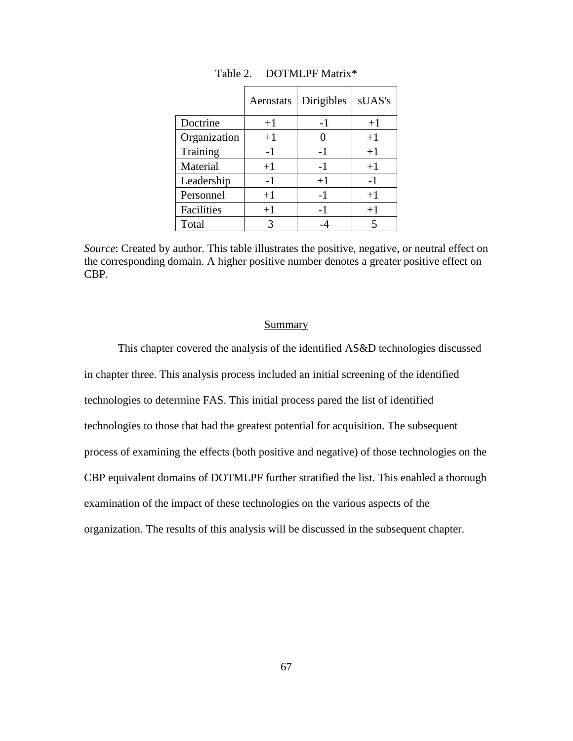Table 2. DOTMLPF Matrix*

| | Aerostats | Dirigibles | sUAS's |
|---|---|---|---|
| Doctrine | +1 | -1 | +1 |
| Organization | +1 | 0 | +1 |
| Training | -1 | -1 | +1 |
| Material | +1 | -1 | +1 |
| Leadership | -1 | +1 | -1 |
| Personnel | +1 | -1 | +1 |
| Facilities | +1 | -1 | +1 |
| Total | 3 | -4 | 5 |

*Source*: Created by author. This table illustrates the positive, negative, or neutral effect on the corresponding domain. A higher positive number denotes a greater positive effect on CBP.

## Summary

This chapter covered the analysis of the identified AS&D technologies discussed in chapter three. This analysis process included an initial screening of the identified technologies to determine FAS. This initial process pared the list of identified technologies to those that had the greatest potential for acquisition. The subsequent process of examining the effects (both positive and negative) of those technologies on the CBP equivalent domains of DOTMLPF further stratified the list. This enabled a thorough examination of the impact of these technologies on the various aspects of the organization. The results of this analysis will be discussed in the subsequent chapter.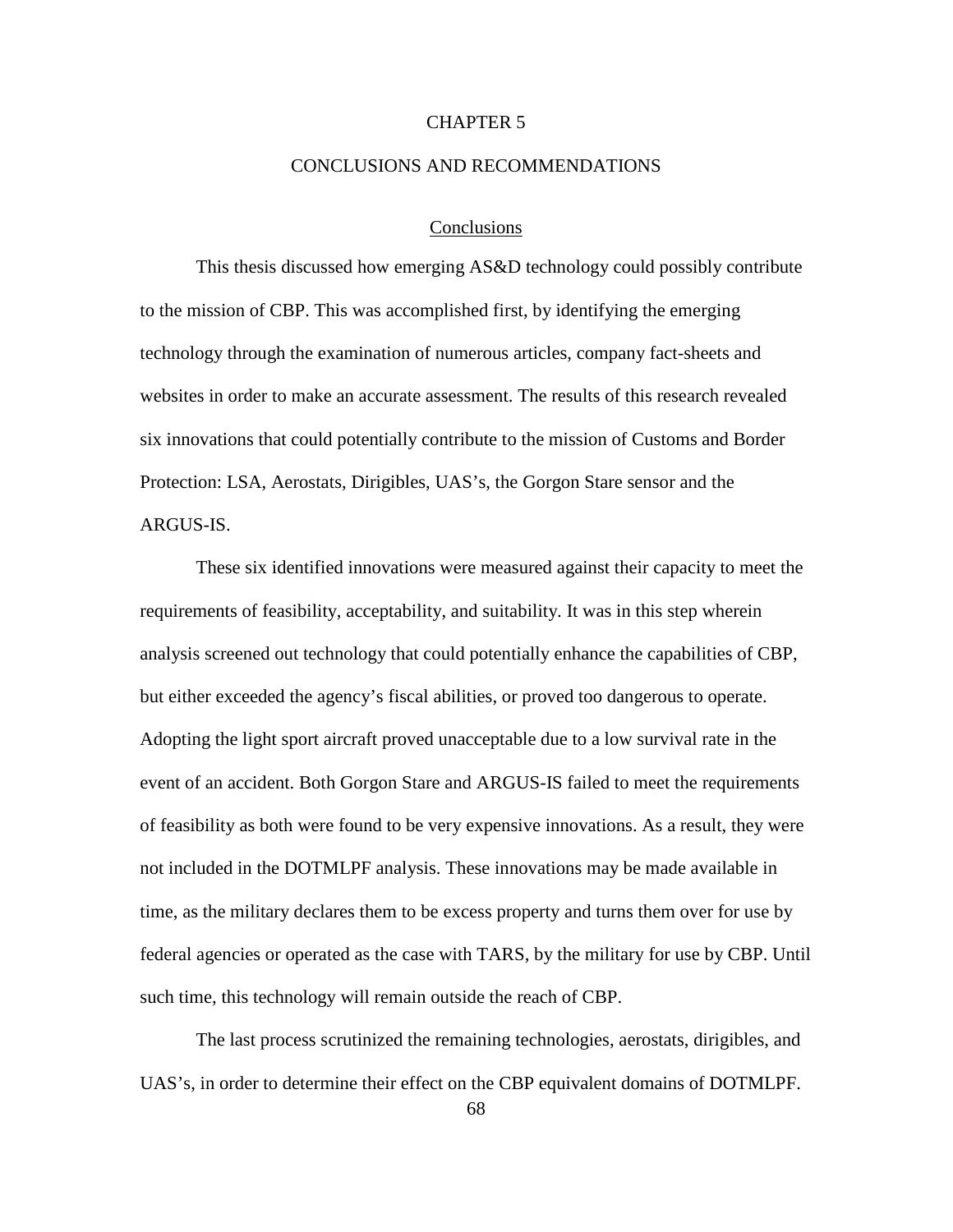# CHAPTER 5

# CONCLUSIONS AND RECOMMENDATIONS

## Conclusions

This thesis discussed how emerging AS&D technology could possibly contribute to the mission of CBP. This was accomplished first, by identifying the emerging technology through the examination of numerous articles, company fact-sheets and websites in order to make an accurate assessment. The results of this research revealed six innovations that could potentially contribute to the mission of Customs and Border Protection: LSA, Aerostats, Dirigibles, UAS's, the Gorgon Stare sensor and the ARGUS-IS.

These six identified innovations were measured against their capacity to meet the requirements of feasibility, acceptability, and suitability. It was in this step wherein analysis screened out technology that could potentially enhance the capabilities of CBP, but either exceeded the agency's fiscal abilities, or proved too dangerous to operate. Adopting the light sport aircraft proved unacceptable due to a low survival rate in the event of an accident. Both Gorgon Stare and ARGUS-IS failed to meet the requirements of feasibility as both were found to be very expensive innovations. As a result, they were not included in the DOTMLPF analysis. These innovations may be made available in time, as the military declares them to be excess property and turns them over for use by federal agencies or operated as the case with TARS, by the military for use by CBP. Until such time, this technology will remain outside the reach of CBP.

The last process scrutinized the remaining technologies, aerostats, dirigibles, and UAS's, in order to determine their effect on the CBP equivalent domains of DOTMLPF.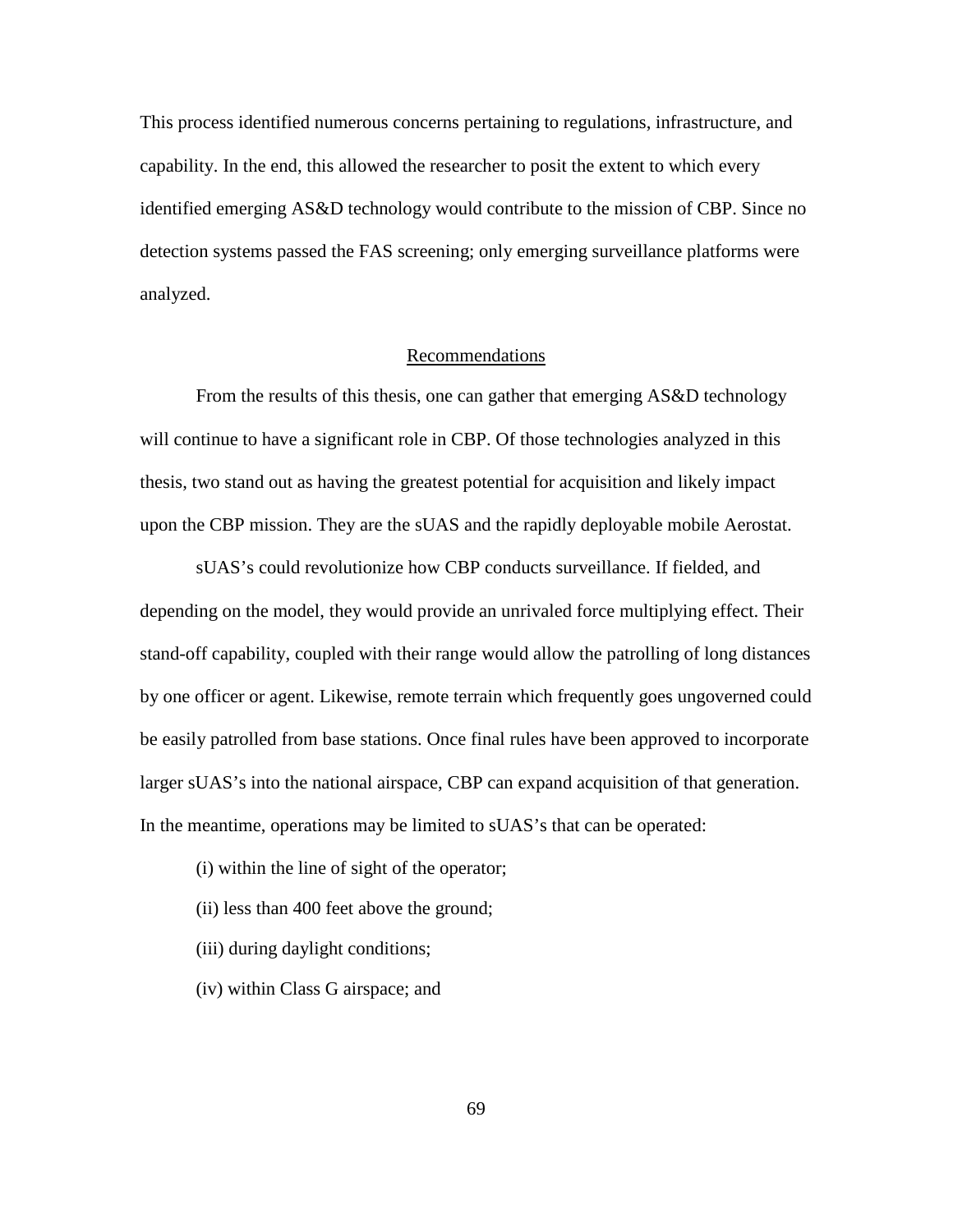This process identified numerous concerns pertaining to regulations, infrastructure, and capability. In the end, this allowed the researcher to posit the extent to which every identified emerging AS&D technology would contribute to the mission of CBP. Since no detection systems passed the FAS screening; only emerging surveillance platforms were analyzed.

## Recommendations

From the results of this thesis, one can gather that emerging AS&D technology will continue to have a significant role in CBP. Of those technologies analyzed in this thesis, two stand out as having the greatest potential for acquisition and likely impact upon the CBP mission. They are the sUAS and the rapidly deployable mobile Aerostat.

sUAS's could revolutionize how CBP conducts surveillance. If fielded, and depending on the model, they would provide an unrivaled force multiplying effect. Their stand-off capability, coupled with their range would allow the patrolling of long distances by one officer or agent. Likewise, remote terrain which frequently goes ungoverned could be easily patrolled from base stations. Once final rules have been approved to incorporate larger sUAS's into the national airspace, CBP can expand acquisition of that generation. In the meantime, operations may be limited to sUAS's that can be operated:

(i) within the line of sight of the operator;

(ii) less than 400 feet above the ground;

(iii) during daylight conditions;

(iv) within Class G airspace; and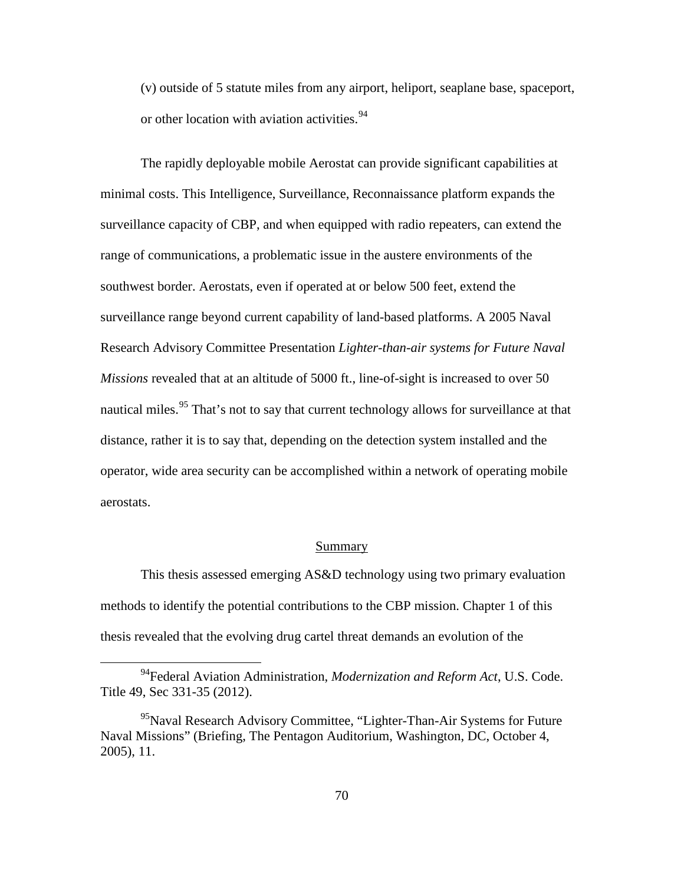(v) outside of 5 statute miles from any airport, heliport, seaplane base, spaceport, or other location with aviation activities.[94]

The rapidly deployable mobile Aerostat can provide significant capabilities at minimal costs. This Intelligence, Surveillance, Reconnaissance platform expands the surveillance capacity of CBP, and when equipped with radio repeaters, can extend the range of communications, a problematic issue in the austere environments of the southwest border. Aerostats, even if operated at or below 500 feet, extend the surveillance range beyond current capability of land-based platforms. A 2005 Naval Research Advisory Committee Presentation *Lighter-than-air systems for Future Naval Missions* revealed that at an altitude of 5000 ft., line-of-sight is increased to over 50 nautical miles.[95] That's not to say that current technology allows for surveillance at that distance, rather it is to say that, depending on the detection system installed and the operator, wide area security can be accomplished within a network of operating mobile aerostats.

## Summary

This thesis assessed emerging AS&D technology using two primary evaluation methods to identify the potential contributions to the CBP mission. Chapter 1 of this thesis revealed that the evolving drug cartel threat demands an evolution of the

---

[94]Federal Aviation Administration, *Modernization and Reform Act*, U.S. Code. Title 49, Sec 331-35 (2012).

[95]Naval Research Advisory Committee, "Lighter-Than-Air Systems for Future Naval Missions" (Briefing, The Pentagon Auditorium, Washington, DC, October 4, 2005), 11.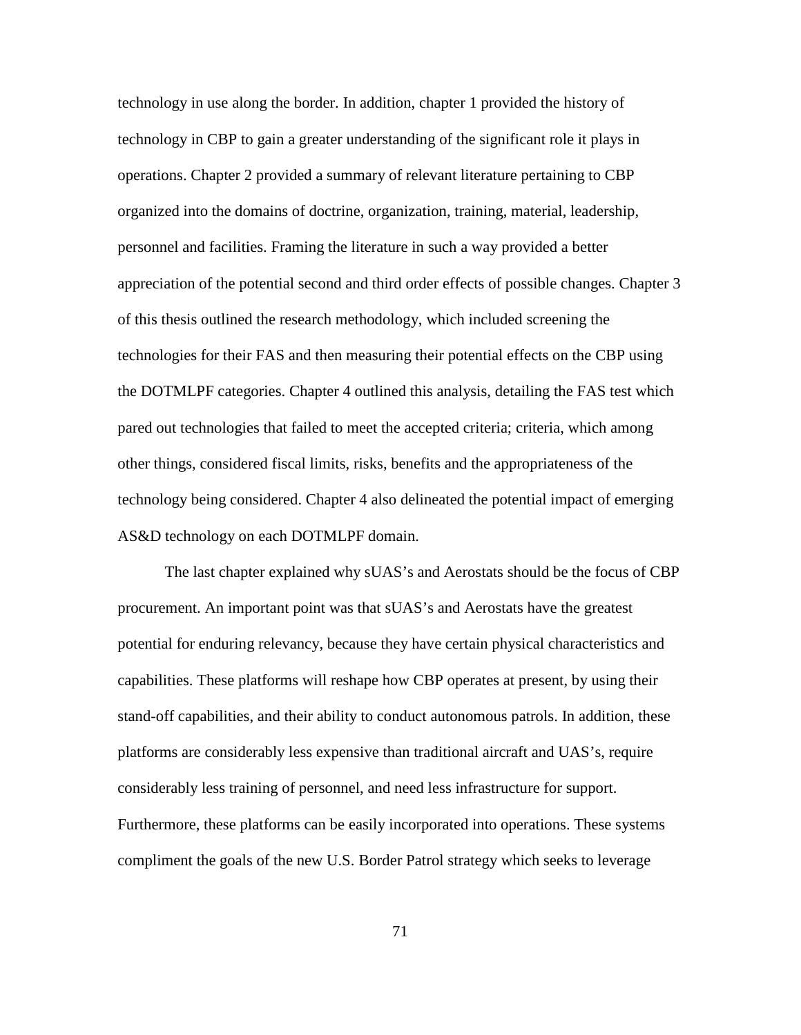technology in use along the border. In addition, chapter 1 provided the history of technology in CBP to gain a greater understanding of the significant role it plays in operations. Chapter 2 provided a summary of relevant literature pertaining to CBP organized into the domains of doctrine, organization, training, material, leadership, personnel and facilities. Framing the literature in such a way provided a better appreciation of the potential second and third order effects of possible changes. Chapter 3 of this thesis outlined the research methodology, which included screening the technologies for their FAS and then measuring their potential effects on the CBP using the DOTMLPF categories. Chapter 4 outlined this analysis, detailing the FAS test which pared out technologies that failed to meet the accepted criteria; criteria, which among other things, considered fiscal limits, risks, benefits and the appropriateness of the technology being considered. Chapter 4 also delineated the potential impact of emerging AS&D technology on each DOTMLPF domain.

The last chapter explained why sUAS's and Aerostats should be the focus of CBP procurement. An important point was that sUAS's and Aerostats have the greatest potential for enduring relevancy, because they have certain physical characteristics and capabilities. These platforms will reshape how CBP operates at present, by using their stand-off capabilities, and their ability to conduct autonomous patrols. In addition, these platforms are considerably less expensive than traditional aircraft and UAS's, require considerably less training of personnel, and need less infrastructure for support. Furthermore, these platforms can be easily incorporated into operations. These systems compliment the goals of the new U.S. Border Patrol strategy which seeks to leverage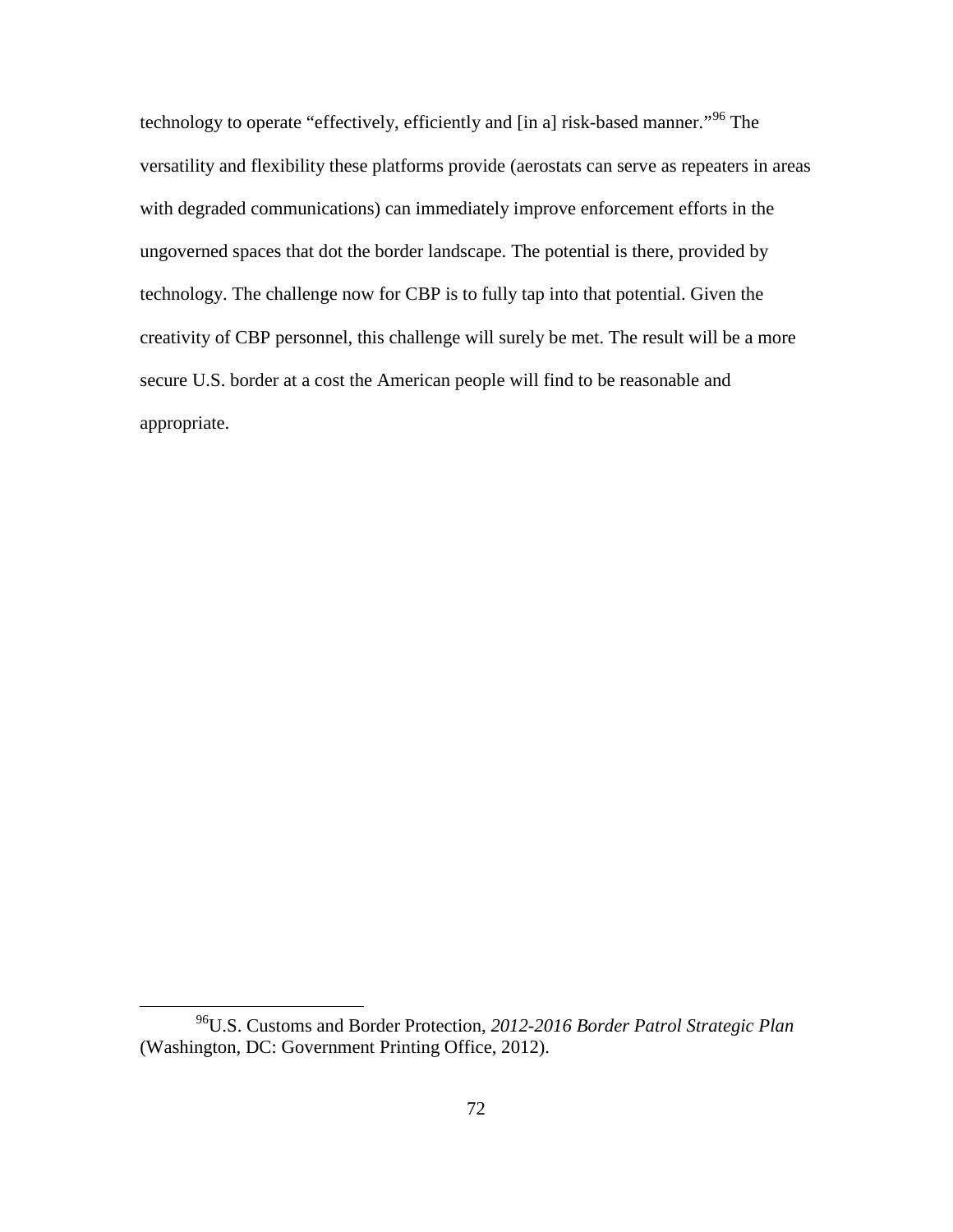technology to operate "effectively, efficiently and [in a] risk-based manner."[96] The versatility and flexibility these platforms provide (aerostats can serve as repeaters in areas with degraded communications) can immediately improve enforcement efforts in the ungoverned spaces that dot the border landscape. The potential is there, provided by technology. The challenge now for CBP is to fully tap into that potential. Given the creativity of CBP personnel, this challenge will surely be met. The result will be a more secure U.S. border at a cost the American people will find to be reasonable and appropriate.

---

[96] U.S. Customs and Border Protection, *2012-2016 Border Patrol Strategic Plan* (Washington, DC: Government Printing Office, 2012).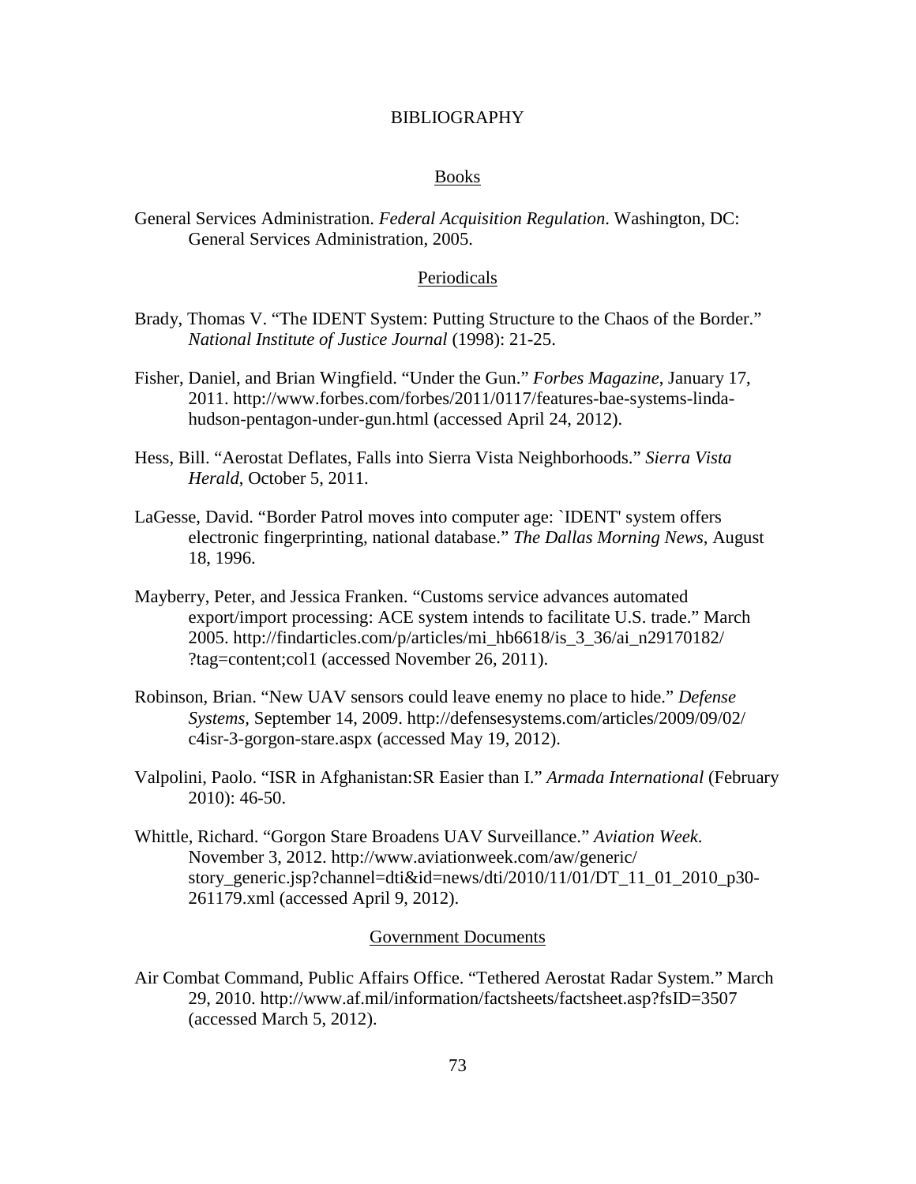# BIBLIOGRAPHY

## Books

General Services Administration. *Federal Acquisition Regulation*. Washington, DC: General Services Administration, 2005.

## Periodicals

Brady, Thomas V. "The IDENT System: Putting Structure to the Chaos of the Border." *National Institute of Justice Journal* (1998): 21-25.

Fisher, Daniel, and Brian Wingfield. "Under the Gun." *Forbes Magazine*, January 17, 2011. http://www.forbes.com/forbes/2011/0117/features-bae-systems-linda-hudson-pentagon-under-gun.html (accessed April 24, 2012).

Hess, Bill. "Aerostat Deflates, Falls into Sierra Vista Neighborhoods." *Sierra Vista Herald*, October 5, 2011.

LaGesse, David. "Border Patrol moves into computer age: `IDENT' system offers electronic fingerprinting, national database." *The Dallas Morning News*, August 18, 1996.

Mayberry, Peter, and Jessica Franken. "Customs service advances automated export/import processing: ACE system intends to facilitate U.S. trade." March 2005. http://findarticles.com/p/articles/mi_hb6618/is_3_36/ai_n29170182/?tag=content;col1 (accessed November 26, 2011).

Robinson, Brian. "New UAV sensors could leave enemy no place to hide." *Defense Systems*, September 14, 2009. http://defensesystems.com/articles/2009/09/02/c4isr-3-gorgon-stare.aspx (accessed May 19, 2012).

Valpolini, Paolo. "ISR in Afghanistan:SR Easier than I." *Armada International* (February 2010): 46-50.

Whittle, Richard. "Gorgon Stare Broadens UAV Surveillance." *Aviation Week*. November 3, 2012. http://www.aviationweek.com/aw/generic/story_generic.jsp?channel=dti&id=news/dti/2010/11/01/DT_11_01_2010_p30-261179.xml (accessed April 9, 2012).

## Government Documents

Air Combat Command, Public Affairs Office. "Tethered Aerostat Radar System." March 29, 2010. http://www.af.mil/information/factsheets/factsheet.asp?fsID=3507 (accessed March 5, 2012).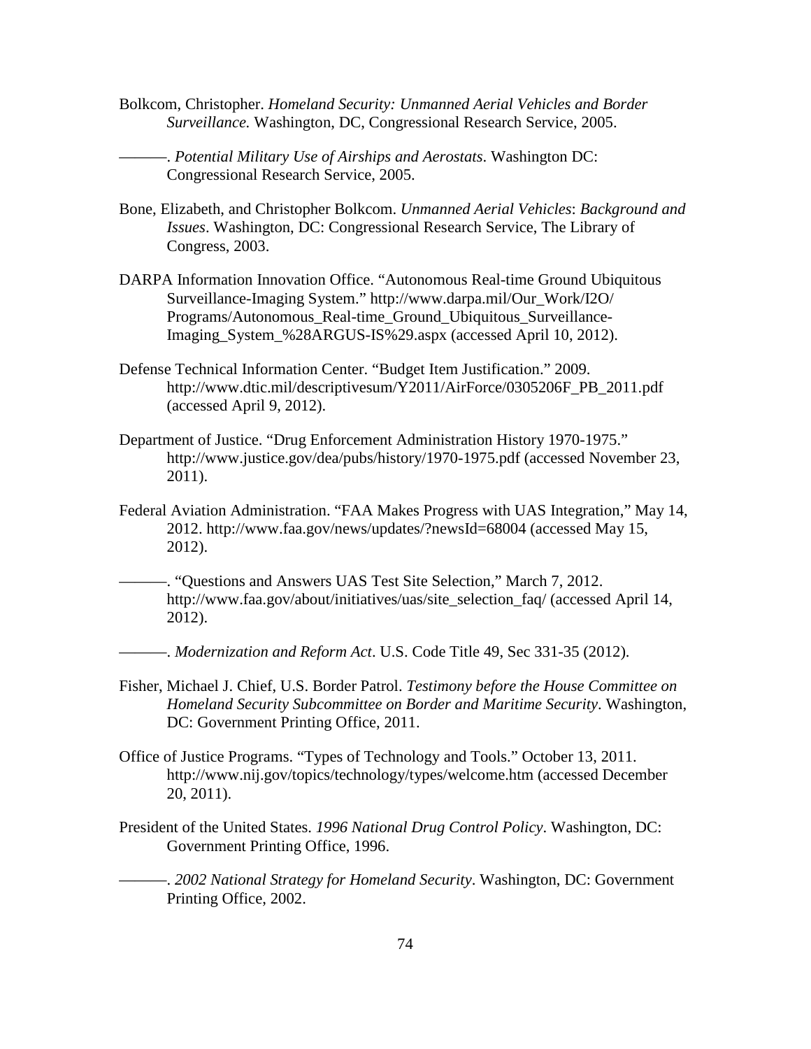Bolkcom, Christopher. *Homeland Security: Unmanned Aerial Vehicles and Border Surveillance.* Washington, DC, Congressional Research Service, 2005.

———. *Potential Military Use of Airships and Aerostats*. Washington DC: Congressional Research Service, 2005.

Bone, Elizabeth, and Christopher Bolkcom. *Unmanned Aerial Vehicles*: *Background and Issues*. Washington, DC: Congressional Research Service, The Library of Congress, 2003.

DARPA Information Innovation Office. "Autonomous Real-time Ground Ubiquitous Surveillance-Imaging System." http://www.darpa.mil/Our_Work/I2O/Programs/Autonomous_Real-time_Ground_Ubiquitous_Surveillance-Imaging_System_%28ARGUS-IS%29.aspx (accessed April 10, 2012).

Defense Technical Information Center. "Budget Item Justification." 2009. http://www.dtic.mil/descriptivesum/Y2011/AirForce/0305206F_PB_2011.pdf (accessed April 9, 2012).

Department of Justice. "Drug Enforcement Administration History 1970-1975." http://www.justice.gov/dea/pubs/history/1970-1975.pdf (accessed November 23, 2011).

Federal Aviation Administration. "FAA Makes Progress with UAS Integration," May 14, 2012. http://www.faa.gov/news/updates/?newsId=68004 (accessed May 15, 2012).

———. "Questions and Answers UAS Test Site Selection," March 7, 2012. http://www.faa.gov/about/initiatives/uas/site_selection_faq/ (accessed April 14, 2012).

———. *Modernization and Reform Act*. U.S. Code Title 49, Sec 331-35 (2012).

Fisher, Michael J. Chief, U.S. Border Patrol. *Testimony before the House Committee on Homeland Security Subcommittee on Border and Maritime Security*. Washington, DC: Government Printing Office, 2011.

Office of Justice Programs. "Types of Technology and Tools." October 13, 2011. http://www.nij.gov/topics/technology/types/welcome.htm (accessed December 20, 2011).

President of the United States. *1996 National Drug Control Policy*. Washington, DC: Government Printing Office, 1996.

———. *2002 National Strategy for Homeland Security*. Washington, DC: Government Printing Office, 2002.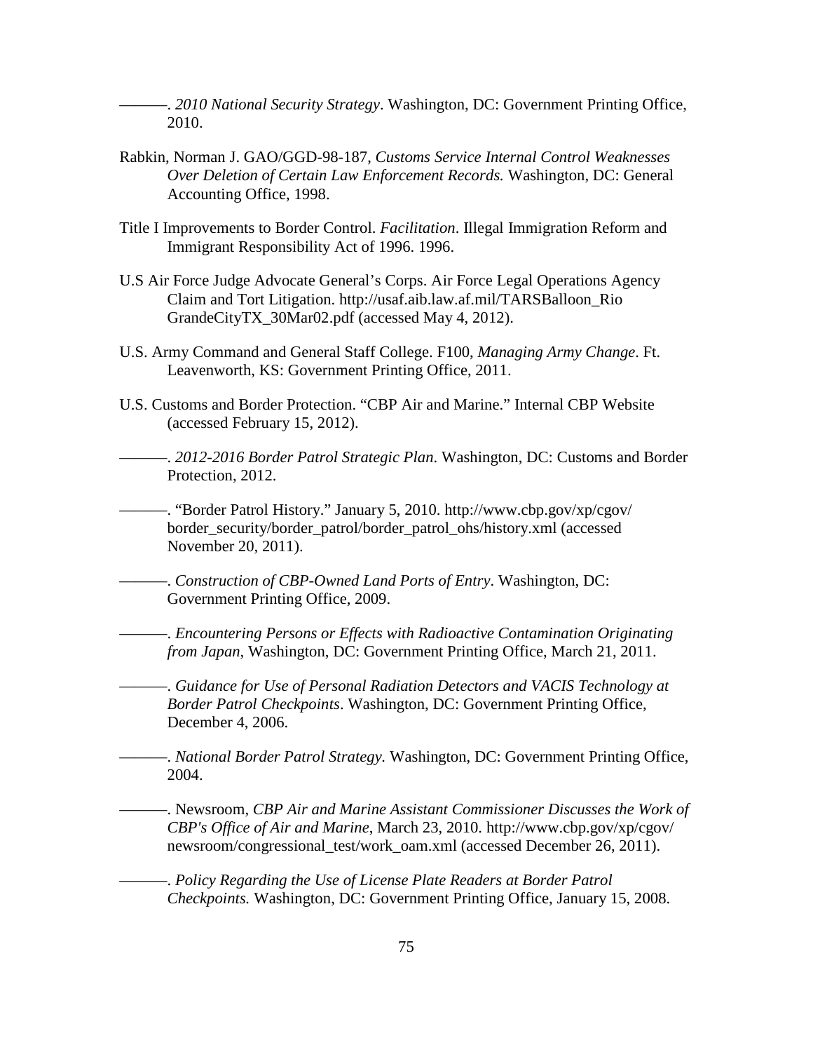———. *2010 National Security Strategy*. Washington, DC: Government Printing Office, 2010.

Rabkin, Norman J. GAO/GGD-98-187, *Customs Service Internal Control Weaknesses Over Deletion of Certain Law Enforcement Records.* Washington, DC: General Accounting Office, 1998.

Title I Improvements to Border Control. *Facilitation*. Illegal Immigration Reform and Immigrant Responsibility Act of 1996. 1996.

U.S Air Force Judge Advocate General's Corps. Air Force Legal Operations Agency Claim and Tort Litigation. http://usaf.aib.law.af.mil/TARSBalloon_Rio GrandeCityTX_30Mar02.pdf (accessed May 4, 2012).

U.S. Army Command and General Staff College. F100, *Managing Army Change*. Ft. Leavenworth, KS: Government Printing Office, 2011.

U.S. Customs and Border Protection. "CBP Air and Marine." Internal CBP Website (accessed February 15, 2012).

———. *2012-2016 Border Patrol Strategic Plan*. Washington, DC: Customs and Border Protection, 2012.

———. "Border Patrol History." January 5, 2010. http://www.cbp.gov/xp/cgov/ border_security/border_patrol/border_patrol_ohs/history.xml (accessed November 20, 2011).

———. *Construction of CBP-Owned Land Ports of Entry*. Washington, DC: Government Printing Office, 2009.

———. *Encountering Persons or Effects with Radioactive Contamination Originating from Japan*, Washington, DC: Government Printing Office, March 21, 2011.

———. *Guidance for Use of Personal Radiation Detectors and VACIS Technology at Border Patrol Checkpoints*. Washington, DC: Government Printing Office, December 4, 2006.

———. *National Border Patrol Strategy.* Washington, DC: Government Printing Office, 2004.

———. Newsroom, *CBP Air and Marine Assistant Commissioner Discusses the Work of CBP's Office of Air and Marine*, March 23, 2010. http://www.cbp.gov/xp/cgov/ newsroom/congressional_test/work_oam.xml (accessed December 26, 2011).

———. *Policy Regarding the Use of License Plate Readers at Border Patrol Checkpoints.* Washington, DC: Government Printing Office, January 15, 2008.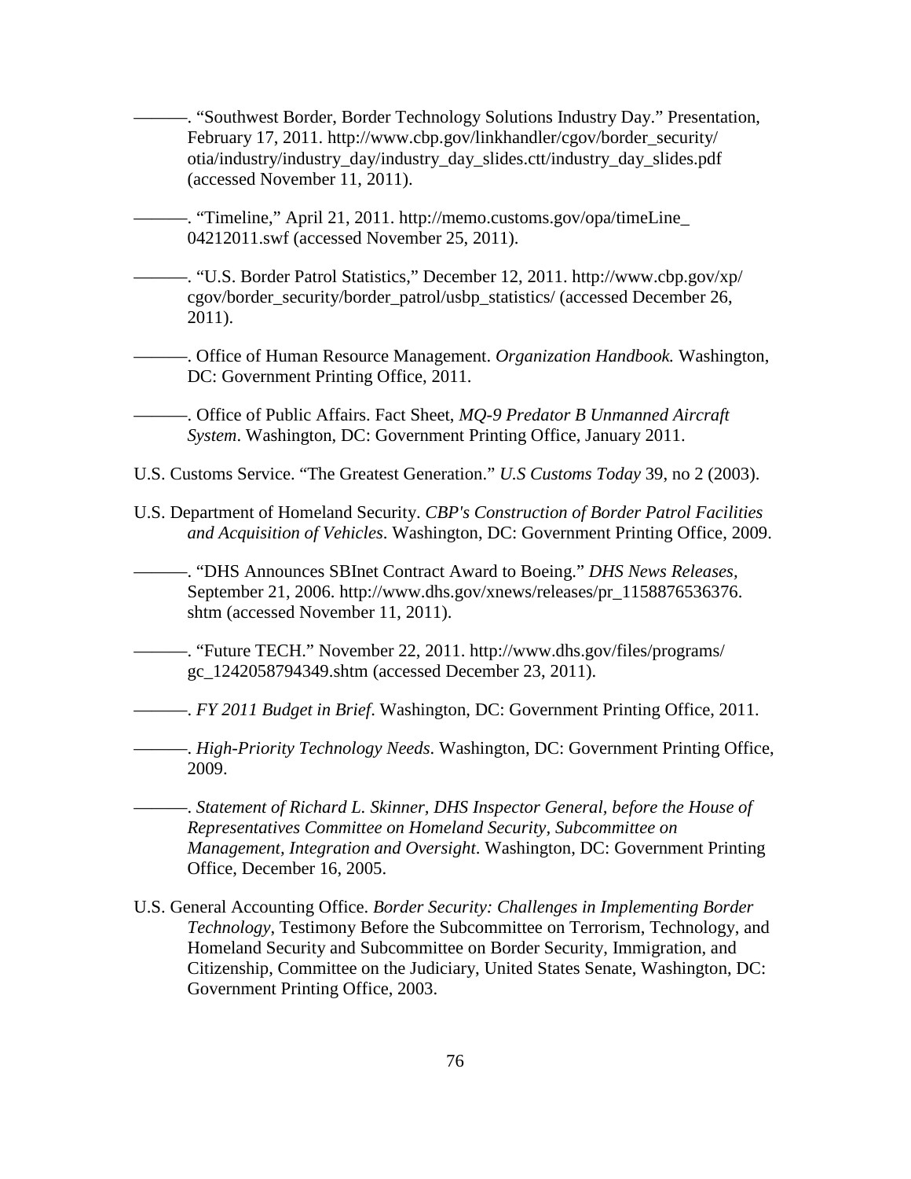———. "Southwest Border, Border Technology Solutions Industry Day." Presentation, February 17, 2011. http://www.cbp.gov/linkhandler/cgov/border_security/otia/industry/industry_day/industry_day_slides.ctt/industry_day_slides.pdf (accessed November 11, 2011).

———. "Timeline," April 21, 2011. http://memo.customs.gov/opa/timeLine_04212011.swf (accessed November 25, 2011).

———. "U.S. Border Patrol Statistics," December 12, 2011. http://www.cbp.gov/xp/cgov/border_security/border_patrol/usbp_statistics/ (accessed December 26, 2011).

———. Office of Human Resource Management. *Organization Handbook.* Washington, DC: Government Printing Office, 2011.

———. Office of Public Affairs. Fact Sheet, *MQ-9 Predator B Unmanned Aircraft System*. Washington, DC: Government Printing Office, January 2011.

U.S. Customs Service. "The Greatest Generation." *U.S Customs Today* 39, no 2 (2003).

U.S. Department of Homeland Security. *CBP's Construction of Border Patrol Facilities and Acquisition of Vehicles*. Washington, DC: Government Printing Office, 2009.

———. "DHS Announces SBInet Contract Award to Boeing." *DHS News Releases,* September 21, 2006. http://www.dhs.gov/xnews/releases/pr_1158876536376.shtm (accessed November 11, 2011).

———. "Future TECH." November 22, 2011. http://www.dhs.gov/files/programs/gc_1242058794349.shtm (accessed December 23, 2011).

———. *FY 2011 Budget in Brief*. Washington, DC: Government Printing Office, 2011.

———. *High-Priority Technology Needs*. Washington, DC: Government Printing Office, 2009.

———. *Statement of Richard L. Skinner, DHS Inspector General, before the House of Representatives Committee on Homeland Security, Subcommittee on Management, Integration and Oversight*. Washington, DC: Government Printing Office, December 16, 2005.

U.S. General Accounting Office. *Border Security: Challenges in Implementing Border Technology*, Testimony Before the Subcommittee on Terrorism, Technology, and Homeland Security and Subcommittee on Border Security, Immigration, and Citizenship, Committee on the Judiciary, United States Senate, Washington, DC: Government Printing Office, 2003.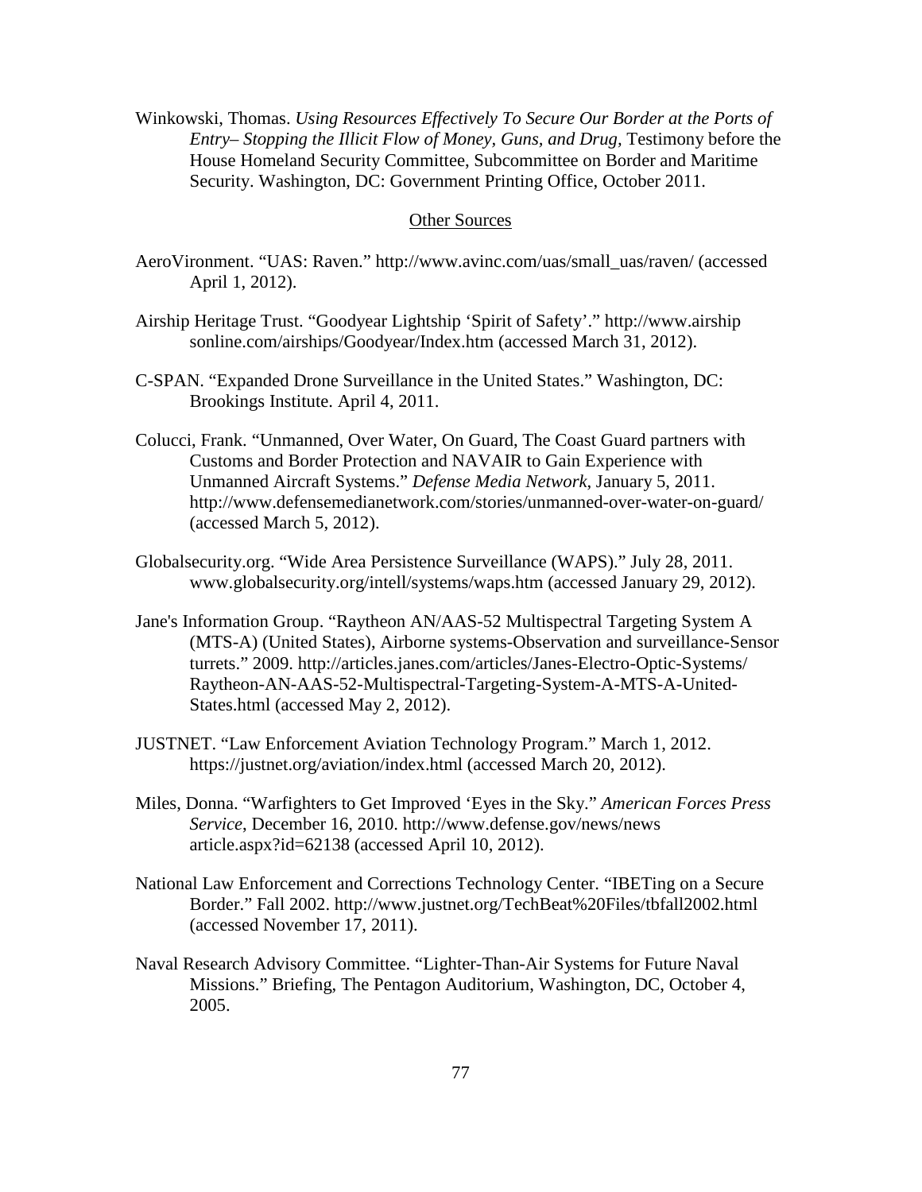Winkowski, Thomas. *Using Resources Effectively To Secure Our Border at the Ports of Entry– Stopping the Illicit Flow of Money, Guns, and Drug,* Testimony before the House Homeland Security Committee, Subcommittee on Border and Maritime Security. Washington, DC: Government Printing Office, October 2011.

## Other Sources

AeroVironment. "UAS: Raven." http://www.avinc.com/uas/small_uas/raven/ (accessed April 1, 2012).

Airship Heritage Trust. "Goodyear Lightship 'Spirit of Safety'." http://www.airship sonline.com/airships/Goodyear/Index.htm (accessed March 31, 2012).

C-SPAN. "Expanded Drone Surveillance in the United States." Washington, DC: Brookings Institute. April 4, 2011.

Colucci, Frank. "Unmanned, Over Water, On Guard, The Coast Guard partners with Customs and Border Protection and NAVAIR to Gain Experience with Unmanned Aircraft Systems." *Defense Media Network*, January 5, 2011. http://www.defensemedianetwork.com/stories/unmanned-over-water-on-guard/ (accessed March 5, 2012).

Globalsecurity.org. "Wide Area Persistence Surveillance (WAPS)." July 28, 2011. www.globalsecurity.org/intell/systems/waps.htm (accessed January 29, 2012).

Jane's Information Group. "Raytheon AN/AAS-52 Multispectral Targeting System A (MTS-A) (United States), Airborne systems-Observation and surveillance-Sensor turrets." 2009. http://articles.janes.com/articles/Janes-Electro-Optic-Systems/ Raytheon-AN-AAS-52-Multispectral-Targeting-System-A-MTS-A-United-States.html (accessed May 2, 2012).

JUSTNET. "Law Enforcement Aviation Technology Program." March 1, 2012. https://justnet.org/aviation/index.html (accessed March 20, 2012).

Miles, Donna. "Warfighters to Get Improved 'Eyes in the Sky." *American Forces Press Service*, December 16, 2010. http://www.defense.gov/news/news article.aspx?id=62138 (accessed April 10, 2012).

National Law Enforcement and Corrections Technology Center. "IBETing on a Secure Border." Fall 2002. http://www.justnet.org/TechBeat%20Files/tbfall2002.html (accessed November 17, 2011).

Naval Research Advisory Committee. "Lighter-Than-Air Systems for Future Naval Missions." Briefing, The Pentagon Auditorium, Washington, DC, October 4, 2005.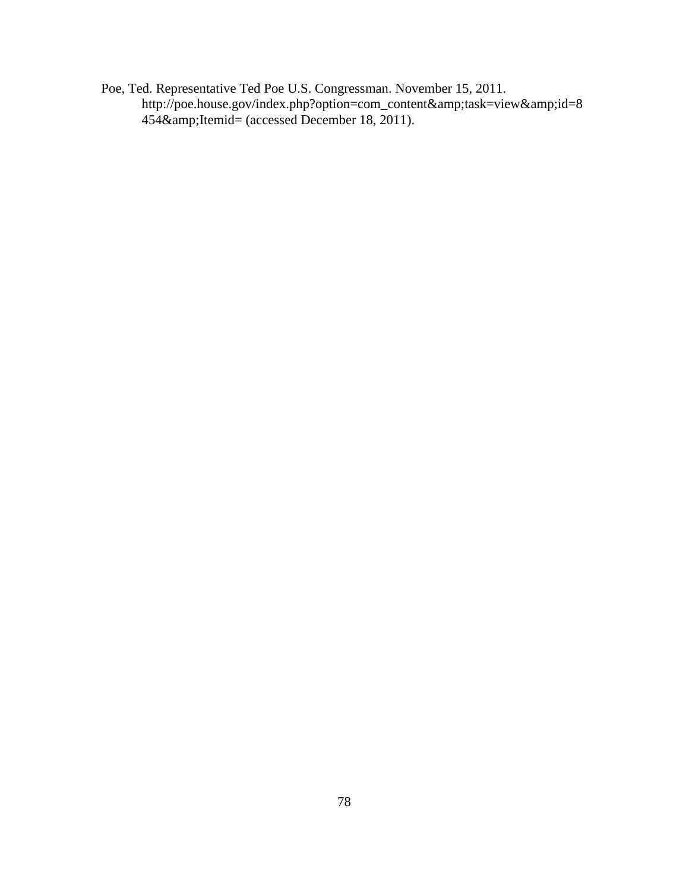Poe, Ted. Representative Ted Poe U.S. Congressman. November 15, 2011. http://poe.house.gov/index.php?option=com_content&amp;task=view&amp;id=8454&amp;Itemid= (accessed December 18, 2011).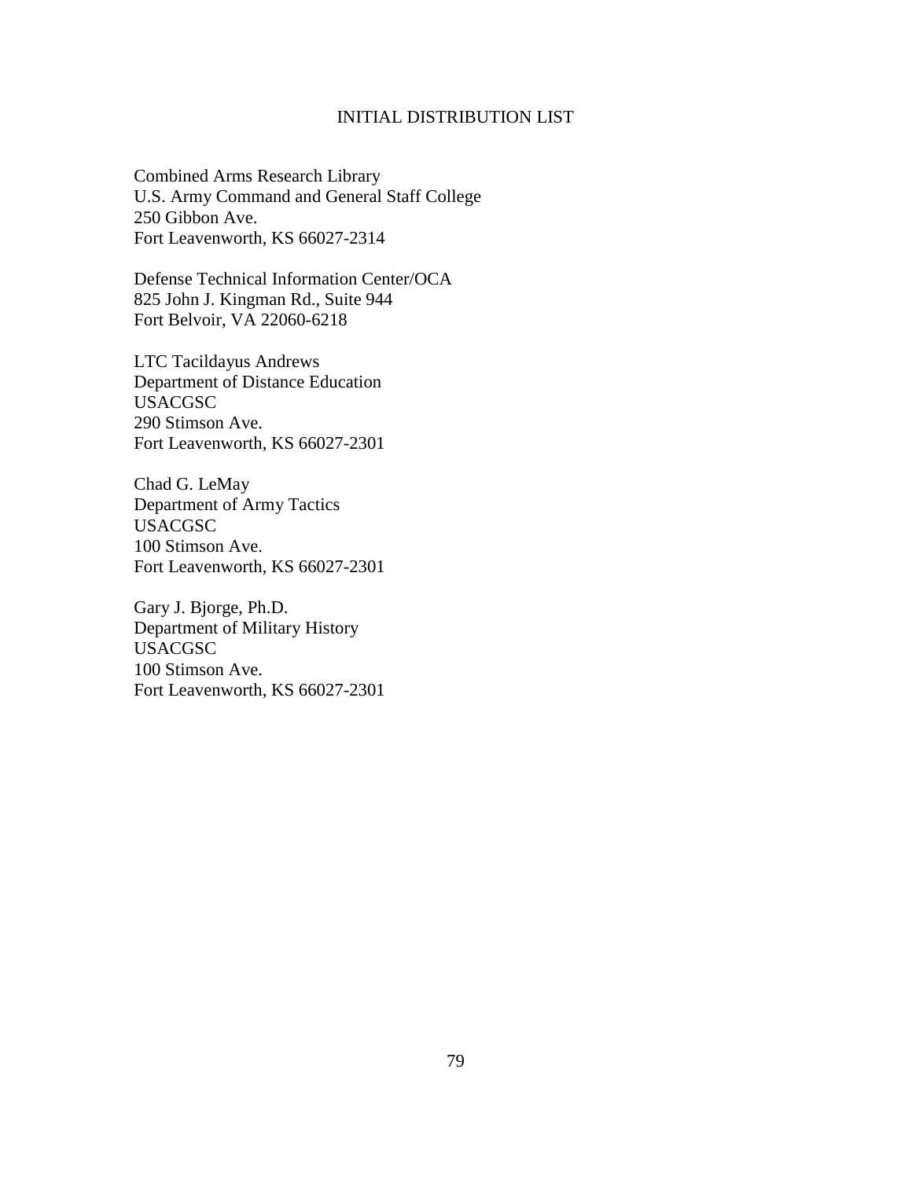# INITIAL DISTRIBUTION LIST

Combined Arms Research Library
U.S. Army Command and General Staff College
250 Gibbon Ave.
Fort Leavenworth, KS 66027-2314

Defense Technical Information Center/OCA
825 John J. Kingman Rd., Suite 944
Fort Belvoir, VA 22060-6218

LTC Tacildayus Andrews
Department of Distance Education
USACGSC
290 Stimson Ave.
Fort Leavenworth, KS 66027-2301

Chad G. LeMay
Department of Army Tactics
USACGSC
100 Stimson Ave.
Fort Leavenworth, KS 66027-2301

Gary J. Bjorge, Ph.D.
Department of Military History
USACGSC
100 Stimson Ave.
Fort Leavenworth, KS 66027-2301